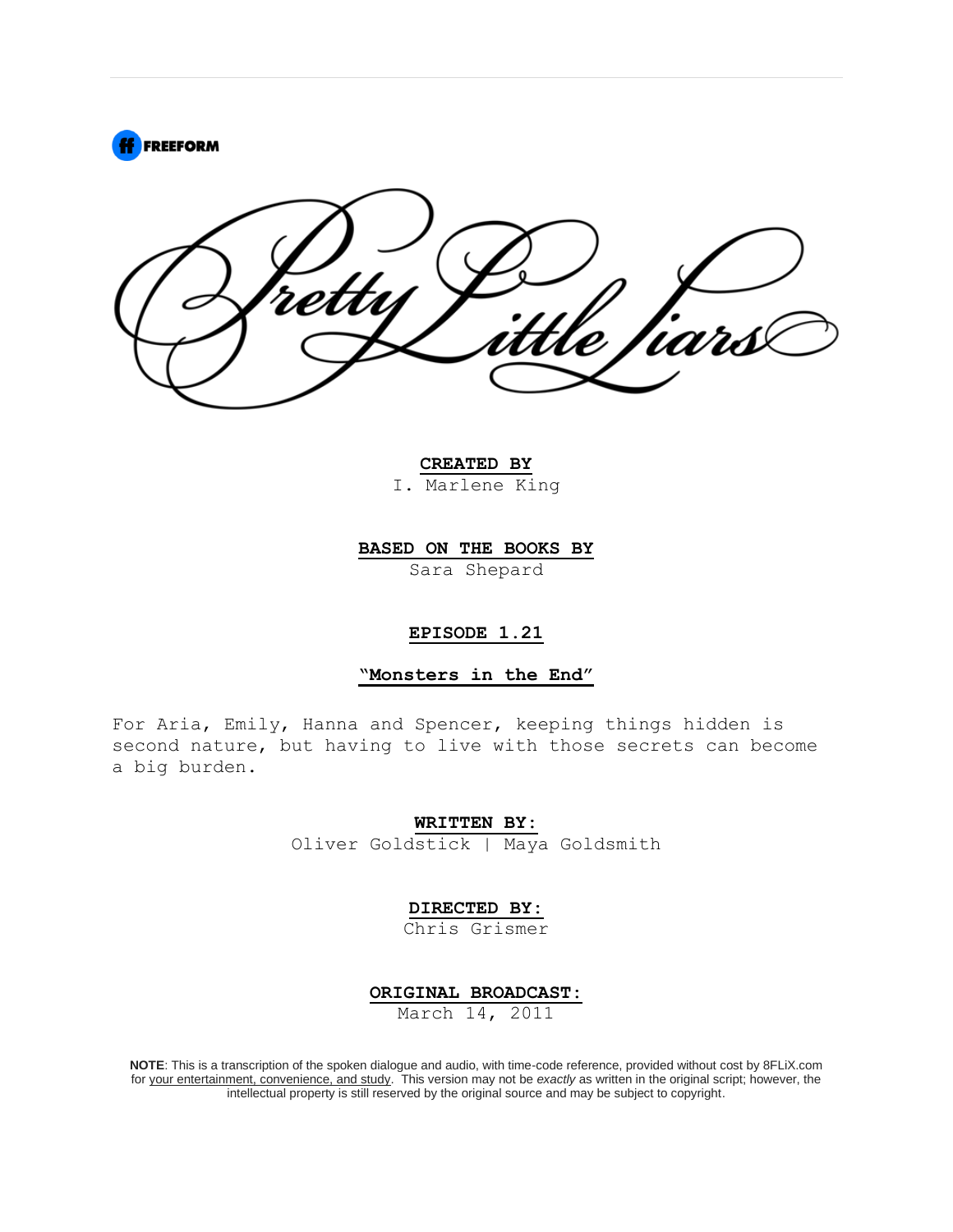FREEFORM

# Pretty Little Liars

**CREATED BY**
I. Marlene King

**BASED ON THE BOOKS BY**
Sara Shepard

**EPISODE 1.21**

**"Monsters in the End"**

For Aria, Emily, Hanna and Spencer, keeping things hidden is second nature, but having to live with those secrets can become a big burden.

**WRITTEN BY:**
Oliver Goldstick | Maya Goldsmith

**DIRECTED BY:**
Chris Grismer

**ORIGINAL BROADCAST:**
March 14, 2011

**NOTE**: This is a transcription of the spoken dialogue and audio, with time-code reference, provided without cost by 8FLiX.com for your entertainment, convenience, and study. This version may not be *exactly* as written in the original script; however, the intellectual property is still reserved by the original source and may be subject to copyright.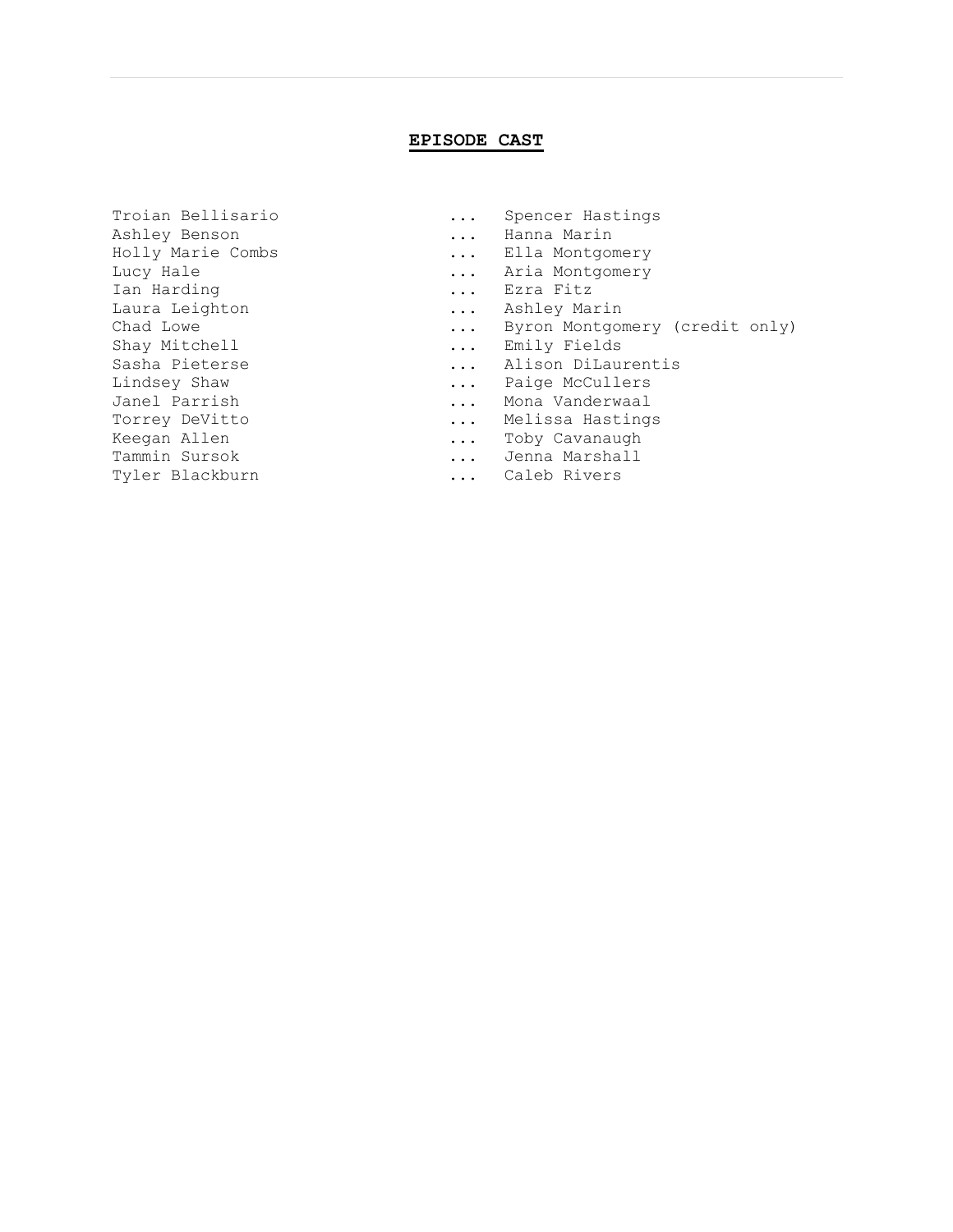## EPISODE CAST

| Actor | | Role |
|---|---|---|
| Troian Bellisario | ... | Spencer Hastings |
| Ashley Benson | ... | Hanna Marin |
| Holly Marie Combs | ... | Ella Montgomery |
| Lucy Hale | ... | Aria Montgomery |
| Ian Harding | ... | Ezra Fitz |
| Laura Leighton | ... | Ashley Marin |
| Chad Lowe | ... | Byron Montgomery (credit only) |
| Shay Mitchell | ... | Emily Fields |
| Sasha Pieterse | ... | Alison DiLaurentis |
| Lindsey Shaw | ... | Paige McCullers |
| Janel Parrish | ... | Mona Vanderwaal |
| Torrey DeVitto | ... | Melissa Hastings |
| Keegan Allen | ... | Toby Cavanaugh |
| Tammin Sursok | ... | Jenna Marshall |
| Tyler Blackburn | ... | Caleb Rivers |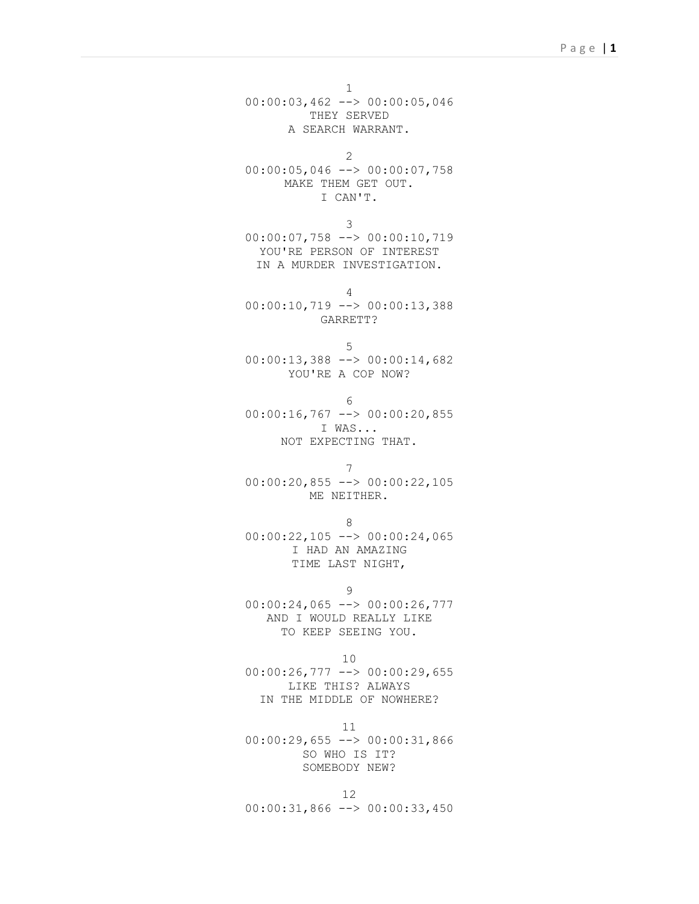1
00:00:03,462 --> 00:00:05,046
THEY SERVED
A SEARCH WARRANT.

2
00:00:05,046 --> 00:00:07,758
MAKE THEM GET OUT.
I CAN'T.

3
00:00:07,758 --> 00:00:10,719
YOU'RE PERSON OF INTEREST
IN A MURDER INVESTIGATION.

4
00:00:10,719 --> 00:00:13,388
GARRETT?

5
00:00:13,388 --> 00:00:14,682
YOU'RE A COP NOW?

6
00:00:16,767 --> 00:00:20,855
I WAS...
NOT EXPECTING THAT.

7
00:00:20,855 --> 00:00:22,105
ME NEITHER.

8
00:00:22,105 --> 00:00:24,065
I HAD AN AMAZING
TIME LAST NIGHT,

9
00:00:24,065 --> 00:00:26,777
AND I WOULD REALLY LIKE
TO KEEP SEEING YOU.

10
00:00:26,777 --> 00:00:29,655
LIKE THIS? ALWAYS
IN THE MIDDLE OF NOWHERE?

11
00:00:29,655 --> 00:00:31,866
SO WHO IS IT?
SOMEBODY NEW?

12
00:00:31,866 --> 00:00:33,450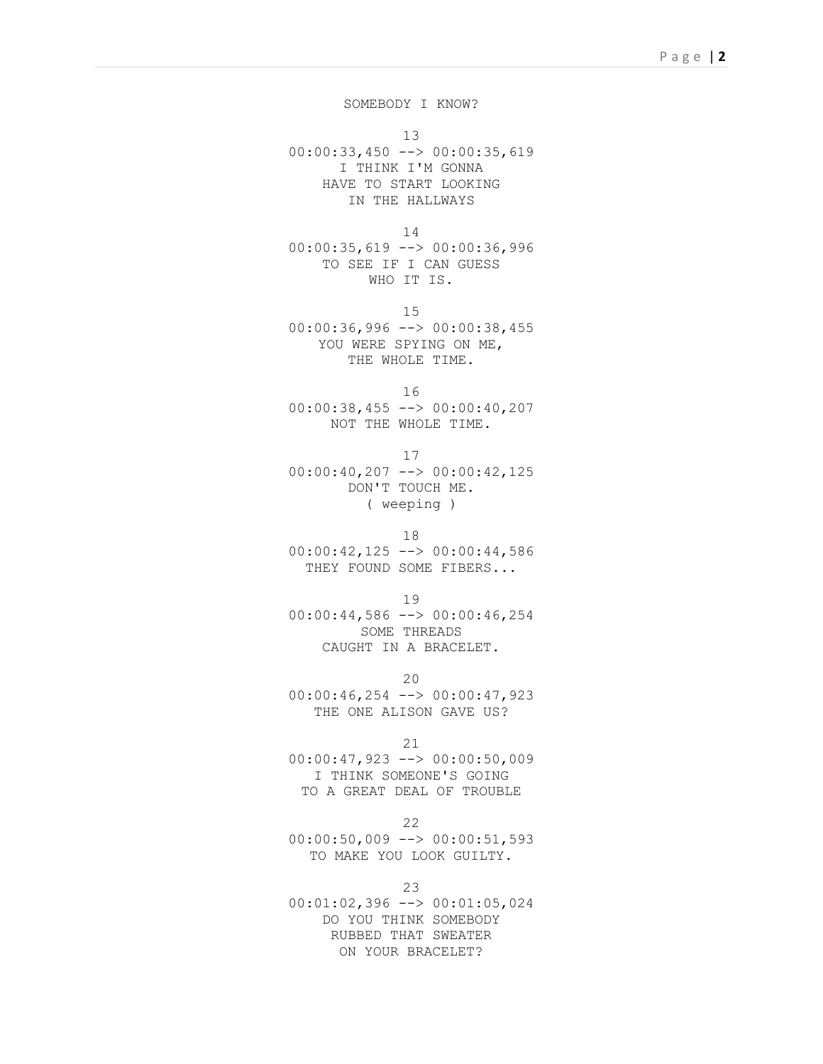SOMEBODY I KNOW?

13
00:00:33,450 --> 00:00:35,619
I THINK I'M GONNA
HAVE TO START LOOKING
IN THE HALLWAYS

14
00:00:35,619 --> 00:00:36,996
TO SEE IF I CAN GUESS
WHO IT IS.

15
00:00:36,996 --> 00:00:38,455
YOU WERE SPYING ON ME,
THE WHOLE TIME.

16
00:00:38,455 --> 00:00:40,207
NOT THE WHOLE TIME.

17
00:00:40,207 --> 00:00:42,125
DON'T TOUCH ME.
( weeping )

18
00:00:42,125 --> 00:00:44,586
THEY FOUND SOME FIBERS...

19
00:00:44,586 --> 00:00:46,254
SOME THREADS
CAUGHT IN A BRACELET.

20
00:00:46,254 --> 00:00:47,923
THE ONE ALISON GAVE US?

21
00:00:47,923 --> 00:00:50,009
I THINK SOMEONE'S GOING
TO A GREAT DEAL OF TROUBLE

22
00:00:50,009 --> 00:00:51,593
TO MAKE YOU LOOK GUILTY.

23
00:01:02,396 --> 00:01:05,024
DO YOU THINK SOMEBODY
RUBBED THAT SWEATER
ON YOUR BRACELET?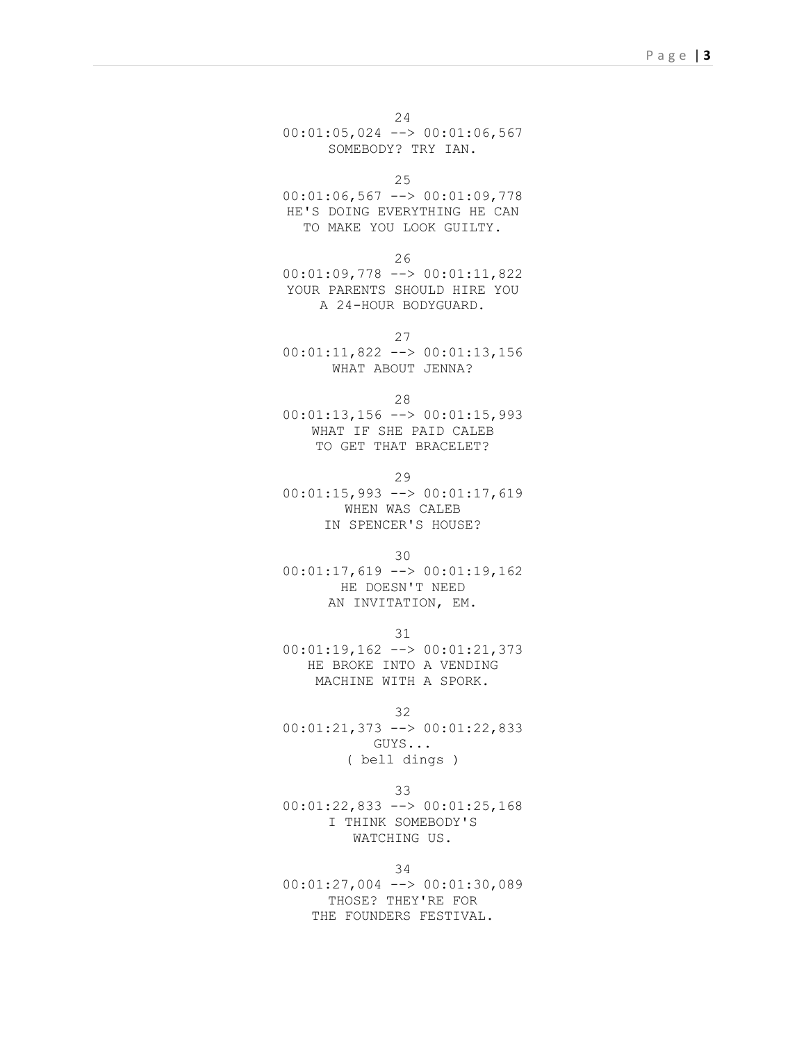24
00:01:05,024 --> 00:01:06,567
SOMEBODY? TRY IAN.

25
00:01:06,567 --> 00:01:09,778
HE'S DOING EVERYTHING HE CAN
TO MAKE YOU LOOK GUILTY.

26
00:01:09,778 --> 00:01:11,822
YOUR PARENTS SHOULD HIRE YOU
A 24-HOUR BODYGUARD.

27
00:01:11,822 --> 00:01:13,156
WHAT ABOUT JENNA?

28
00:01:13,156 --> 00:01:15,993
WHAT IF SHE PAID CALEB
TO GET THAT BRACELET?

29
00:01:15,993 --> 00:01:17,619
WHEN WAS CALEB
IN SPENCER'S HOUSE?

30
00:01:17,619 --> 00:01:19,162
HE DOESN'T NEED
AN INVITATION, EM.

31
00:01:19,162 --> 00:01:21,373
HE BROKE INTO A VENDING
MACHINE WITH A SPORK.

32
00:01:21,373 --> 00:01:22,833
GUYS...
( bell dings )

33
00:01:22,833 --> 00:01:25,168
I THINK SOMEBODY'S
WATCHING US.

34
00:01:27,004 --> 00:01:30,089
THOSE? THEY'RE FOR
THE FOUNDERS FESTIVAL.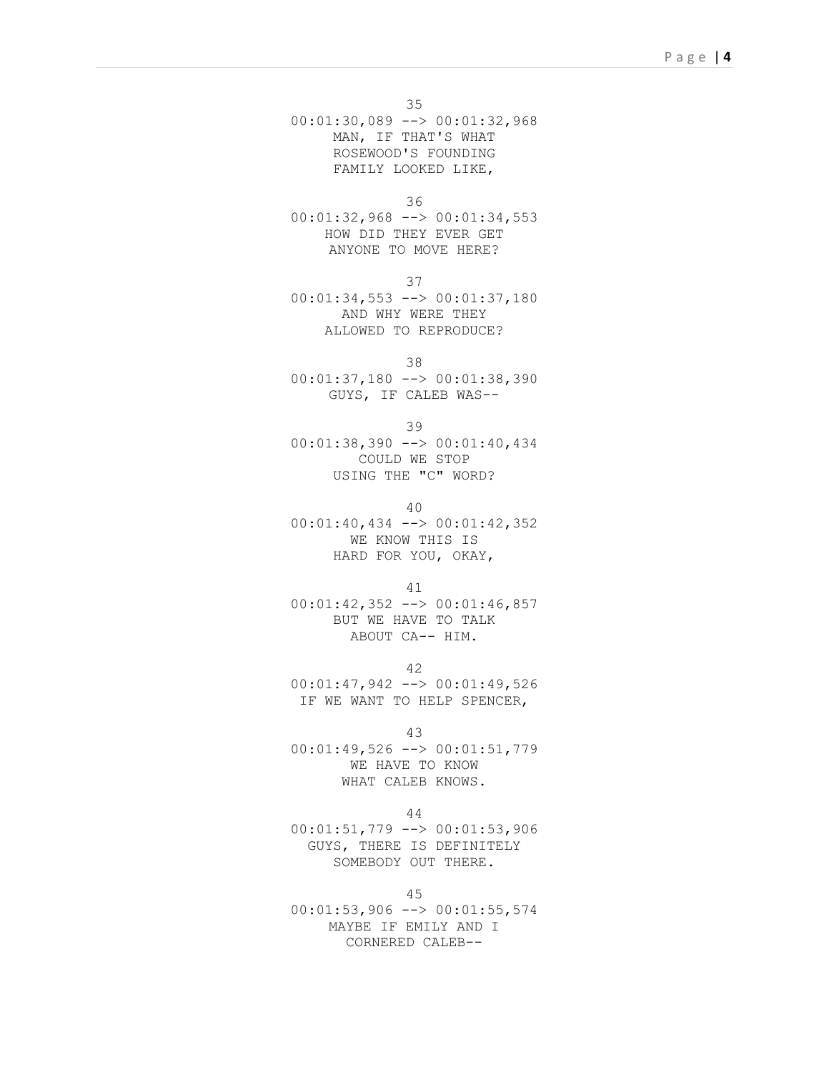35
00:01:30,089 --> 00:01:32,968
MAN, IF THAT'S WHAT
ROSEWOOD'S FOUNDING
FAMILY LOOKED LIKE,

36
00:01:32,968 --> 00:01:34,553
HOW DID THEY EVER GET
ANYONE TO MOVE HERE?

37
00:01:34,553 --> 00:01:37,180
AND WHY WERE THEY
ALLOWED TO REPRODUCE?

38
00:01:37,180 --> 00:01:38,390
GUYS, IF CALEB WAS--

39
00:01:38,390 --> 00:01:40,434
COULD WE STOP
USING THE "C" WORD?

40
00:01:40,434 --> 00:01:42,352
WE KNOW THIS IS
HARD FOR YOU, OKAY,

41
00:01:42,352 --> 00:01:46,857
BUT WE HAVE TO TALK
ABOUT CA-- HIM.

42
00:01:47,942 --> 00:01:49,526
IF WE WANT TO HELP SPENCER,

43
00:01:49,526 --> 00:01:51,779
WE HAVE TO KNOW
WHAT CALEB KNOWS.

44
00:01:51,779 --> 00:01:53,906
GUYS, THERE IS DEFINITELY
SOMEBODY OUT THERE.

45
00:01:53,906 --> 00:01:55,574
MAYBE IF EMILY AND I
CORNERED CALEB--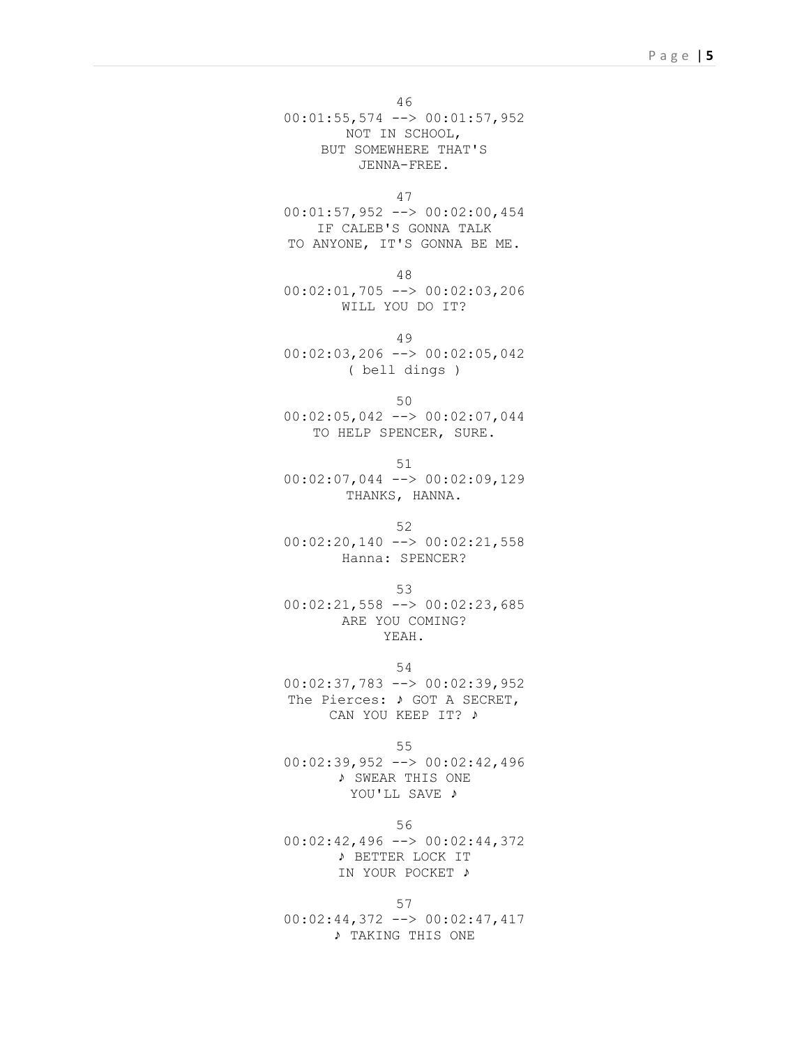46
00:01:55,574 --> 00:01:57,952
NOT IN SCHOOL,
BUT SOMEWHERE THAT'S
JENNA-FREE.

47
00:01:57,952 --> 00:02:00,454
IF CALEB'S GONNA TALK
TO ANYONE, IT'S GONNA BE ME.

48
00:02:01,705 --> 00:02:03,206
WILL YOU DO IT?

49
00:02:03,206 --> 00:02:05,042
( bell dings )

50
00:02:05,042 --> 00:02:07,044
TO HELP SPENCER, SURE.

51
00:02:07,044 --> 00:02:09,129
THANKS, HANNA.

52
00:02:20,140 --> 00:02:21,558
Hanna: SPENCER?

53
00:02:21,558 --> 00:02:23,685
ARE YOU COMING?
YEAH.

54
00:02:37,783 --> 00:02:39,952
The Pierces: ♪ GOT A SECRET,
CAN YOU KEEP IT? ♪

55
00:02:39,952 --> 00:02:42,496
♪ SWEAR THIS ONE
YOU'LL SAVE ♪

56
00:02:42,496 --> 00:02:44,372
♪ BETTER LOCK IT
IN YOUR POCKET ♪

57
00:02:44,372 --> 00:02:47,417
♪ TAKING THIS ONE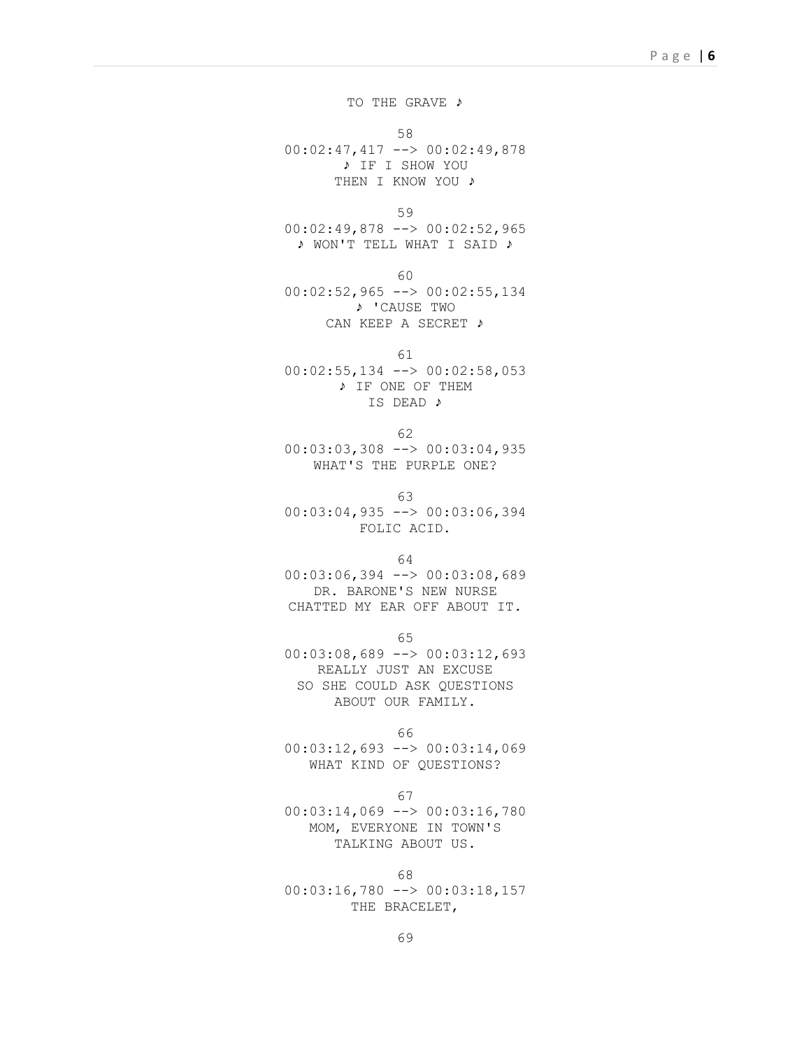TO THE GRAVE ♪

58
00:02:47,417 --> 00:02:49,878
♪ IF I SHOW YOU
THEN I KNOW YOU ♪

59
00:02:49,878 --> 00:02:52,965
♪ WON'T TELL WHAT I SAID ♪

60
00:02:52,965 --> 00:02:55,134
♪ 'CAUSE TWO
CAN KEEP A SECRET ♪

61
00:02:55,134 --> 00:02:58,053
♪ IF ONE OF THEM
IS DEAD ♪

62
00:03:03,308 --> 00:03:04,935
WHAT'S THE PURPLE ONE?

63
00:03:04,935 --> 00:03:06,394
FOLIC ACID.

64
00:03:06,394 --> 00:03:08,689
DR. BARONE'S NEW NURSE
CHATTED MY EAR OFF ABOUT IT.

65
00:03:08,689 --> 00:03:12,693
REALLY JUST AN EXCUSE
SO SHE COULD ASK QUESTIONS
ABOUT OUR FAMILY.

66
00:03:12,693 --> 00:03:14,069
WHAT KIND OF QUESTIONS?

67
00:03:14,069 --> 00:03:16,780
MOM, EVERYONE IN TOWN'S
TALKING ABOUT US.

68
00:03:16,780 --> 00:03:18,157
THE BRACELET,

69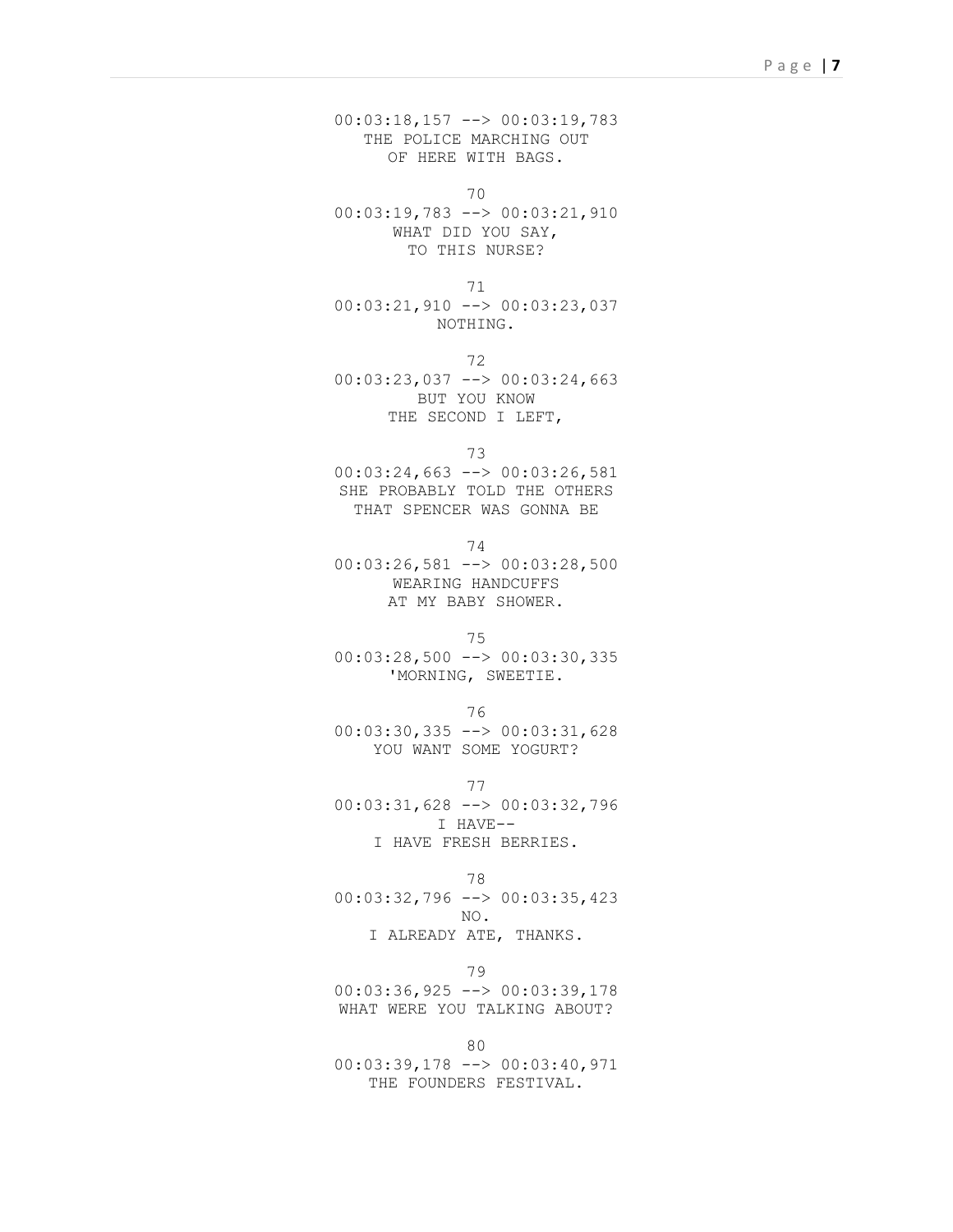00:03:18,157 --> 00:03:19,783
THE POLICE MARCHING OUT
OF HERE WITH BAGS.

70
00:03:19,783 --> 00:03:21,910
WHAT DID YOU SAY,
TO THIS NURSE?

71
00:03:21,910 --> 00:03:23,037
NOTHING.

72
00:03:23,037 --> 00:03:24,663
BUT YOU KNOW
THE SECOND I LEFT,

73
00:03:24,663 --> 00:03:26,581
SHE PROBABLY TOLD THE OTHERS
THAT SPENCER WAS GONNA BE

74
00:03:26,581 --> 00:03:28,500
WEARING HANDCUFFS
AT MY BABY SHOWER.

75
00:03:28,500 --> 00:03:30,335
'MORNING, SWEETIE.

76
00:03:30,335 --> 00:03:31,628
YOU WANT SOME YOGURT?

77
00:03:31,628 --> 00:03:32,796
I HAVE--
I HAVE FRESH BERRIES.

78
00:03:32,796 --> 00:03:35,423
NO.
I ALREADY ATE, THANKS.

79
00:03:36,925 --> 00:03:39,178
WHAT WERE YOU TALKING ABOUT?

80
00:03:39,178 --> 00:03:40,971
THE FOUNDERS FESTIVAL.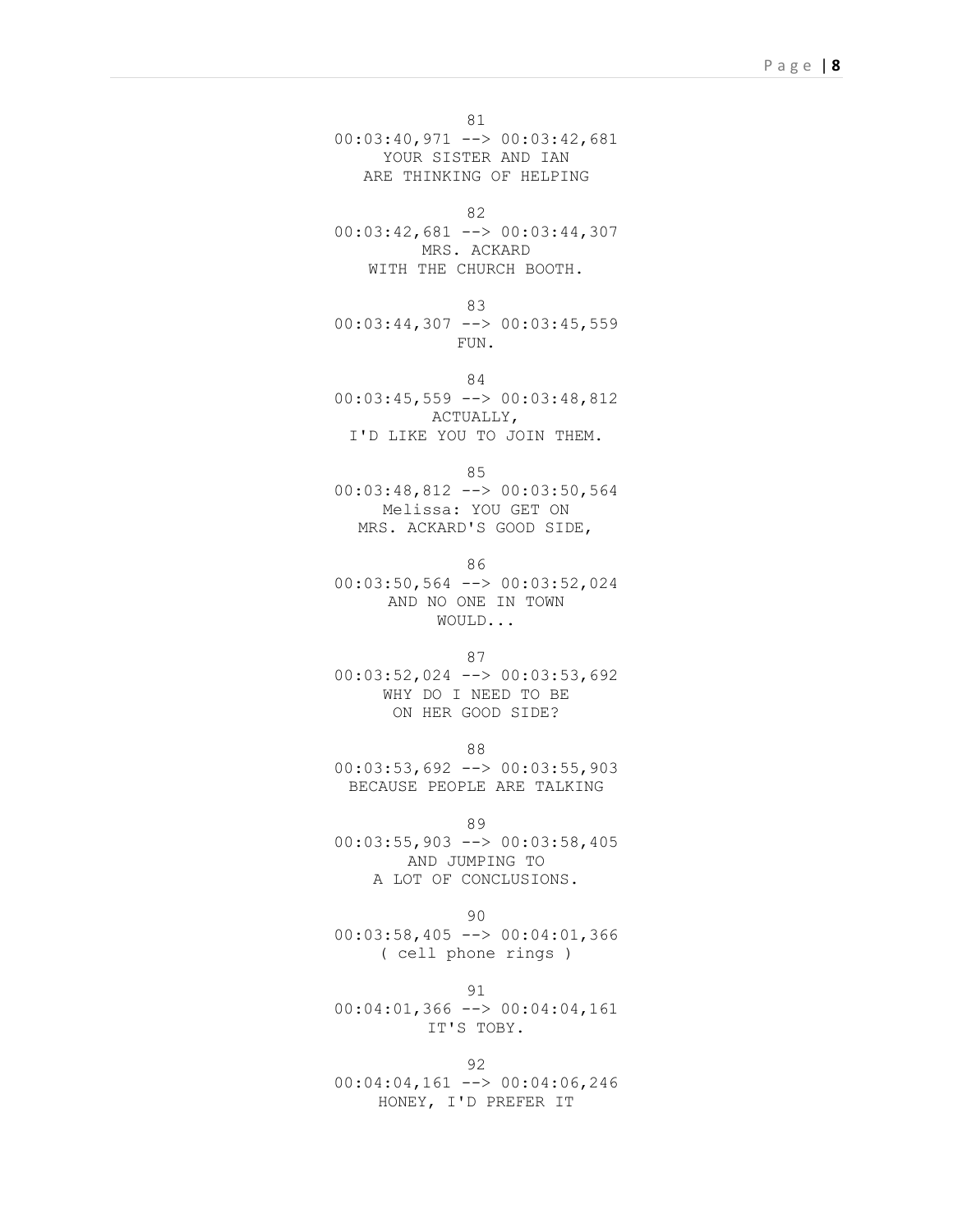81
00:03:40,971 --> 00:03:42,681
YOUR SISTER AND IAN
ARE THINKING OF HELPING

82
00:03:42,681 --> 00:03:44,307
MRS. ACKARD
WITH THE CHURCH BOOTH.

83
00:03:44,307 --> 00:03:45,559
FUN.

84
00:03:45,559 --> 00:03:48,812
ACTUALLY,
I'D LIKE YOU TO JOIN THEM.

85
00:03:48,812 --> 00:03:50,564
Melissa: YOU GET ON
MRS. ACKARD'S GOOD SIDE,

86
00:03:50,564 --> 00:03:52,024
AND NO ONE IN TOWN
WOULD...

87
00:03:52,024 --> 00:03:53,692
WHY DO I NEED TO BE
ON HER GOOD SIDE?

88
00:03:53,692 --> 00:03:55,903
BECAUSE PEOPLE ARE TALKING

89
00:03:55,903 --> 00:03:58,405
AND JUMPING TO
A LOT OF CONCLUSIONS.

90
00:03:58,405 --> 00:04:01,366
( cell phone rings )

91
00:04:01,366 --> 00:04:04,161
IT'S TOBY.

92
00:04:04,161 --> 00:04:06,246
HONEY, I'D PREFER IT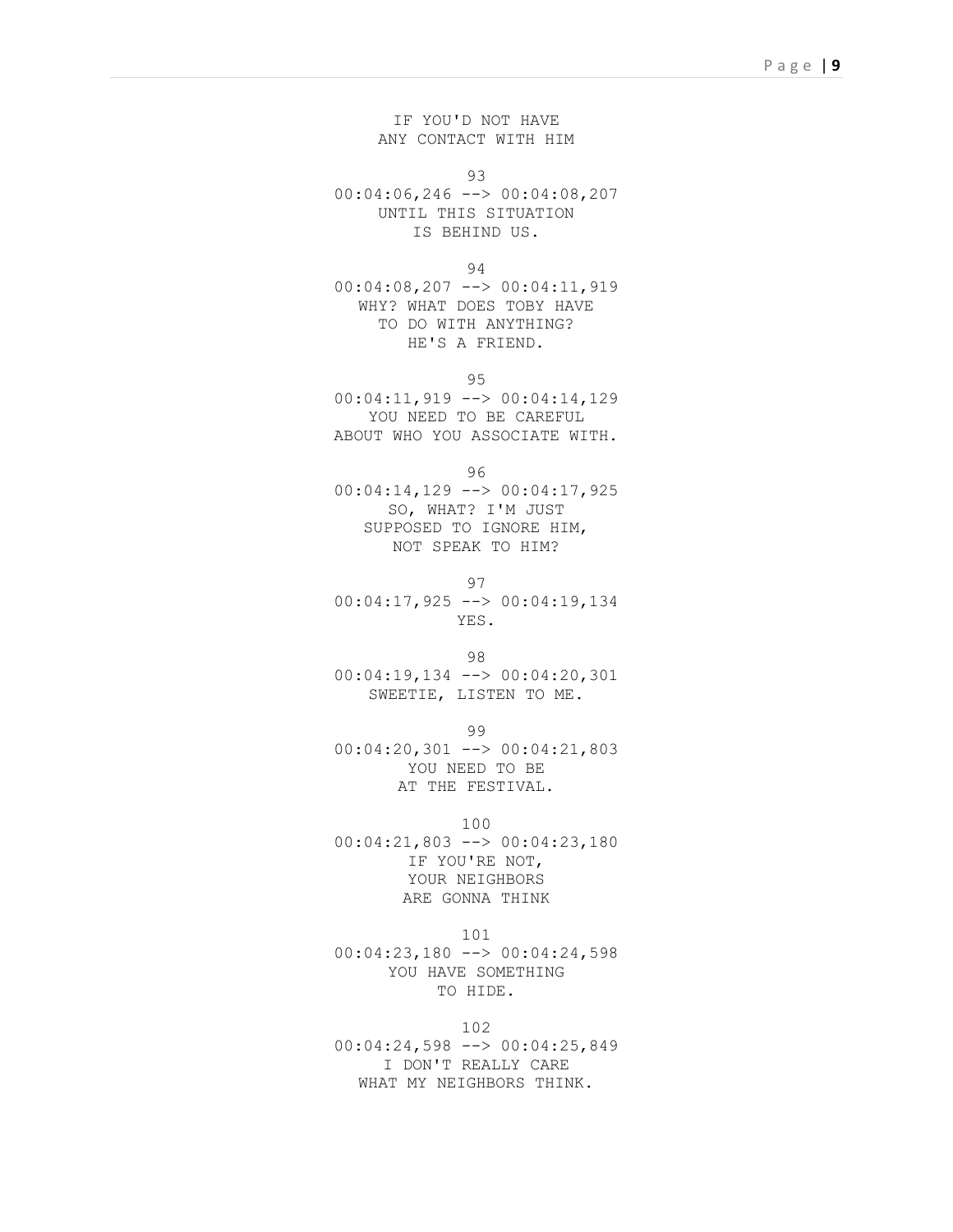IF YOU'D NOT HAVE
ANY CONTACT WITH HIM

93
00:04:06,246 --> 00:04:08,207
UNTIL THIS SITUATION
IS BEHIND US.

94
00:04:08,207 --> 00:04:11,919
WHY? WHAT DOES TOBY HAVE
TO DO WITH ANYTHING?
HE'S A FRIEND.

95
00:04:11,919 --> 00:04:14,129
YOU NEED TO BE CAREFUL
ABOUT WHO YOU ASSOCIATE WITH.

96
00:04:14,129 --> 00:04:17,925
SO, WHAT? I'M JUST
SUPPOSED TO IGNORE HIM,
NOT SPEAK TO HIM?

97
00:04:17,925 --> 00:04:19,134
YES.

98
00:04:19,134 --> 00:04:20,301
SWEETIE, LISTEN TO ME.

99
00:04:20,301 --> 00:04:21,803
YOU NEED TO BE
AT THE FESTIVAL.

100
00:04:21,803 --> 00:04:23,180
IF YOU'RE NOT,
YOUR NEIGHBORS
ARE GONNA THINK

101
00:04:23,180 --> 00:04:24,598
YOU HAVE SOMETHING
TO HIDE.

102
00:04:24,598 --> 00:04:25,849
I DON'T REALLY CARE
WHAT MY NEIGHBORS THINK.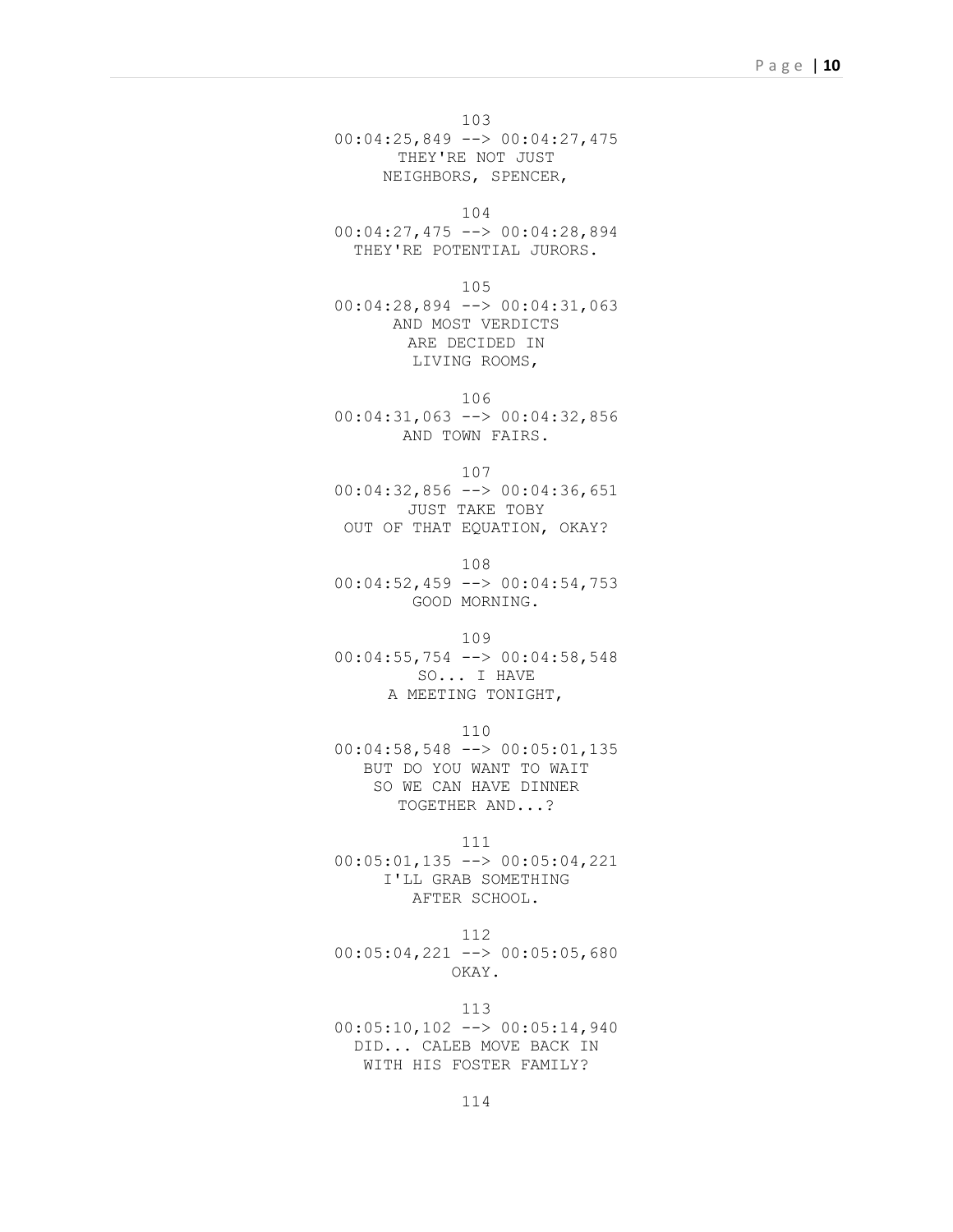103
00:04:25,849 --> 00:04:27,475
THEY'RE NOT JUST
NEIGHBORS, SPENCER,

104
00:04:27,475 --> 00:04:28,894
THEY'RE POTENTIAL JURORS.

105
00:04:28,894 --> 00:04:31,063
AND MOST VERDICTS
ARE DECIDED IN
LIVING ROOMS,

106
00:04:31,063 --> 00:04:32,856
AND TOWN FAIRS.

107
00:04:32,856 --> 00:04:36,651
JUST TAKE TOBY
OUT OF THAT EQUATION, OKAY?

108
00:04:52,459 --> 00:04:54,753
GOOD MORNING.

109
00:04:55,754 --> 00:04:58,548
SO... I HAVE
A MEETING TONIGHT,

110
00:04:58,548 --> 00:05:01,135
BUT DO YOU WANT TO WAIT
SO WE CAN HAVE DINNER
TOGETHER AND...?

111
00:05:01,135 --> 00:05:04,221
I'LL GRAB SOMETHING
AFTER SCHOOL.

112
00:05:04,221 --> 00:05:05,680
OKAY.

113
00:05:10,102 --> 00:05:14,940
DID... CALEB MOVE BACK IN
WITH HIS FOSTER FAMILY?

114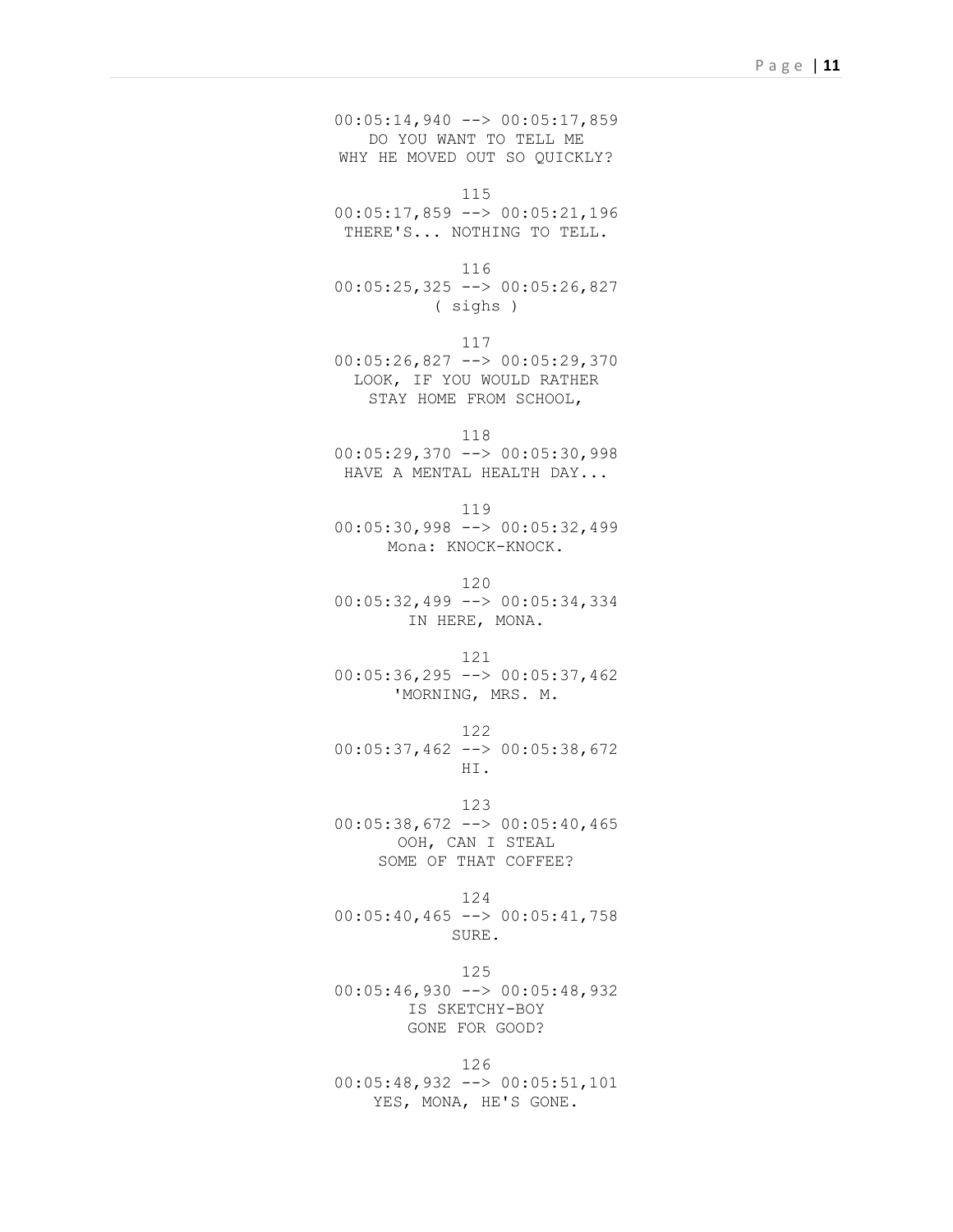00:05:14,940 --> 00:05:17,859
DO YOU WANT TO TELL ME
WHY HE MOVED OUT SO QUICKLY?

115
00:05:17,859 --> 00:05:21,196
THERE'S... NOTHING TO TELL.

116
00:05:25,325 --> 00:05:26,827
( sighs )

117
00:05:26,827 --> 00:05:29,370
LOOK, IF YOU WOULD RATHER
STAY HOME FROM SCHOOL,

118
00:05:29,370 --> 00:05:30,998
HAVE A MENTAL HEALTH DAY...

119
00:05:30,998 --> 00:05:32,499
Mona: KNOCK-KNOCK.

120
00:05:32,499 --> 00:05:34,334
IN HERE, MONA.

121
00:05:36,295 --> 00:05:37,462
'MORNING, MRS. M.

122
00:05:37,462 --> 00:05:38,672
HI.

123
00:05:38,672 --> 00:05:40,465
OOH, CAN I STEAL
SOME OF THAT COFFEE?

124
00:05:40,465 --> 00:05:41,758
SURE.

125
00:05:46,930 --> 00:05:48,932
IS SKETCHY-BOY
GONE FOR GOOD?

126
00:05:48,932 --> 00:05:51,101
YES, MONA, HE'S GONE.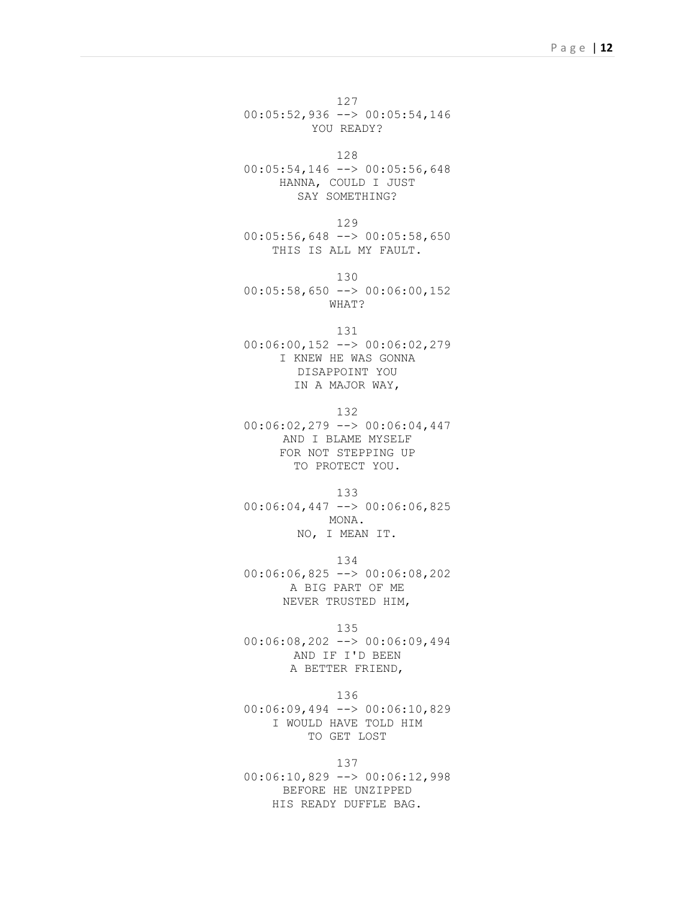127
00:05:52,936 --> 00:05:54,146
YOU READY?

128
00:05:54,146 --> 00:05:56,648
HANNA, COULD I JUST
SAY SOMETHING?

129
00:05:56,648 --> 00:05:58,650
THIS IS ALL MY FAULT.

130
00:05:58,650 --> 00:06:00,152
WHAT?

131
00:06:00,152 --> 00:06:02,279
I KNEW HE WAS GONNA
DISAPPOINT YOU
IN A MAJOR WAY,

132
00:06:02,279 --> 00:06:04,447
AND I BLAME MYSELF
FOR NOT STEPPING UP
TO PROTECT YOU.

133
00:06:04,447 --> 00:06:06,825
MONA.
NO, I MEAN IT.

134
00:06:06,825 --> 00:06:08,202
A BIG PART OF ME
NEVER TRUSTED HIM,

135
00:06:08,202 --> 00:06:09,494
AND IF I'D BEEN
A BETTER FRIEND,

136
00:06:09,494 --> 00:06:10,829
I WOULD HAVE TOLD HIM
TO GET LOST

137
00:06:10,829 --> 00:06:12,998
BEFORE HE UNZIPPED
HIS READY DUFFLE BAG.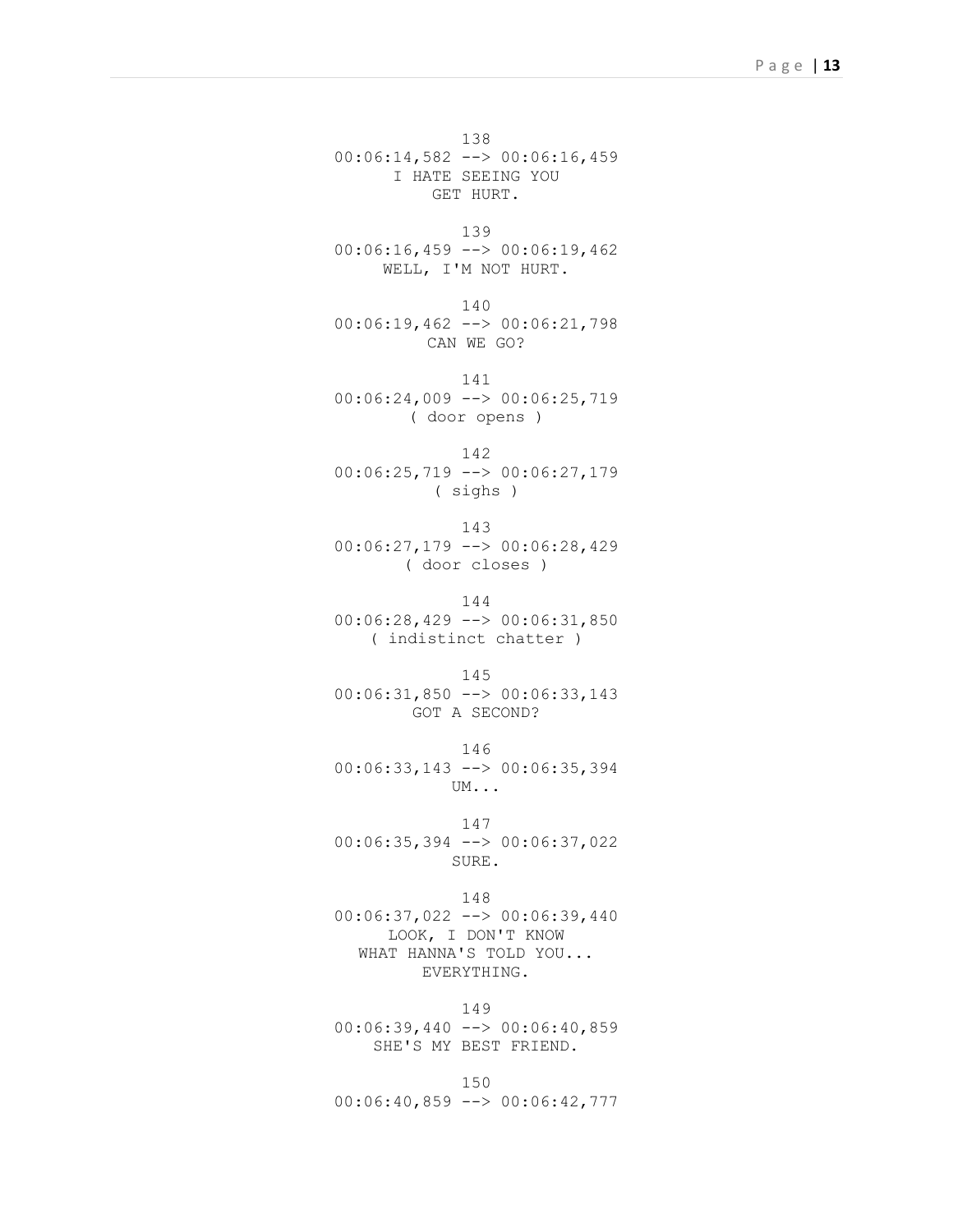138
00:06:14,582 --> 00:06:16,459
I HATE SEEING YOU
GET HURT.

139
00:06:16,459 --> 00:06:19,462
WELL, I'M NOT HURT.

140
00:06:19,462 --> 00:06:21,798
CAN WE GO?

141
00:06:24,009 --> 00:06:25,719
( door opens )

142
00:06:25,719 --> 00:06:27,179
( sighs )

143
00:06:27,179 --> 00:06:28,429
( door closes )

144
00:06:28,429 --> 00:06:31,850
( indistinct chatter )

145
00:06:31,850 --> 00:06:33,143
GOT A SECOND?

146
00:06:33,143 --> 00:06:35,394
UM...

147
00:06:35,394 --> 00:06:37,022
SURE.

148
00:06:37,022 --> 00:06:39,440
LOOK, I DON'T KNOW
WHAT HANNA'S TOLD YOU...
EVERYTHING.

149
00:06:39,440 --> 00:06:40,859
SHE'S MY BEST FRIEND.

150
00:06:40,859 --> 00:06:42,777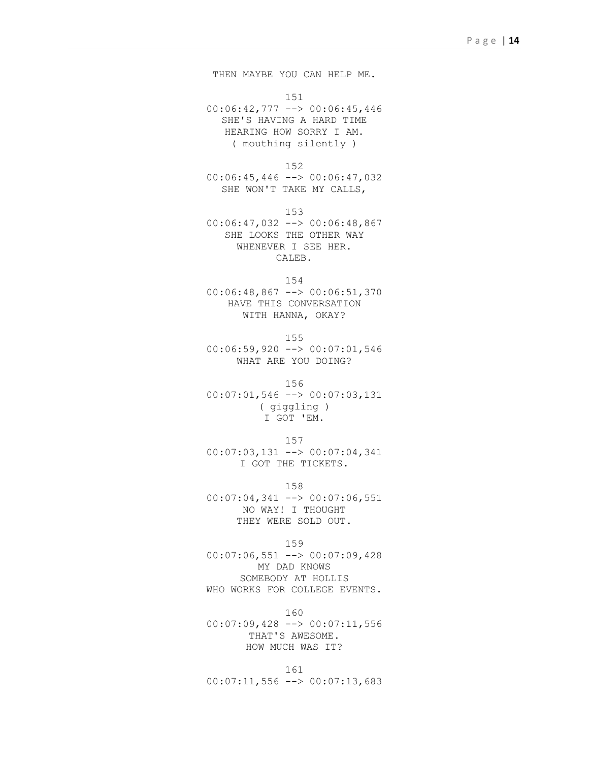THEN MAYBE YOU CAN HELP ME.

151
00:06:42,777 --> 00:06:45,446
SHE'S HAVING A HARD TIME
HEARING HOW SORRY I AM.
( mouthing silently )

152
00:06:45,446 --> 00:06:47,032
SHE WON'T TAKE MY CALLS,

153
00:06:47,032 --> 00:06:48,867
SHE LOOKS THE OTHER WAY
WHENEVER I SEE HER.
CALEB.

154
00:06:48,867 --> 00:06:51,370
HAVE THIS CONVERSATION
WITH HANNA, OKAY?

155
00:06:59,920 --> 00:07:01,546
WHAT ARE YOU DOING?

156
00:07:01,546 --> 00:07:03,131
( giggling )
I GOT 'EM.

157
00:07:03,131 --> 00:07:04,341
I GOT THE TICKETS.

158
00:07:04,341 --> 00:07:06,551
NO WAY! I THOUGHT
THEY WERE SOLD OUT.

159
00:07:06,551 --> 00:07:09,428
MY DAD KNOWS
SOMEBODY AT HOLLIS
WHO WORKS FOR COLLEGE EVENTS.

160
00:07:09,428 --> 00:07:11,556
THAT'S AWESOME.
HOW MUCH WAS IT?

161
00:07:11,556 --> 00:07:13,683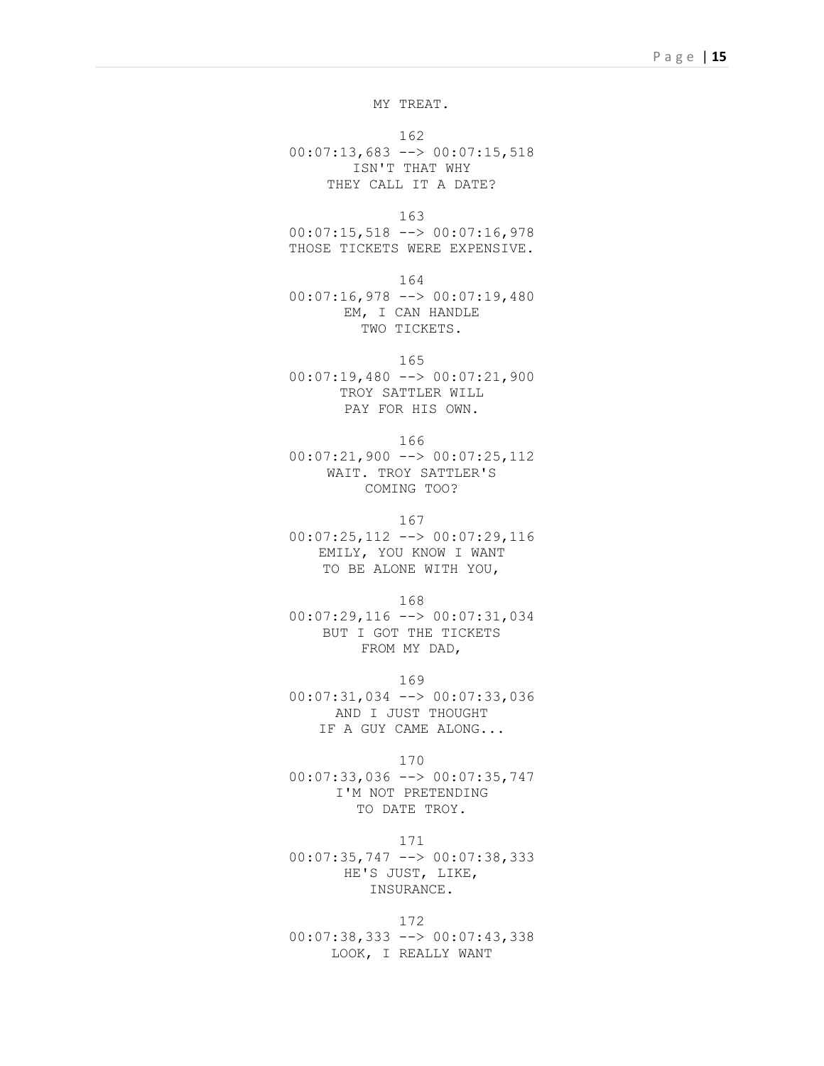MY TREAT.

162
00:07:13,683 --> 00:07:15,518
ISN'T THAT WHY
THEY CALL IT A DATE?

163
00:07:15,518 --> 00:07:16,978
THOSE TICKETS WERE EXPENSIVE.

164
00:07:16,978 --> 00:07:19,480
EM, I CAN HANDLE
TWO TICKETS.

165
00:07:19,480 --> 00:07:21,900
TROY SATTLER WILL
PAY FOR HIS OWN.

166
00:07:21,900 --> 00:07:25,112
WAIT. TROY SATTLER'S
COMING TOO?

167
00:07:25,112 --> 00:07:29,116
EMILY, YOU KNOW I WANT
TO BE ALONE WITH YOU,

168
00:07:29,116 --> 00:07:31,034
BUT I GOT THE TICKETS
FROM MY DAD,

169
00:07:31,034 --> 00:07:33,036
AND I JUST THOUGHT
IF A GUY CAME ALONG...

170
00:07:33,036 --> 00:07:35,747
I'M NOT PRETENDING
TO DATE TROY.

171
00:07:35,747 --> 00:07:38,333
HE'S JUST, LIKE,
INSURANCE.

172
00:07:38,333 --> 00:07:43,338
LOOK, I REALLY WANT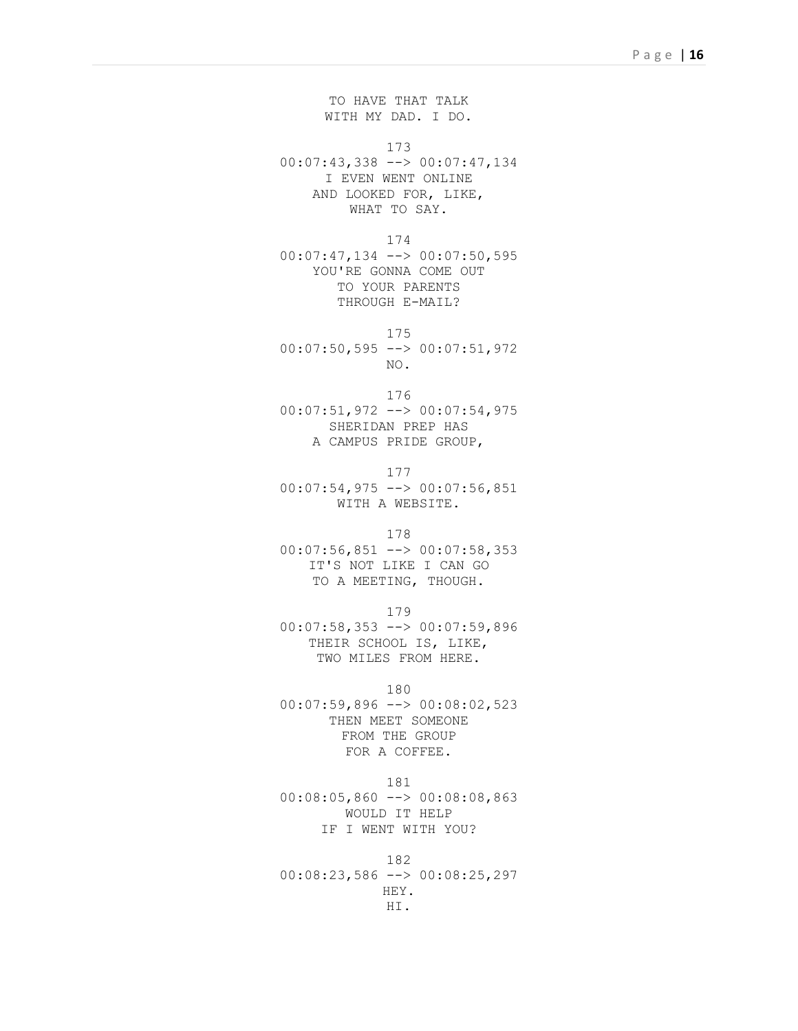TO HAVE THAT TALK
WITH MY DAD. I DO.

173
00:07:43,338 --> 00:07:47,134
I EVEN WENT ONLINE
AND LOOKED FOR, LIKE,
WHAT TO SAY.

174
00:07:47,134 --> 00:07:50,595
YOU'RE GONNA COME OUT
TO YOUR PARENTS
THROUGH E-MAIL?

175
00:07:50,595 --> 00:07:51,972
NO.

176
00:07:51,972 --> 00:07:54,975
SHERIDAN PREP HAS
A CAMPUS PRIDE GROUP,

177
00:07:54,975 --> 00:07:56,851
WITH A WEBSITE.

178
00:07:56,851 --> 00:07:58,353
IT'S NOT LIKE I CAN GO
TO A MEETING, THOUGH.

179
00:07:58,353 --> 00:07:59,896
THEIR SCHOOL IS, LIKE,
TWO MILES FROM HERE.

180
00:07:59,896 --> 00:08:02,523
THEN MEET SOMEONE
FROM THE GROUP
FOR A COFFEE.

181
00:08:05,860 --> 00:08:08,863
WOULD IT HELP
IF I WENT WITH YOU?

182
00:08:23,586 --> 00:08:25,297
HEY.
HI.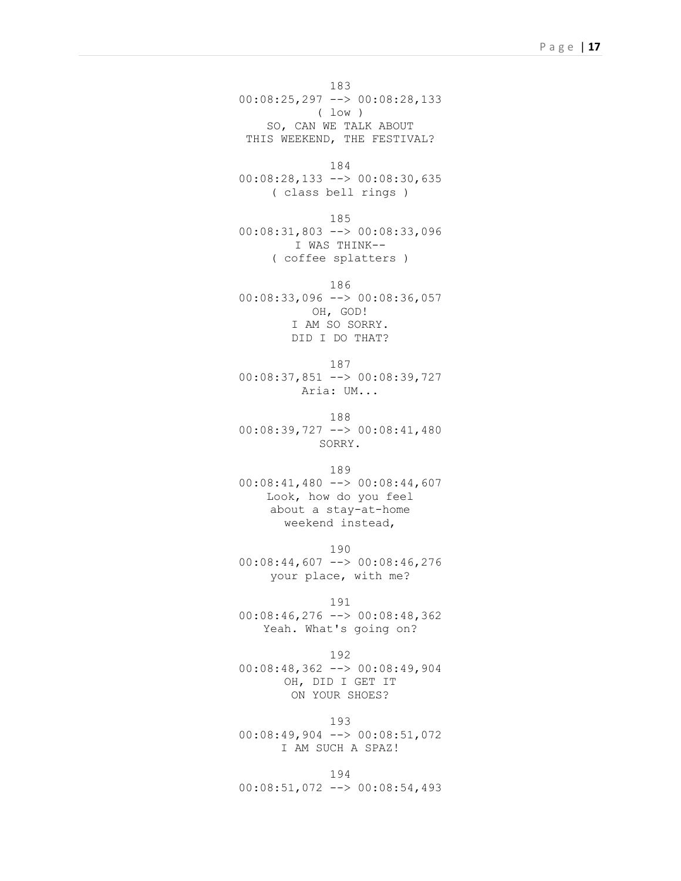183
00:08:25,297 --> 00:08:28,133
( low )
SO, CAN WE TALK ABOUT
THIS WEEKEND, THE FESTIVAL?

184
00:08:28,133 --> 00:08:30,635
( class bell rings )

185
00:08:31,803 --> 00:08:33,096
I WAS THINK--
( coffee splatters )

186
00:08:33,096 --> 00:08:36,057
OH, GOD!
I AM SO SORRY.
DID I DO THAT?

187
00:08:37,851 --> 00:08:39,727
Aria: UM...

188
00:08:39,727 --> 00:08:41,480
SORRY.

189
00:08:41,480 --> 00:08:44,607
Look, how do you feel
about a stay-at-home
weekend instead,

190
00:08:44,607 --> 00:08:46,276
your place, with me?

191
00:08:46,276 --> 00:08:48,362
Yeah. What's going on?

192
00:08:48,362 --> 00:08:49,904
OH, DID I GET IT
ON YOUR SHOES?

193
00:08:49,904 --> 00:08:51,072
I AM SUCH A SPAZ!

194
00:08:51,072 --> 00:08:54,493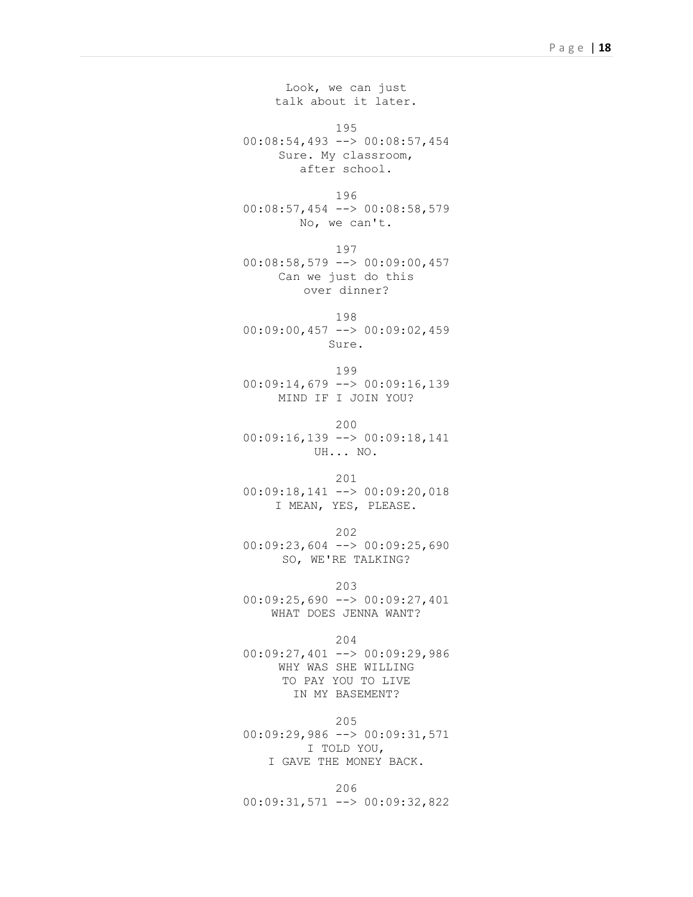Look, we can just
talk about it later.

195
00:08:54,493 --> 00:08:57,454
Sure. My classroom,
after school.

196
00:08:57,454 --> 00:08:58,579
No, we can't.

197
00:08:58,579 --> 00:09:00,457
Can we just do this
over dinner?

198
00:09:00,457 --> 00:09:02,459
Sure.

199
00:09:14,679 --> 00:09:16,139
MIND IF I JOIN YOU?

200
00:09:16,139 --> 00:09:18,141
UH... NO.

201
00:09:18,141 --> 00:09:20,018
I MEAN, YES, PLEASE.

202
00:09:23,604 --> 00:09:25,690
SO, WE'RE TALKING?

203
00:09:25,690 --> 00:09:27,401
WHAT DOES JENNA WANT?

204
00:09:27,401 --> 00:09:29,986
WHY WAS SHE WILLING
TO PAY YOU TO LIVE
IN MY BASEMENT?

205
00:09:29,986 --> 00:09:31,571
I TOLD YOU,
I GAVE THE MONEY BACK.

206
00:09:31,571 --> 00:09:32,822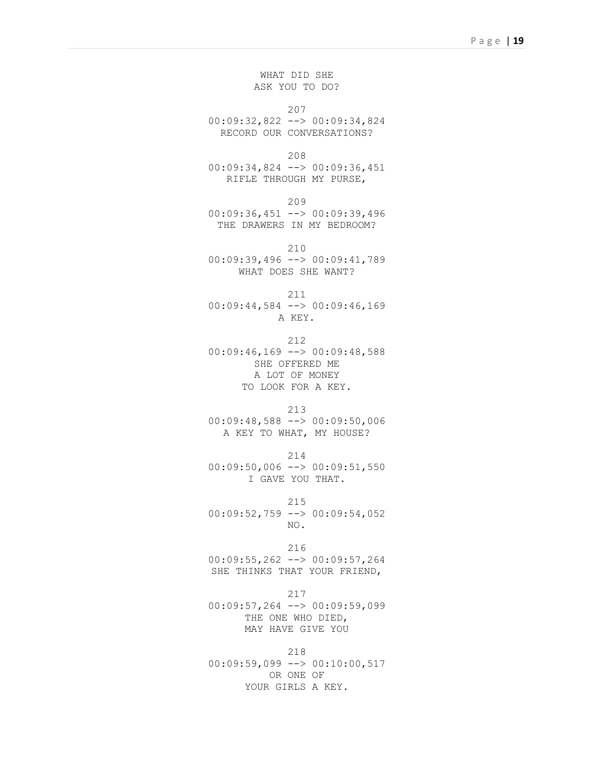WHAT DID SHE
ASK YOU TO DO?

207
00:09:32,822 --> 00:09:34,824
RECORD OUR CONVERSATIONS?

208
00:09:34,824 --> 00:09:36,451
RIFLE THROUGH MY PURSE,

209
00:09:36,451 --> 00:09:39,496
THE DRAWERS IN MY BEDROOM?

210
00:09:39,496 --> 00:09:41,789
WHAT DOES SHE WANT?

211
00:09:44,584 --> 00:09:46,169
A KEY.

212
00:09:46,169 --> 00:09:48,588
SHE OFFERED ME
A LOT OF MONEY
TO LOOK FOR A KEY.

213
00:09:48,588 --> 00:09:50,006
A KEY TO WHAT, MY HOUSE?

214
00:09:50,006 --> 00:09:51,550
I GAVE YOU THAT.

215
00:09:52,759 --> 00:09:54,052
NO.

216
00:09:55,262 --> 00:09:57,264
SHE THINKS THAT YOUR FRIEND,

217
00:09:57,264 --> 00:09:59,099
THE ONE WHO DIED,
MAY HAVE GIVE YOU

218
00:09:59,099 --> 00:10:00,517
OR ONE OF
YOUR GIRLS A KEY.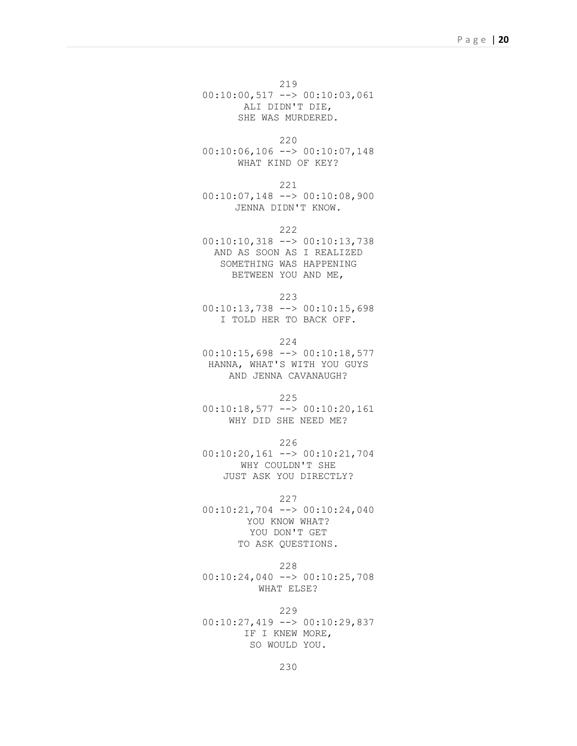219
00:10:00,517 --> 00:10:03,061
ALI DIDN'T DIE,
SHE WAS MURDERED.

220
00:10:06,106 --> 00:10:07,148
WHAT KIND OF KEY?

221
00:10:07,148 --> 00:10:08,900
JENNA DIDN'T KNOW.

222
00:10:10,318 --> 00:10:13,738
AND AS SOON AS I REALIZED
SOMETHING WAS HAPPENING
BETWEEN YOU AND ME,

223
00:10:13,738 --> 00:10:15,698
I TOLD HER TO BACK OFF.

224
00:10:15,698 --> 00:10:18,577
HANNA, WHAT'S WITH YOU GUYS
AND JENNA CAVANAUGH?

225
00:10:18,577 --> 00:10:20,161
WHY DID SHE NEED ME?

226
00:10:20,161 --> 00:10:21,704
WHY COULDN'T SHE
JUST ASK YOU DIRECTLY?

227
00:10:21,704 --> 00:10:24,040
YOU KNOW WHAT?
YOU DON'T GET
TO ASK QUESTIONS.

228
00:10:24,040 --> 00:10:25,708
WHAT ELSE?

229
00:10:27,419 --> 00:10:29,837
IF I KNEW MORE,
SO WOULD YOU.

230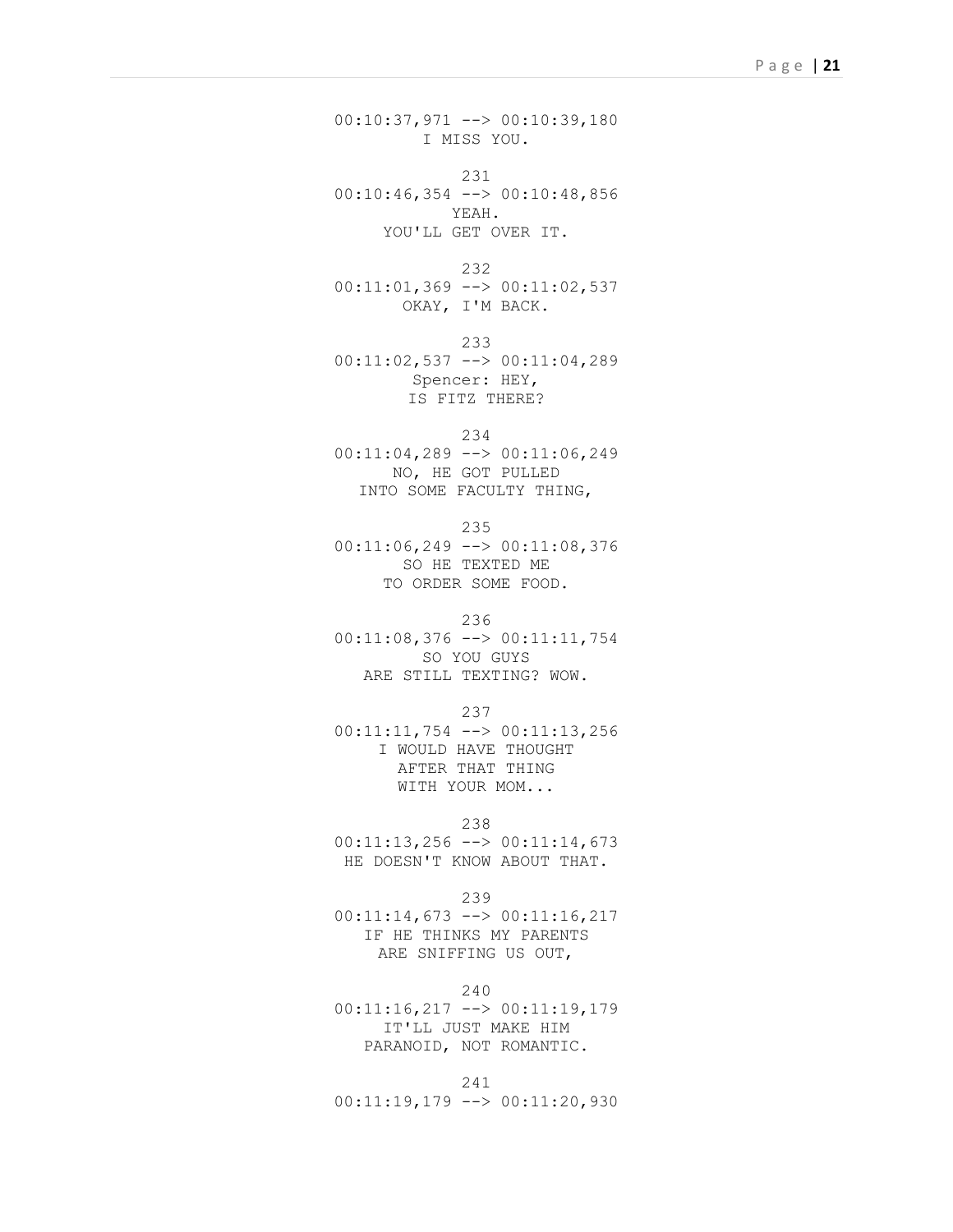00:10:37,971 --> 00:10:39,180
I MISS YOU.

231
00:10:46,354 --> 00:10:48,856
YEAH.
YOU'LL GET OVER IT.

232
00:11:01,369 --> 00:11:02,537
OKAY, I'M BACK.

233
00:11:02,537 --> 00:11:04,289
Spencer: HEY,
IS FITZ THERE?

234
00:11:04,289 --> 00:11:06,249
NO, HE GOT PULLED
INTO SOME FACULTY THING,

235
00:11:06,249 --> 00:11:08,376
SO HE TEXTED ME
TO ORDER SOME FOOD.

236
00:11:08,376 --> 00:11:11,754
SO YOU GUYS
ARE STILL TEXTING? WOW.

237
00:11:11,754 --> 00:11:13,256
I WOULD HAVE THOUGHT
AFTER THAT THING
WITH YOUR MOM...

238
00:11:13,256 --> 00:11:14,673
HE DOESN'T KNOW ABOUT THAT.

239
00:11:14,673 --> 00:11:16,217
IF HE THINKS MY PARENTS
ARE SNIFFING US OUT,

240
00:11:16,217 --> 00:11:19,179
IT'LL JUST MAKE HIM
PARANOID, NOT ROMANTIC.

241
00:11:19,179 --> 00:11:20,930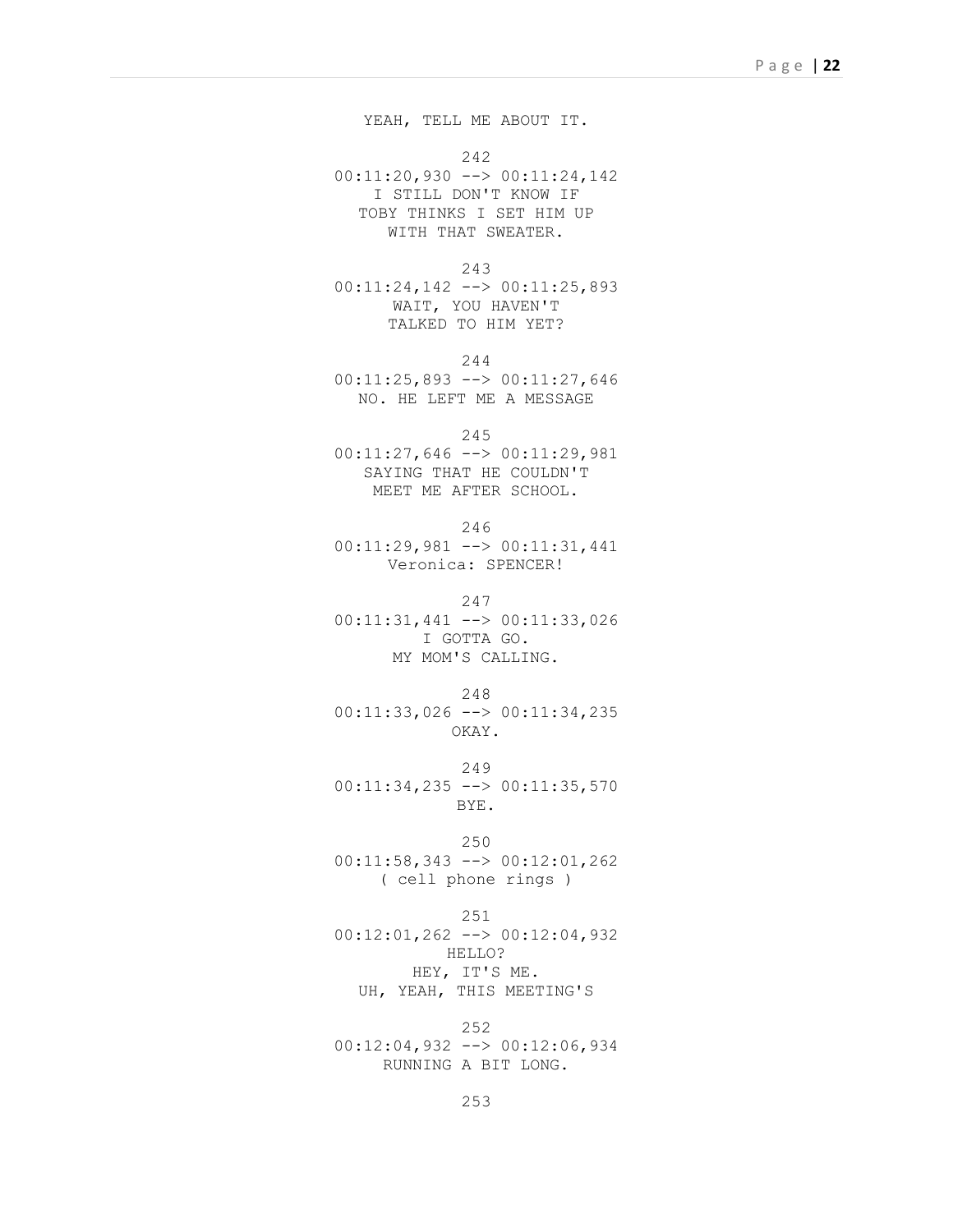YEAH, TELL ME ABOUT IT.

242
00:11:20,930 --> 00:11:24,142
I STILL DON'T KNOW IF
TOBY THINKS I SET HIM UP
WITH THAT SWEATER.

243
00:11:24,142 --> 00:11:25,893
WAIT, YOU HAVEN'T
TALKED TO HIM YET?

244
00:11:25,893 --> 00:11:27,646
NO. HE LEFT ME A MESSAGE

245
00:11:27,646 --> 00:11:29,981
SAYING THAT HE COULDN'T
MEET ME AFTER SCHOOL.

246
00:11:29,981 --> 00:11:31,441
Veronica: SPENCER!

247
00:11:31,441 --> 00:11:33,026
I GOTTA GO.
MY MOM'S CALLING.

248
00:11:33,026 --> 00:11:34,235
OKAY.

249
00:11:34,235 --> 00:11:35,570
BYE.

250
00:11:58,343 --> 00:12:01,262
( cell phone rings )

251
00:12:01,262 --> 00:12:04,932
HELLO?
HEY, IT'S ME.
UH, YEAH, THIS MEETING'S

252
00:12:04,932 --> 00:12:06,934
RUNNING A BIT LONG.

253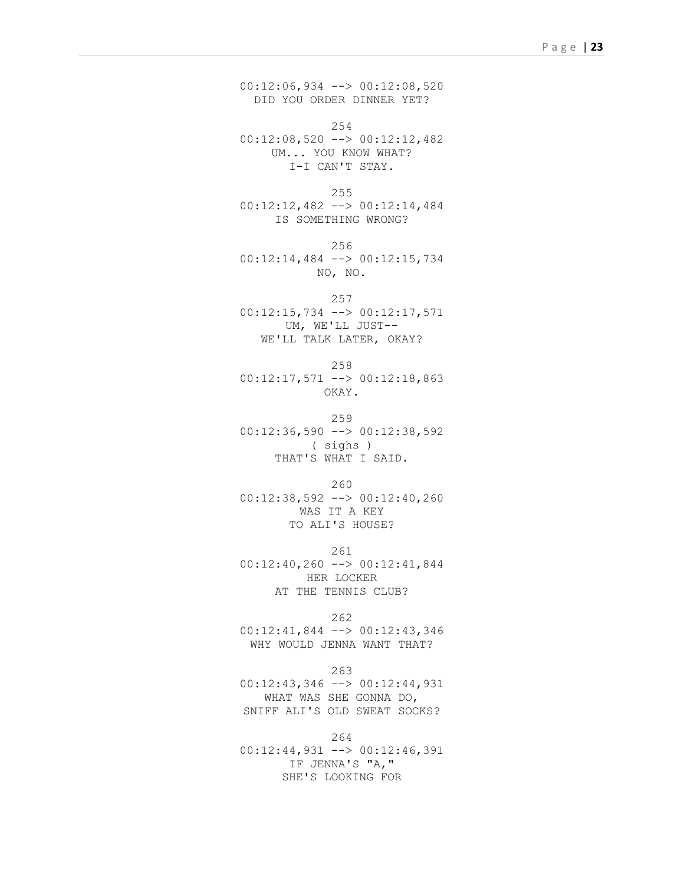00:12:06,934 --> 00:12:08,520
DID YOU ORDER DINNER YET?

254
00:12:08,520 --> 00:12:12,482
UM... YOU KNOW WHAT?
I-I CAN'T STAY.

255
00:12:12,482 --> 00:12:14,484
IS SOMETHING WRONG?

256
00:12:14,484 --> 00:12:15,734
NO, NO.

257
00:12:15,734 --> 00:12:17,571
UM, WE'LL JUST--
WE'LL TALK LATER, OKAY?

258
00:12:17,571 --> 00:12:18,863
OKAY.

259
00:12:36,590 --> 00:12:38,592
( sighs )
THAT'S WHAT I SAID.

260
00:12:38,592 --> 00:12:40,260
WAS IT A KEY
TO ALI'S HOUSE?

261
00:12:40,260 --> 00:12:41,844
HER LOCKER
AT THE TENNIS CLUB?

262
00:12:41,844 --> 00:12:43,346
WHY WOULD JENNA WANT THAT?

263
00:12:43,346 --> 00:12:44,931
WHAT WAS SHE GONNA DO,
SNIFF ALI'S OLD SWEAT SOCKS?

264
00:12:44,931 --> 00:12:46,391
IF JENNA'S "A,"
SHE'S LOOKING FOR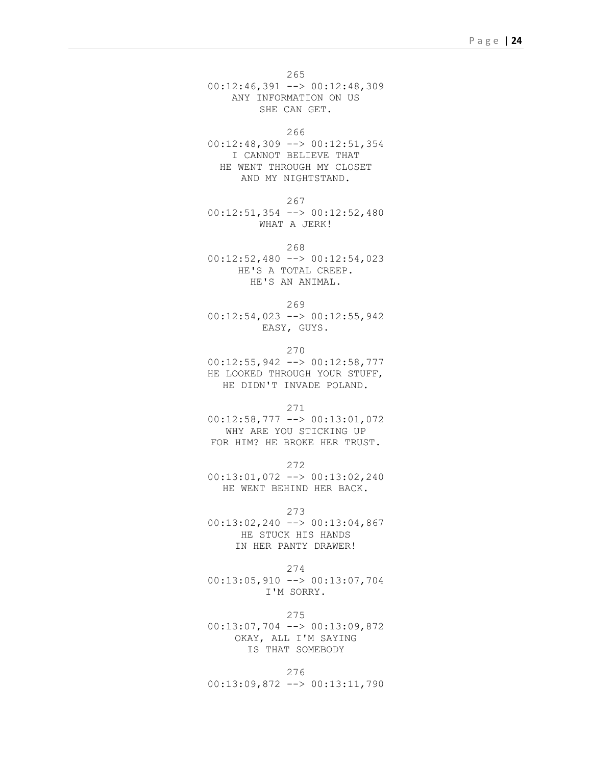265
00:12:46,391 --> 00:12:48,309
ANY INFORMATION ON US
SHE CAN GET.

266
00:12:48,309 --> 00:12:51,354
I CANNOT BELIEVE THAT
HE WENT THROUGH MY CLOSET
AND MY NIGHTSTAND.

267
00:12:51,354 --> 00:12:52,480
WHAT A JERK!

268
00:12:52,480 --> 00:12:54,023
HE'S A TOTAL CREEP.
HE'S AN ANIMAL.

269
00:12:54,023 --> 00:12:55,942
EASY, GUYS.

270
00:12:55,942 --> 00:12:58,777
HE LOOKED THROUGH YOUR STUFF,
HE DIDN'T INVADE POLAND.

271
00:12:58,777 --> 00:13:01,072
WHY ARE YOU STICKING UP
FOR HIM? HE BROKE HER TRUST.

272
00:13:01,072 --> 00:13:02,240
HE WENT BEHIND HER BACK.

273
00:13:02,240 --> 00:13:04,867
HE STUCK HIS HANDS
IN HER PANTY DRAWER!

274
00:13:05,910 --> 00:13:07,704
I'M SORRY.

275
00:13:07,704 --> 00:13:09,872
OKAY, ALL I'M SAYING
IS THAT SOMEBODY

276
00:13:09,872 --> 00:13:11,790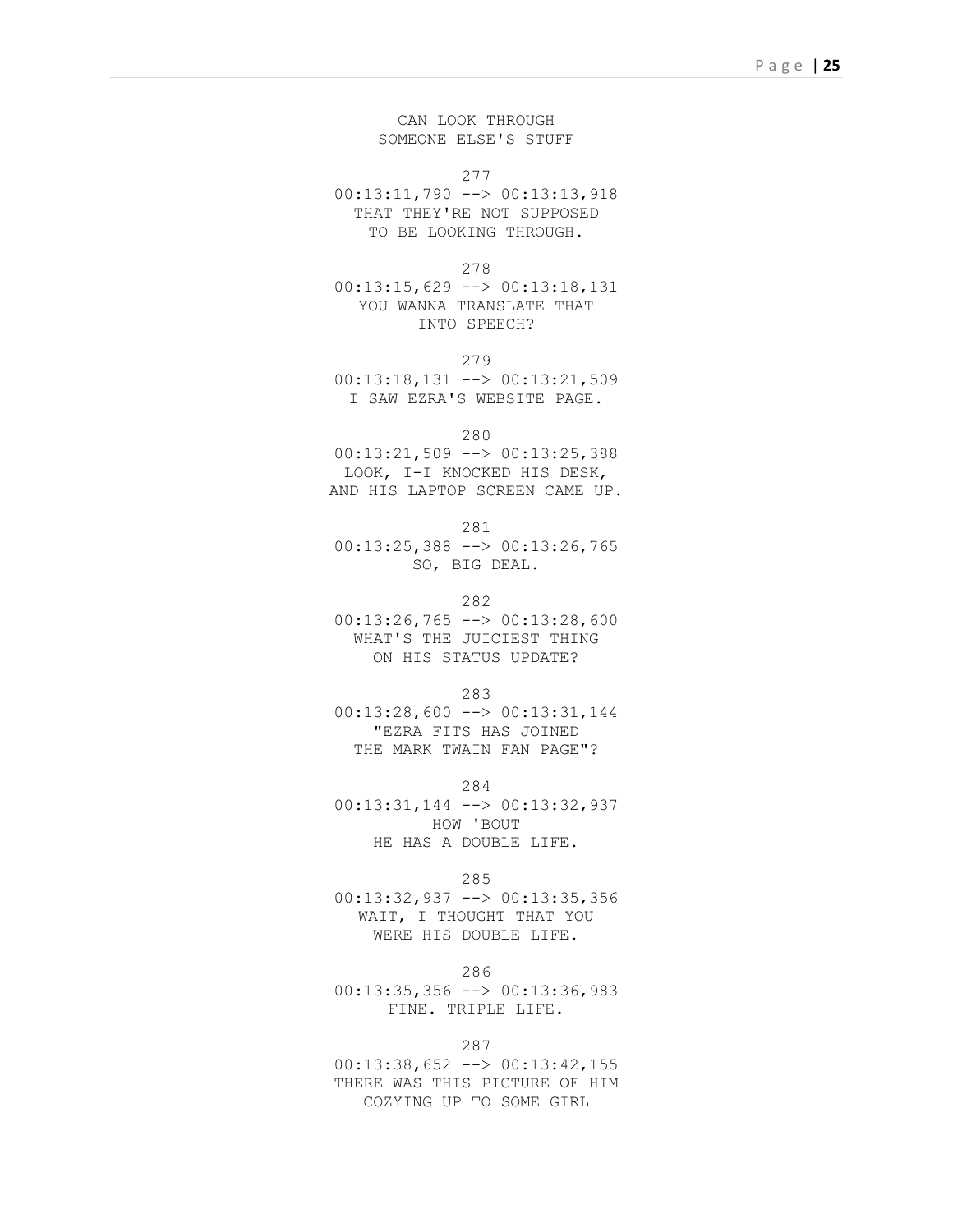CAN LOOK THROUGH
SOMEONE ELSE'S STUFF

277
00:13:11,790 --> 00:13:13,918
THAT THEY'RE NOT SUPPOSED
TO BE LOOKING THROUGH.

278
00:13:15,629 --> 00:13:18,131
YOU WANNA TRANSLATE THAT
INTO SPEECH?

279
00:13:18,131 --> 00:13:21,509
I SAW EZRA'S WEBSITE PAGE.

280
00:13:21,509 --> 00:13:25,388
LOOK, I-I KNOCKED HIS DESK,
AND HIS LAPTOP SCREEN CAME UP.

281
00:13:25,388 --> 00:13:26,765
SO, BIG DEAL.

282
00:13:26,765 --> 00:13:28,600
WHAT'S THE JUICIEST THING
ON HIS STATUS UPDATE?

283
00:13:28,600 --> 00:13:31,144
"EZRA FITS HAS JOINED
THE MARK TWAIN FAN PAGE"?

284
00:13:31,144 --> 00:13:32,937
HOW 'BOUT
HE HAS A DOUBLE LIFE.

285
00:13:32,937 --> 00:13:35,356
WAIT, I THOUGHT THAT YOU
WERE HIS DOUBLE LIFE.

286
00:13:35,356 --> 00:13:36,983
FINE. TRIPLE LIFE.

287
00:13:38,652 --> 00:13:42,155
THERE WAS THIS PICTURE OF HIM
COZYING UP TO SOME GIRL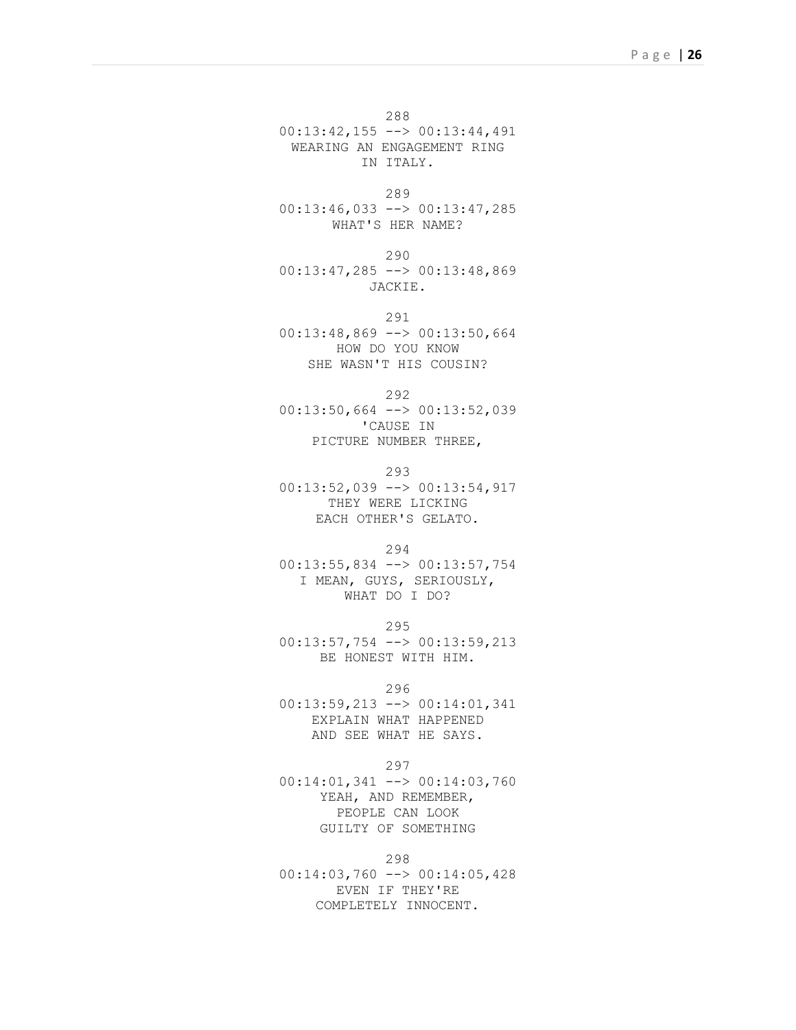288
00:13:42,155 --> 00:13:44,491
WEARING AN ENGAGEMENT RING
IN ITALY.

289
00:13:46,033 --> 00:13:47,285
WHAT'S HER NAME?

290
00:13:47,285 --> 00:13:48,869
JACKIE.

291
00:13:48,869 --> 00:13:50,664
HOW DO YOU KNOW
SHE WASN'T HIS COUSIN?

292
00:13:50,664 --> 00:13:52,039
'CAUSE IN
PICTURE NUMBER THREE,

293
00:13:52,039 --> 00:13:54,917
THEY WERE LICKING
EACH OTHER'S GELATO.

294
00:13:55,834 --> 00:13:57,754
I MEAN, GUYS, SERIOUSLY,
WHAT DO I DO?

295
00:13:57,754 --> 00:13:59,213
BE HONEST WITH HIM.

296
00:13:59,213 --> 00:14:01,341
EXPLAIN WHAT HAPPENED
AND SEE WHAT HE SAYS.

297
00:14:01,341 --> 00:14:03,760
YEAH, AND REMEMBER,
PEOPLE CAN LOOK
GUILTY OF SOMETHING

298
00:14:03,760 --> 00:14:05,428
EVEN IF THEY'RE
COMPLETELY INNOCENT.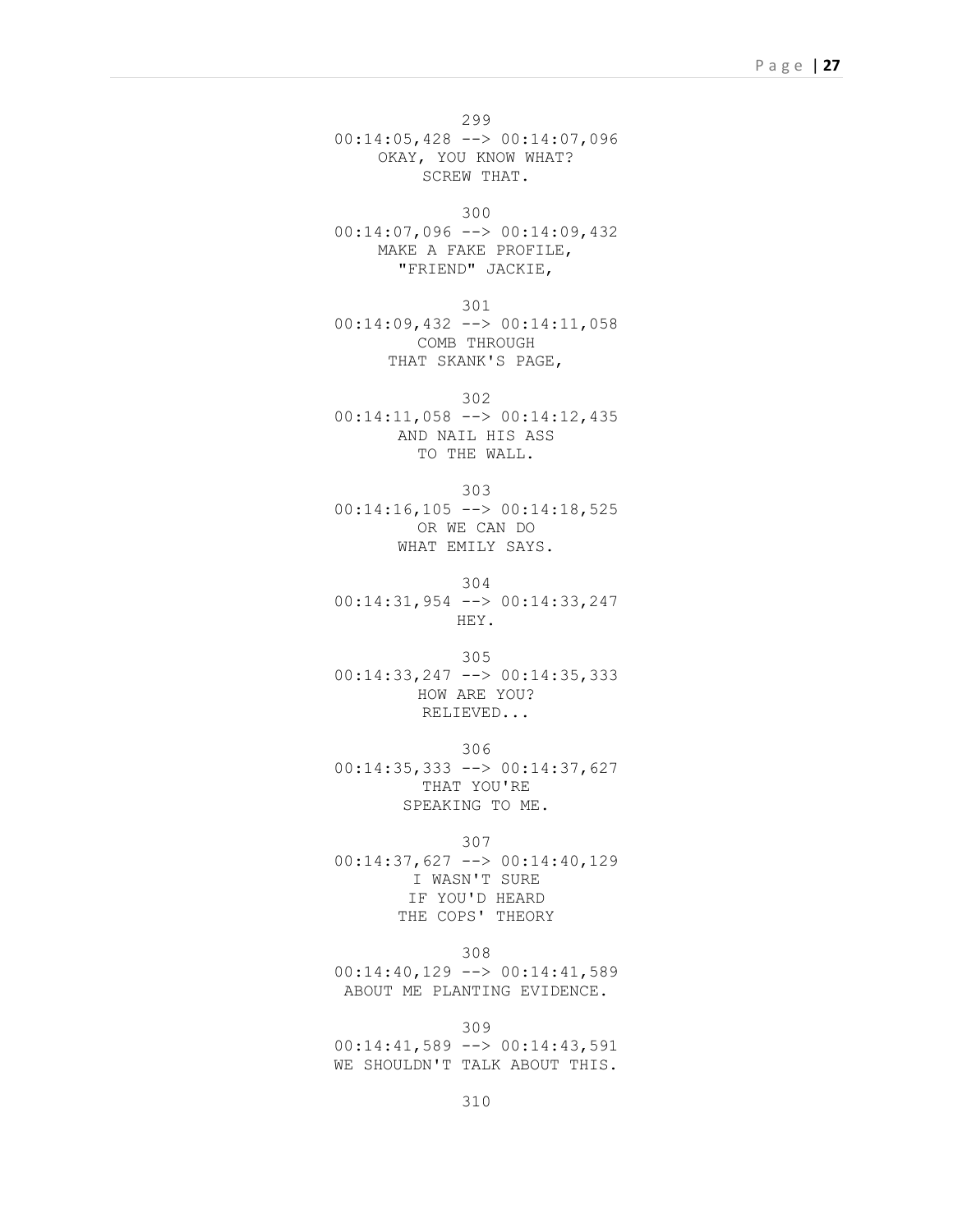299
00:14:05,428 --> 00:14:07,096
OKAY, YOU KNOW WHAT?
SCREW THAT.

300
00:14:07,096 --> 00:14:09,432
MAKE A FAKE PROFILE,
"FRIEND" JACKIE,

301
00:14:09,432 --> 00:14:11,058
COMB THROUGH
THAT SKANK'S PAGE,

302
00:14:11,058 --> 00:14:12,435
AND NAIL HIS ASS
TO THE WALL.

303
00:14:16,105 --> 00:14:18,525
OR WE CAN DO
WHAT EMILY SAYS.

304
00:14:31,954 --> 00:14:33,247
HEY.

305
00:14:33,247 --> 00:14:35,333
HOW ARE YOU?
RELIEVED...

306
00:14:35,333 --> 00:14:37,627
THAT YOU'RE
SPEAKING TO ME.

307
00:14:37,627 --> 00:14:40,129
I WASN'T SURE
IF YOU'D HEARD
THE COPS' THEORY

308
00:14:40,129 --> 00:14:41,589
ABOUT ME PLANTING EVIDENCE.

309
00:14:41,589 --> 00:14:43,591
WE SHOULDN'T TALK ABOUT THIS.

310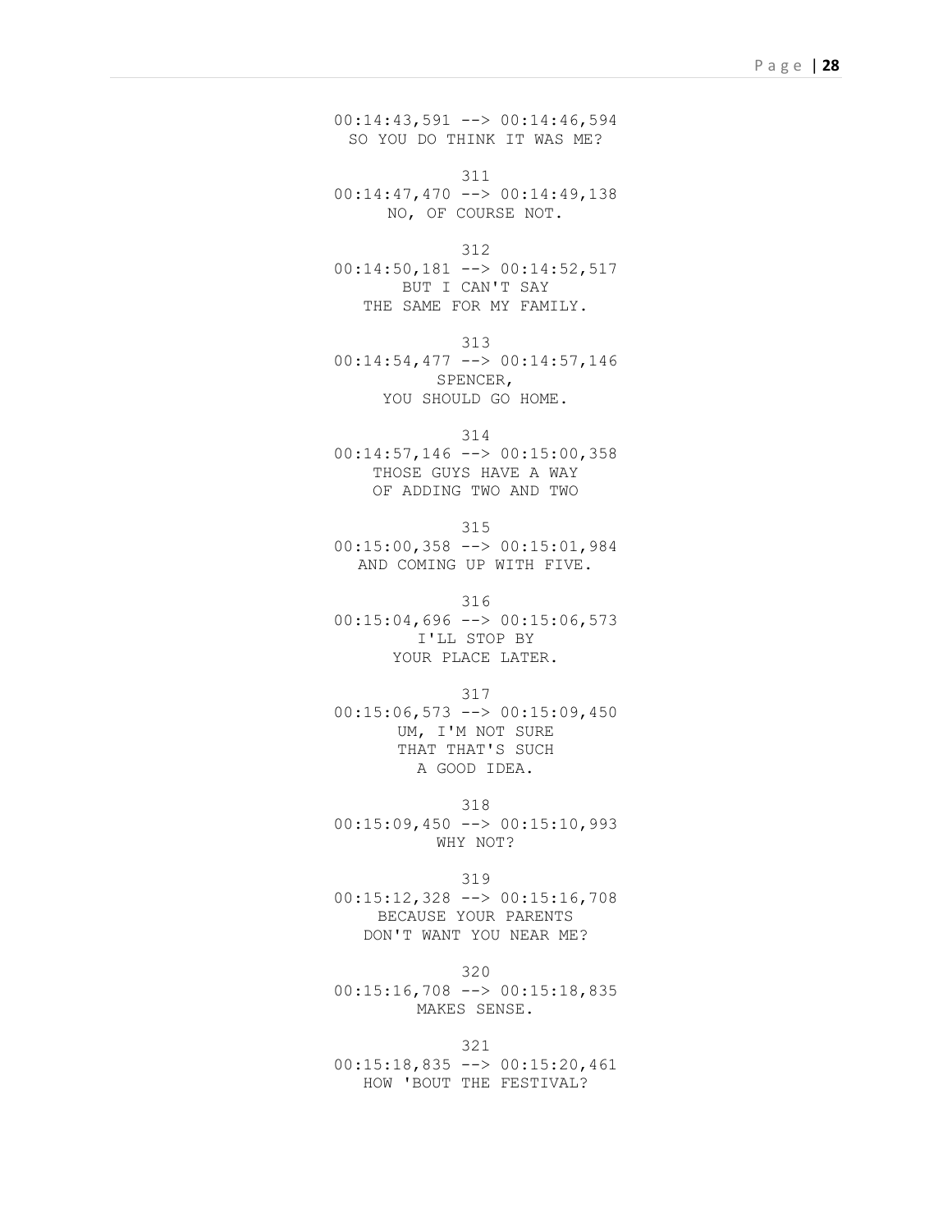00:14:43,591 --> 00:14:46,594
SO YOU DO THINK IT WAS ME?

311
00:14:47,470 --> 00:14:49,138
NO, OF COURSE NOT.

312
00:14:50,181 --> 00:14:52,517
BUT I CAN'T SAY
THE SAME FOR MY FAMILY.

313
00:14:54,477 --> 00:14:57,146
SPENCER,
YOU SHOULD GO HOME.

314
00:14:57,146 --> 00:15:00,358
THOSE GUYS HAVE A WAY
OF ADDING TWO AND TWO

315
00:15:00,358 --> 00:15:01,984
AND COMING UP WITH FIVE.

316
00:15:04,696 --> 00:15:06,573
I'LL STOP BY
YOUR PLACE LATER.

317
00:15:06,573 --> 00:15:09,450
UM, I'M NOT SURE
THAT THAT'S SUCH
A GOOD IDEA.

318
00:15:09,450 --> 00:15:10,993
WHY NOT?

319
00:15:12,328 --> 00:15:16,708
BECAUSE YOUR PARENTS
DON'T WANT YOU NEAR ME?

320
00:15:16,708 --> 00:15:18,835
MAKES SENSE.

321
00:15:18,835 --> 00:15:20,461
HOW 'BOUT THE FESTIVAL?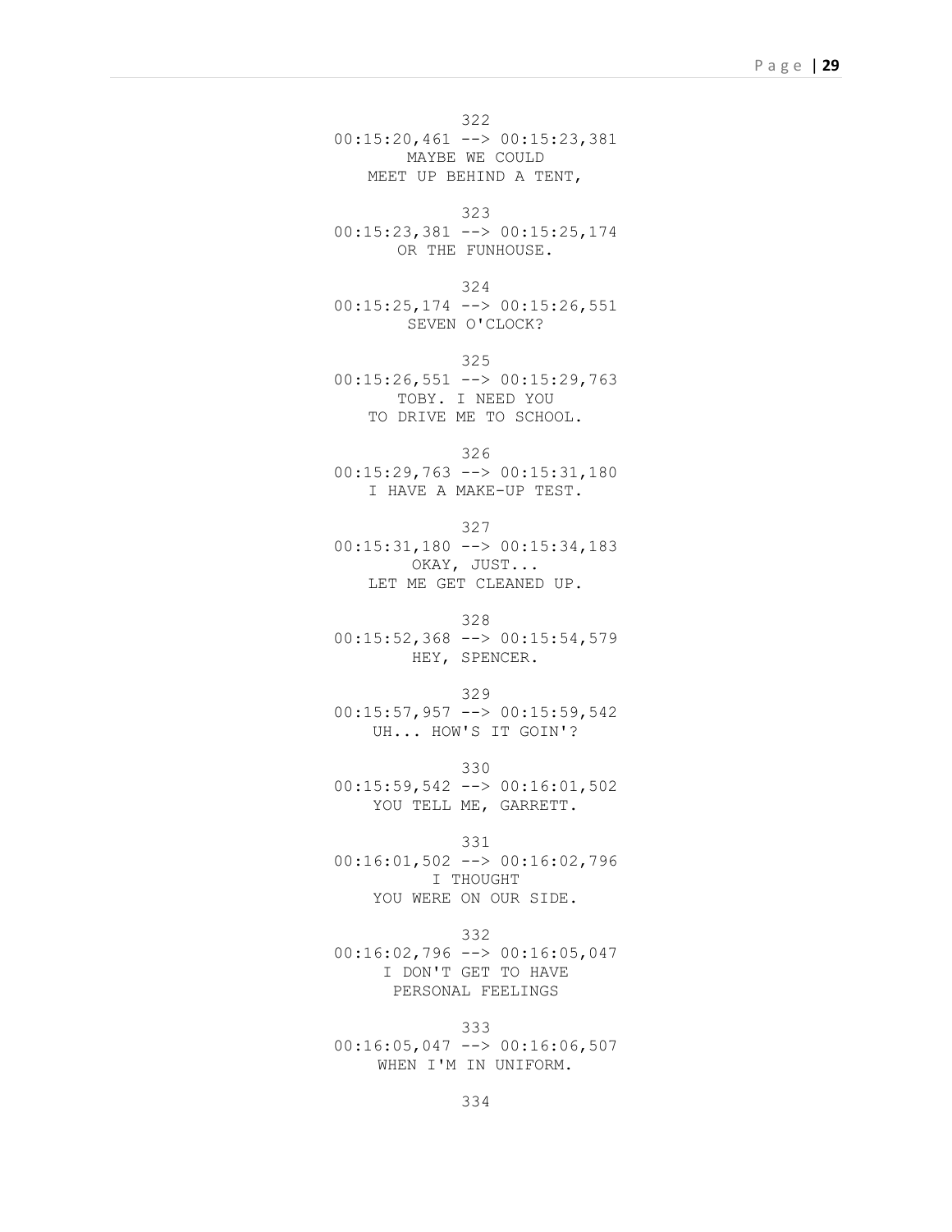322
00:15:20,461 --> 00:15:23,381
MAYBE WE COULD
MEET UP BEHIND A TENT,

323
00:15:23,381 --> 00:15:25,174
OR THE FUNHOUSE.

324
00:15:25,174 --> 00:15:26,551
SEVEN O'CLOCK?

325
00:15:26,551 --> 00:15:29,763
TOBY. I NEED YOU
TO DRIVE ME TO SCHOOL.

326
00:15:29,763 --> 00:15:31,180
I HAVE A MAKE-UP TEST.

327
00:15:31,180 --> 00:15:34,183
OKAY, JUST...
LET ME GET CLEANED UP.

328
00:15:52,368 --> 00:15:54,579
HEY, SPENCER.

329
00:15:57,957 --> 00:15:59,542
UH... HOW'S IT GOIN'?

330
00:15:59,542 --> 00:16:01,502
YOU TELL ME, GARRETT.

331
00:16:01,502 --> 00:16:02,796
I THOUGHT
YOU WERE ON OUR SIDE.

332
00:16:02,796 --> 00:16:05,047
I DON'T GET TO HAVE
PERSONAL FEELINGS

333
00:16:05,047 --> 00:16:06,507
WHEN I'M IN UNIFORM.

334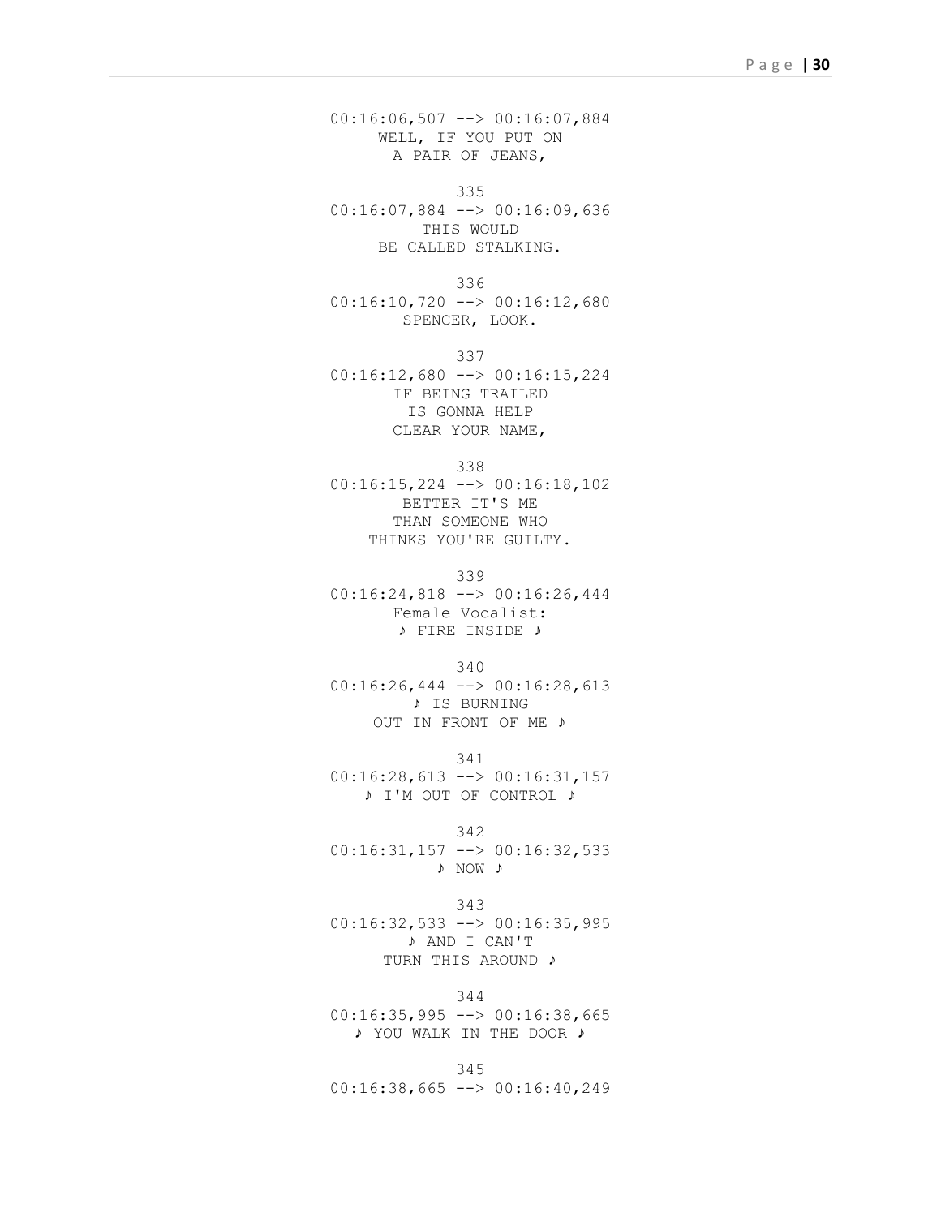00:16:06,507 --> 00:16:07,884
WELL, IF YOU PUT ON
A PAIR OF JEANS,

335
00:16:07,884 --> 00:16:09,636
THIS WOULD
BE CALLED STALKING.

336
00:16:10,720 --> 00:16:12,680
SPENCER, LOOK.

337
00:16:12,680 --> 00:16:15,224
IF BEING TRAILED
IS GONNA HELP
CLEAR YOUR NAME,

338
00:16:15,224 --> 00:16:18,102
BETTER IT'S ME
THAN SOMEONE WHO
THINKS YOU'RE GUILTY.

339
00:16:24,818 --> 00:16:26,444
Female Vocalist:
♪ FIRE INSIDE ♪

340
00:16:26,444 --> 00:16:28,613
♪ IS BURNING
OUT IN FRONT OF ME ♪

341
00:16:28,613 --> 00:16:31,157
♪ I'M OUT OF CONTROL ♪

342
00:16:31,157 --> 00:16:32,533
♪ NOW ♪

343
00:16:32,533 --> 00:16:35,995
♪ AND I CAN'T
TURN THIS AROUND ♪

344
00:16:35,995 --> 00:16:38,665
♪ YOU WALK IN THE DOOR ♪

345
00:16:38,665 --> 00:16:40,249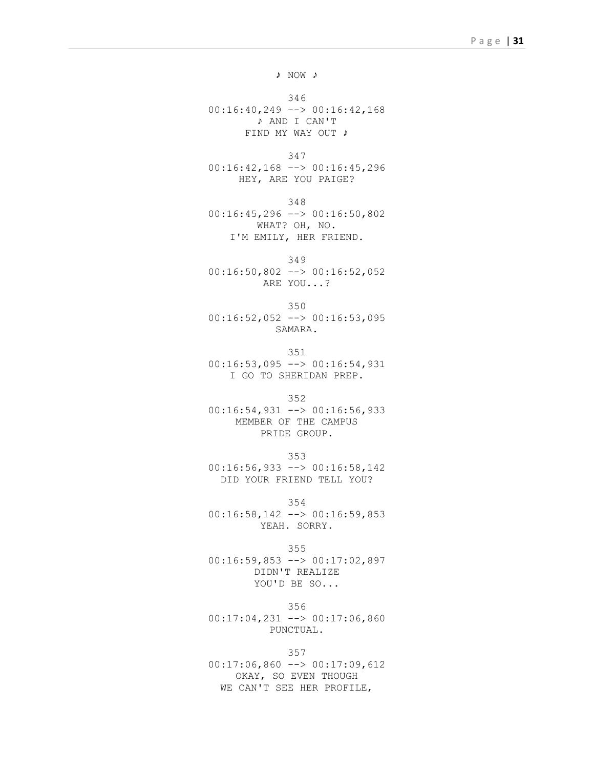♪ NOW ♪

346
00:16:40,249 --> 00:16:42,168
♪ AND I CAN'T
FIND MY WAY OUT ♪

347
00:16:42,168 --> 00:16:45,296
HEY, ARE YOU PAIGE?

348
00:16:45,296 --> 00:16:50,802
WHAT? OH, NO.
I'M EMILY, HER FRIEND.

349
00:16:50,802 --> 00:16:52,052
ARE YOU...?

350
00:16:52,052 --> 00:16:53,095
SAMARA.

351
00:16:53,095 --> 00:16:54,931
I GO TO SHERIDAN PREP.

352
00:16:54,931 --> 00:16:56,933
MEMBER OF THE CAMPUS
PRIDE GROUP.

353
00:16:56,933 --> 00:16:58,142
DID YOUR FRIEND TELL YOU?

354
00:16:58,142 --> 00:16:59,853
YEAH. SORRY.

355
00:16:59,853 --> 00:17:02,897
DIDN'T REALIZE
YOU'D BE SO...

356
00:17:04,231 --> 00:17:06,860
PUNCTUAL.

357
00:17:06,860 --> 00:17:09,612
OKAY, SO EVEN THOUGH
WE CAN'T SEE HER PROFILE,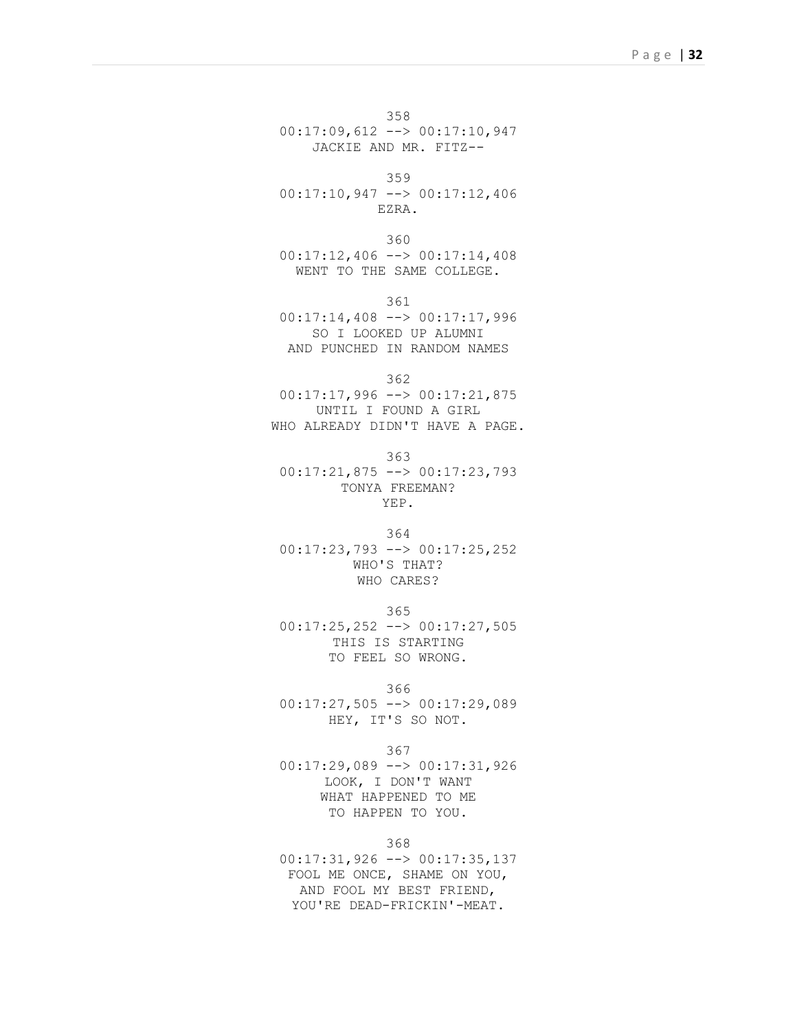358
00:17:09,612 --> 00:17:10,947
JACKIE AND MR. FITZ--

359
00:17:10,947 --> 00:17:12,406
EZRA.

360
00:17:12,406 --> 00:17:14,408
WENT TO THE SAME COLLEGE.

361
00:17:14,408 --> 00:17:17,996
SO I LOOKED UP ALUMNI
AND PUNCHED IN RANDOM NAMES

362
00:17:17,996 --> 00:17:21,875
UNTIL I FOUND A GIRL
WHO ALREADY DIDN'T HAVE A PAGE.

363
00:17:21,875 --> 00:17:23,793
TONYA FREEMAN?
YEP.

364
00:17:23,793 --> 00:17:25,252
WHO'S THAT?
WHO CARES?

365
00:17:25,252 --> 00:17:27,505
THIS IS STARTING
TO FEEL SO WRONG.

366
00:17:27,505 --> 00:17:29,089
HEY, IT'S SO NOT.

367
00:17:29,089 --> 00:17:31,926
LOOK, I DON'T WANT
WHAT HAPPENED TO ME
TO HAPPEN TO YOU.

368
00:17:31,926 --> 00:17:35,137
FOOL ME ONCE, SHAME ON YOU,
AND FOOL MY BEST FRIEND,
YOU'RE DEAD-FRICKIN'-MEAT.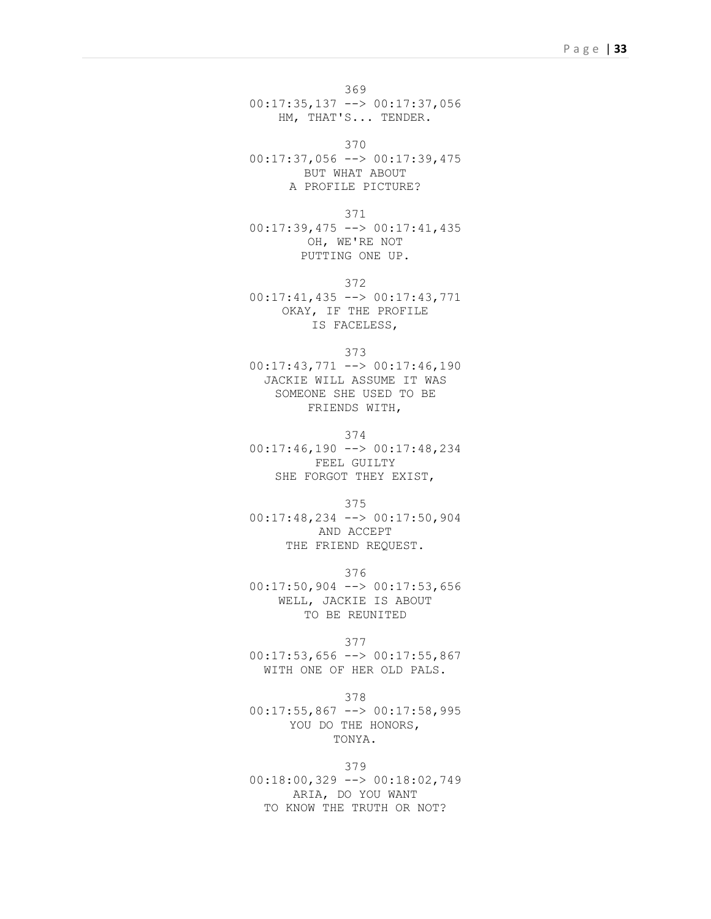369
00:17:35,137 --> 00:17:37,056
HM, THAT'S... TENDER.

370
00:17:37,056 --> 00:17:39,475
BUT WHAT ABOUT
A PROFILE PICTURE?

371
00:17:39,475 --> 00:17:41,435
OH, WE'RE NOT
PUTTING ONE UP.

372
00:17:41,435 --> 00:17:43,771
OKAY, IF THE PROFILE
IS FACELESS,

373
00:17:43,771 --> 00:17:46,190
JACKIE WILL ASSUME IT WAS
SOMEONE SHE USED TO BE
FRIENDS WITH,

374
00:17:46,190 --> 00:17:48,234
FEEL GUILTY
SHE FORGOT THEY EXIST,

375
00:17:48,234 --> 00:17:50,904
AND ACCEPT
THE FRIEND REQUEST.

376
00:17:50,904 --> 00:17:53,656
WELL, JACKIE IS ABOUT
TO BE REUNITED

377
00:17:53,656 --> 00:17:55,867
WITH ONE OF HER OLD PALS.

378
00:17:55,867 --> 00:17:58,995
YOU DO THE HONORS,
TONYA.

379
00:18:00,329 --> 00:18:02,749
ARIA, DO YOU WANT
TO KNOW THE TRUTH OR NOT?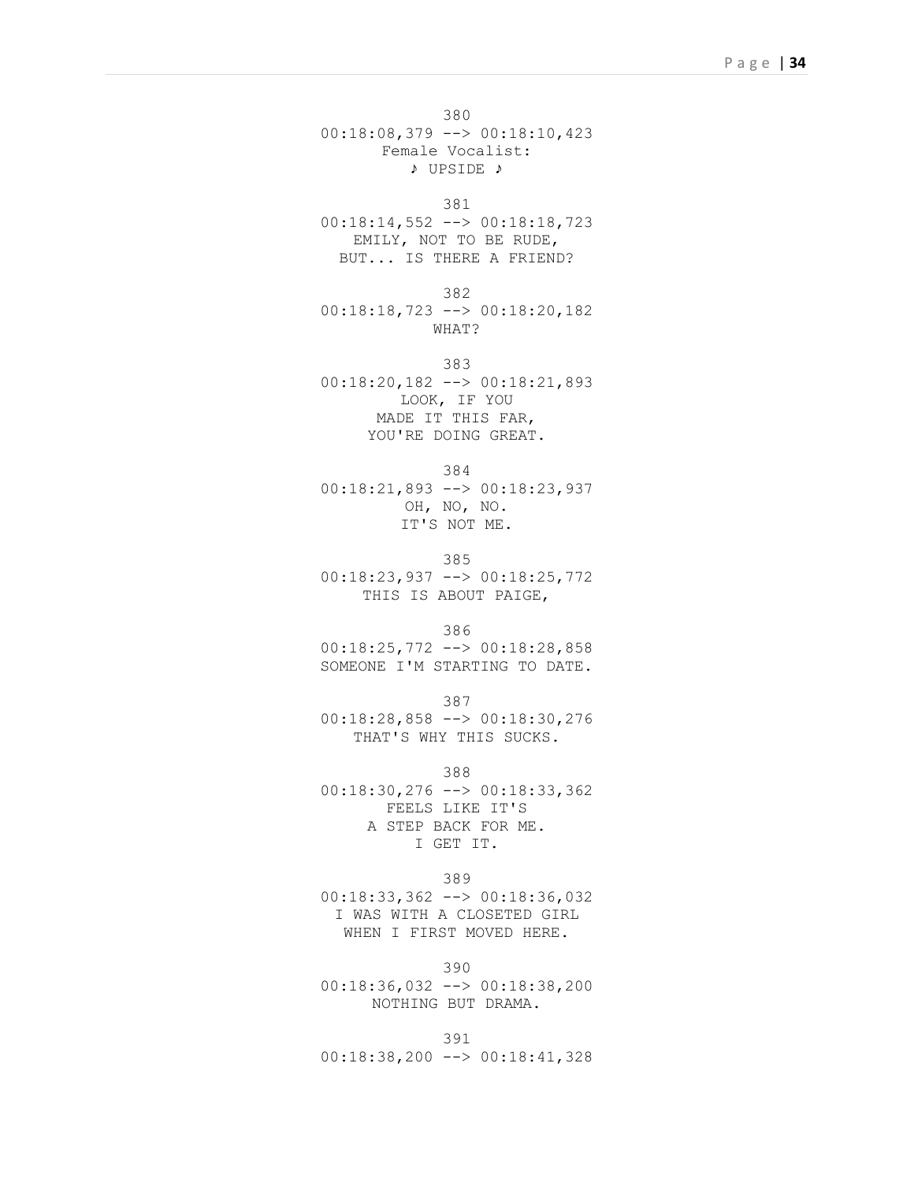380
00:18:08,379 --> 00:18:10,423
Female Vocalist:
♪ UPSIDE ♪

381
00:18:14,552 --> 00:18:18,723
EMILY, NOT TO BE RUDE,
BUT... IS THERE A FRIEND?

382
00:18:18,723 --> 00:18:20,182
WHAT?

383
00:18:20,182 --> 00:18:21,893
LOOK, IF YOU
MADE IT THIS FAR,
YOU'RE DOING GREAT.

384
00:18:21,893 --> 00:18:23,937
OH, NO, NO.
IT'S NOT ME.

385
00:18:23,937 --> 00:18:25,772
THIS IS ABOUT PAIGE,

386
00:18:25,772 --> 00:18:28,858
SOMEONE I'M STARTING TO DATE.

387
00:18:28,858 --> 00:18:30,276
THAT'S WHY THIS SUCKS.

388
00:18:30,276 --> 00:18:33,362
FEELS LIKE IT'S
A STEP BACK FOR ME.
I GET IT.

389
00:18:33,362 --> 00:18:36,032
I WAS WITH A CLOSETED GIRL
WHEN I FIRST MOVED HERE.

390
00:18:36,032 --> 00:18:38,200
NOTHING BUT DRAMA.

391
00:18:38,200 --> 00:18:41,328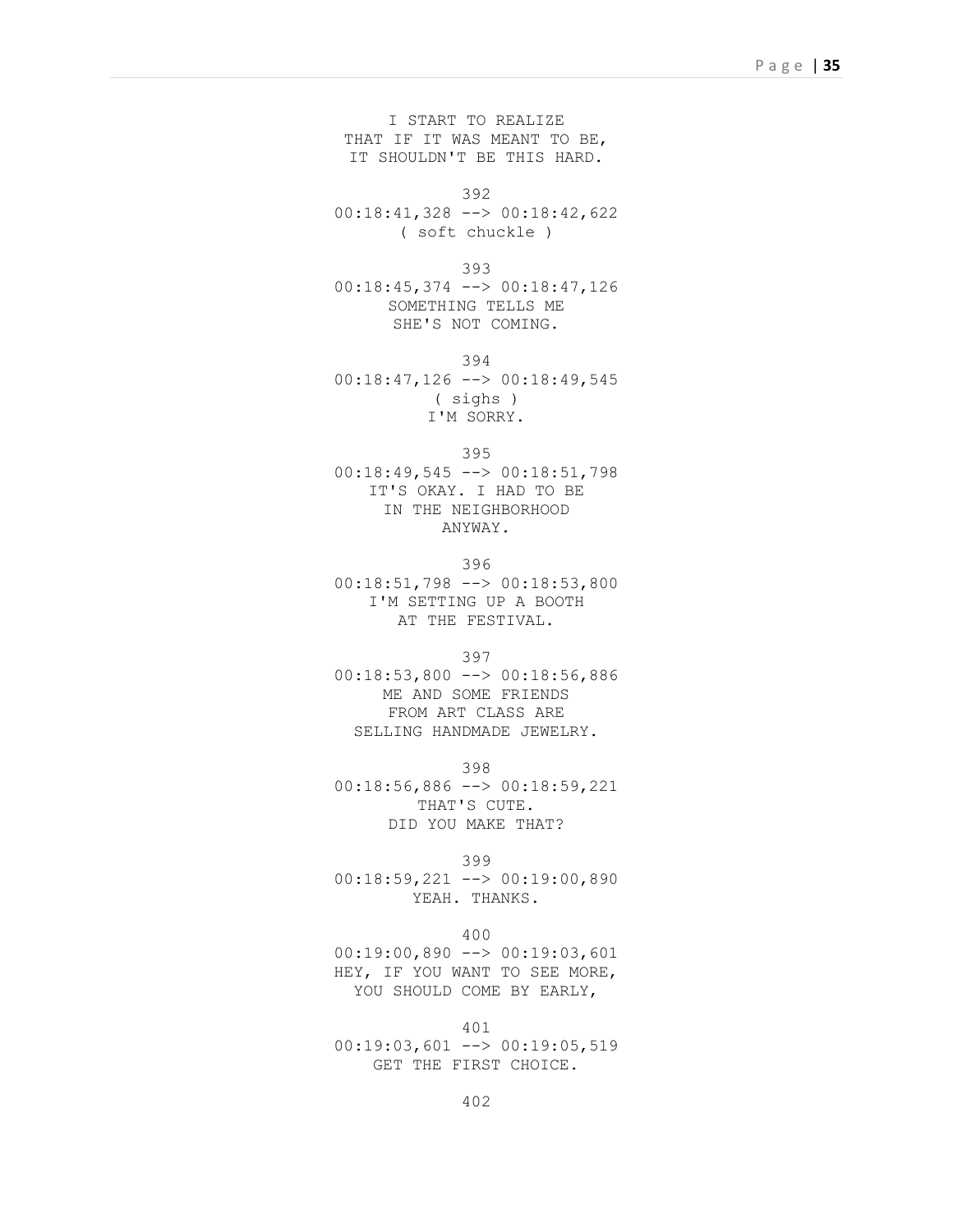I START TO REALIZE
THAT IF IT WAS MEANT TO BE,
IT SHOULDN'T BE THIS HARD.

392
00:18:41,328 --> 00:18:42,622
( soft chuckle )

393
00:18:45,374 --> 00:18:47,126
SOMETHING TELLS ME
SHE'S NOT COMING.

394
00:18:47,126 --> 00:18:49,545
( sighs )
I'M SORRY.

395
00:18:49,545 --> 00:18:51,798
IT'S OKAY. I HAD TO BE
IN THE NEIGHBORHOOD
ANYWAY.

396
00:18:51,798 --> 00:18:53,800
I'M SETTING UP A BOOTH
AT THE FESTIVAL.

397
00:18:53,800 --> 00:18:56,886
ME AND SOME FRIENDS
FROM ART CLASS ARE
SELLING HANDMADE JEWELRY.

398
00:18:56,886 --> 00:18:59,221
THAT'S CUTE.
DID YOU MAKE THAT?

399
00:18:59,221 --> 00:19:00,890
YEAH. THANKS.

400
00:19:00,890 --> 00:19:03,601
HEY, IF YOU WANT TO SEE MORE,
YOU SHOULD COME BY EARLY,

401
00:19:03,601 --> 00:19:05,519
GET THE FIRST CHOICE.

402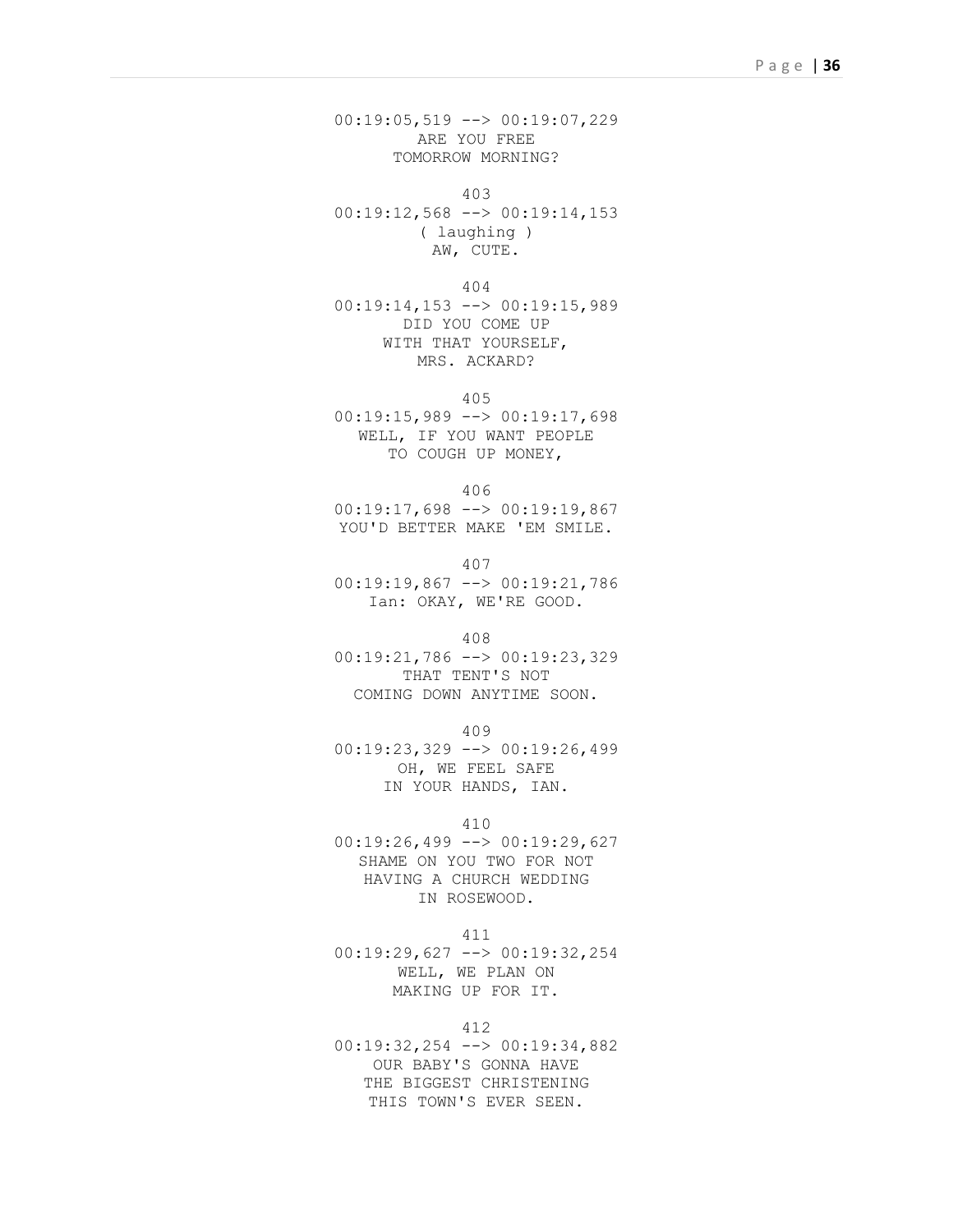00:19:05,519 --> 00:19:07,229
ARE YOU FREE
TOMORROW MORNING?

403
00:19:12,568 --> 00:19:14,153
( laughing )
AW, CUTE.

404
00:19:14,153 --> 00:19:15,989
DID YOU COME UP
WITH THAT YOURSELF,
MRS. ACKARD?

405
00:19:15,989 --> 00:19:17,698
WELL, IF YOU WANT PEOPLE
TO COUGH UP MONEY,

406
00:19:17,698 --> 00:19:19,867
YOU'D BETTER MAKE 'EM SMILE.

407
00:19:19,867 --> 00:19:21,786
Ian: OKAY, WE'RE GOOD.

408
00:19:21,786 --> 00:19:23,329
THAT TENT'S NOT
COMING DOWN ANYTIME SOON.

409
00:19:23,329 --> 00:19:26,499
OH, WE FEEL SAFE
IN YOUR HANDS, IAN.

410
00:19:26,499 --> 00:19:29,627
SHAME ON YOU TWO FOR NOT
HAVING A CHURCH WEDDING
IN ROSEWOOD.

411
00:19:29,627 --> 00:19:32,254
WELL, WE PLAN ON
MAKING UP FOR IT.

412
00:19:32,254 --> 00:19:34,882
OUR BABY'S GONNA HAVE
THE BIGGEST CHRISTENING
THIS TOWN'S EVER SEEN.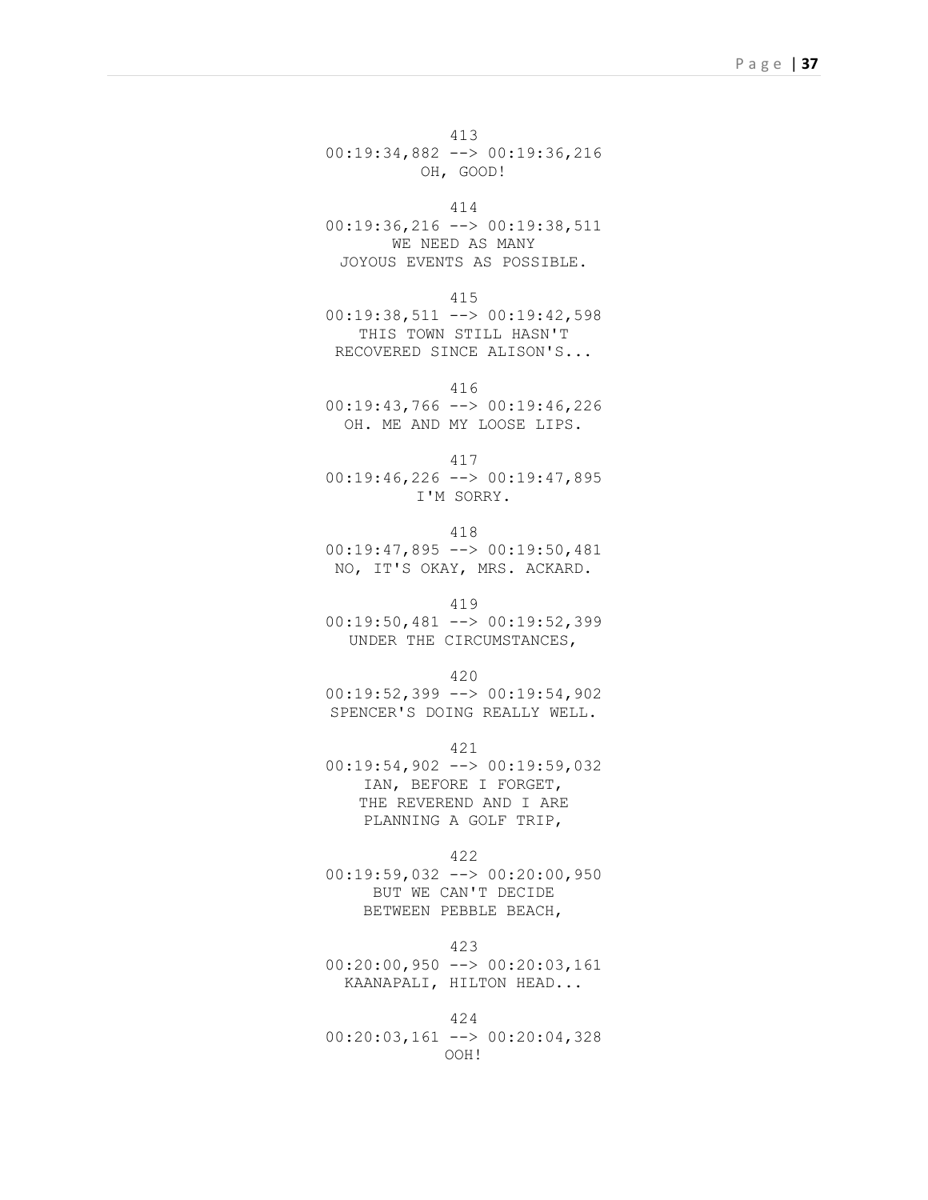413
00:19:34,882 --> 00:19:36,216
OH, GOOD!

414
00:19:36,216 --> 00:19:38,511
WE NEED AS MANY
JOYOUS EVENTS AS POSSIBLE.

415
00:19:38,511 --> 00:19:42,598
THIS TOWN STILL HASN'T
RECOVERED SINCE ALISON'S...

416
00:19:43,766 --> 00:19:46,226
OH. ME AND MY LOOSE LIPS.

417
00:19:46,226 --> 00:19:47,895
I'M SORRY.

418
00:19:47,895 --> 00:19:50,481
NO, IT'S OKAY, MRS. ACKARD.

419
00:19:50,481 --> 00:19:52,399
UNDER THE CIRCUMSTANCES,

420
00:19:52,399 --> 00:19:54,902
SPENCER'S DOING REALLY WELL.

421
00:19:54,902 --> 00:19:59,032
IAN, BEFORE I FORGET,
THE REVEREND AND I ARE
PLANNING A GOLF TRIP,

422
00:19:59,032 --> 00:20:00,950
BUT WE CAN'T DECIDE
BETWEEN PEBBLE BEACH,

423
00:20:00,950 --> 00:20:03,161
KAANAPALI, HILTON HEAD...

424
00:20:03,161 --> 00:20:04,328
OOH!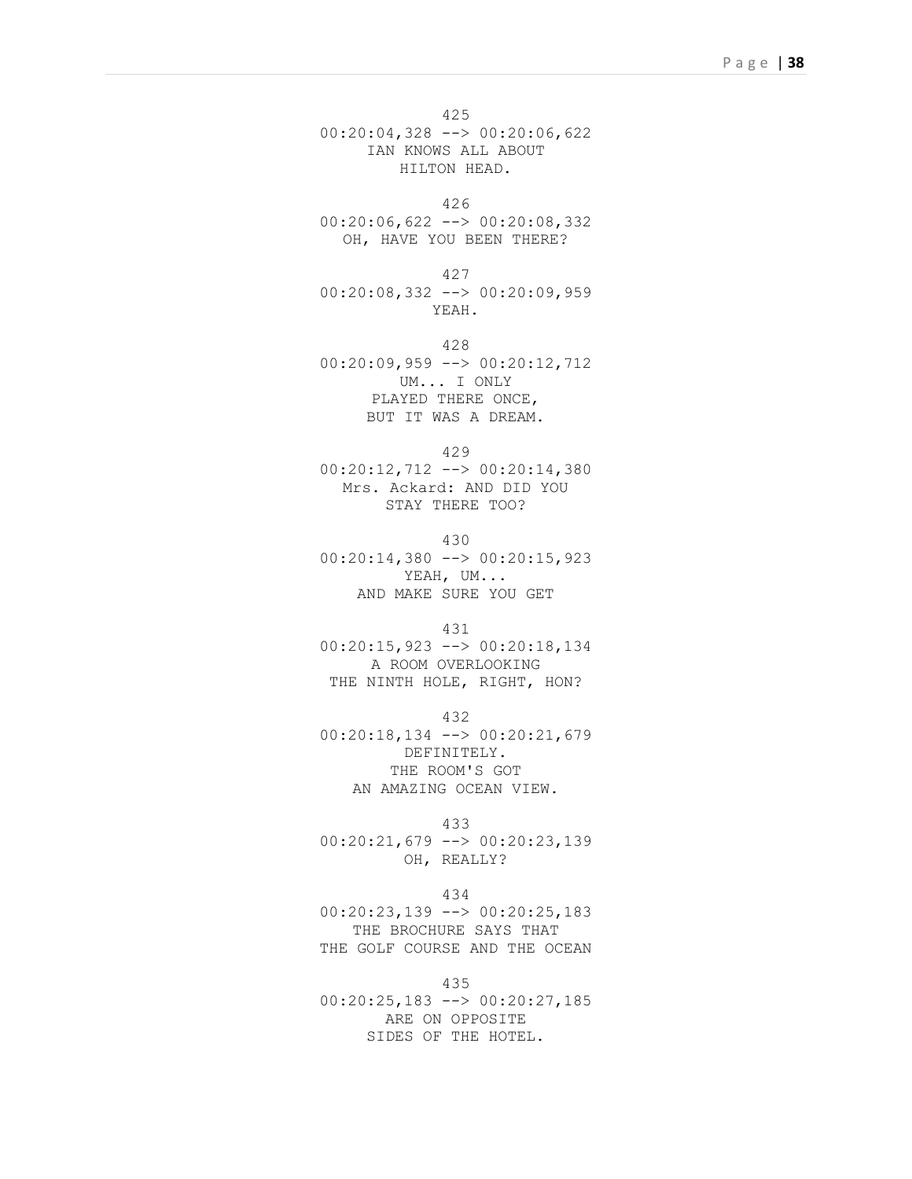425
00:20:04,328 --> 00:20:06,622
IAN KNOWS ALL ABOUT
HILTON HEAD.

426
00:20:06,622 --> 00:20:08,332
OH, HAVE YOU BEEN THERE?

427
00:20:08,332 --> 00:20:09,959
YEAH.

428
00:20:09,959 --> 00:20:12,712
UM... I ONLY
PLAYED THERE ONCE,
BUT IT WAS A DREAM.

429
00:20:12,712 --> 00:20:14,380
Mrs. Ackard: AND DID YOU
STAY THERE TOO?

430
00:20:14,380 --> 00:20:15,923
YEAH, UM...
AND MAKE SURE YOU GET

431
00:20:15,923 --> 00:20:18,134
A ROOM OVERLOOKING
THE NINTH HOLE, RIGHT, HON?

432
00:20:18,134 --> 00:20:21,679
DEFINITELY.
THE ROOM'S GOT
AN AMAZING OCEAN VIEW.

433
00:20:21,679 --> 00:20:23,139
OH, REALLY?

434
00:20:23,139 --> 00:20:25,183
THE BROCHURE SAYS THAT
THE GOLF COURSE AND THE OCEAN

435
00:20:25,183 --> 00:20:27,185
ARE ON OPPOSITE
SIDES OF THE HOTEL.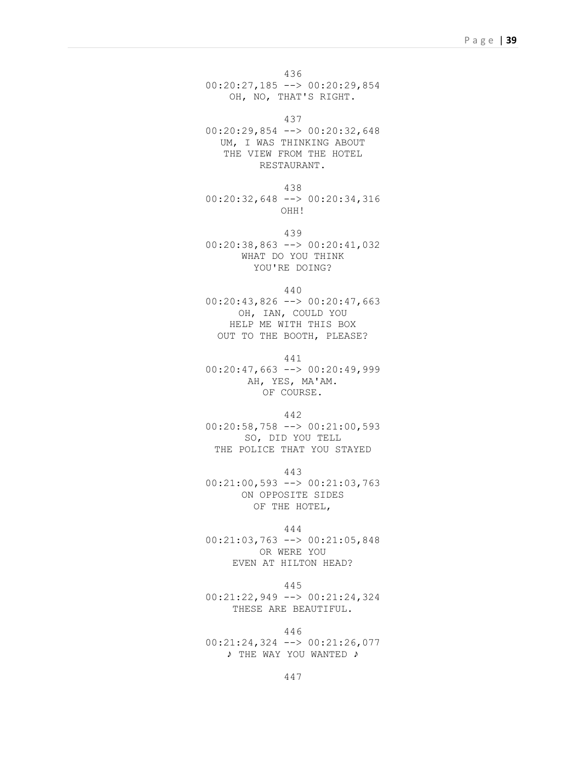436
00:20:27,185 --> 00:20:29,854
OH, NO, THAT'S RIGHT.

437
00:20:29,854 --> 00:20:32,648
UM, I WAS THINKING ABOUT
THE VIEW FROM THE HOTEL
RESTAURANT.

438
00:20:32,648 --> 00:20:34,316
OHH!

439
00:20:38,863 --> 00:20:41,032
WHAT DO YOU THINK
YOU'RE DOING?

440
00:20:43,826 --> 00:20:47,663
OH, IAN, COULD YOU
HELP ME WITH THIS BOX
OUT TO THE BOOTH, PLEASE?

441
00:20:47,663 --> 00:20:49,999
AH, YES, MA'AM.
OF COURSE.

442
00:20:58,758 --> 00:21:00,593
SO, DID YOU TELL
THE POLICE THAT YOU STAYED

443
00:21:00,593 --> 00:21:03,763
ON OPPOSITE SIDES
OF THE HOTEL,

444
00:21:03,763 --> 00:21:05,848
OR WERE YOU
EVEN AT HILTON HEAD?

445
00:21:22,949 --> 00:21:24,324
THESE ARE BEAUTIFUL.

446
00:21:24,324 --> 00:21:26,077
♪ THE WAY YOU WANTED ♪

447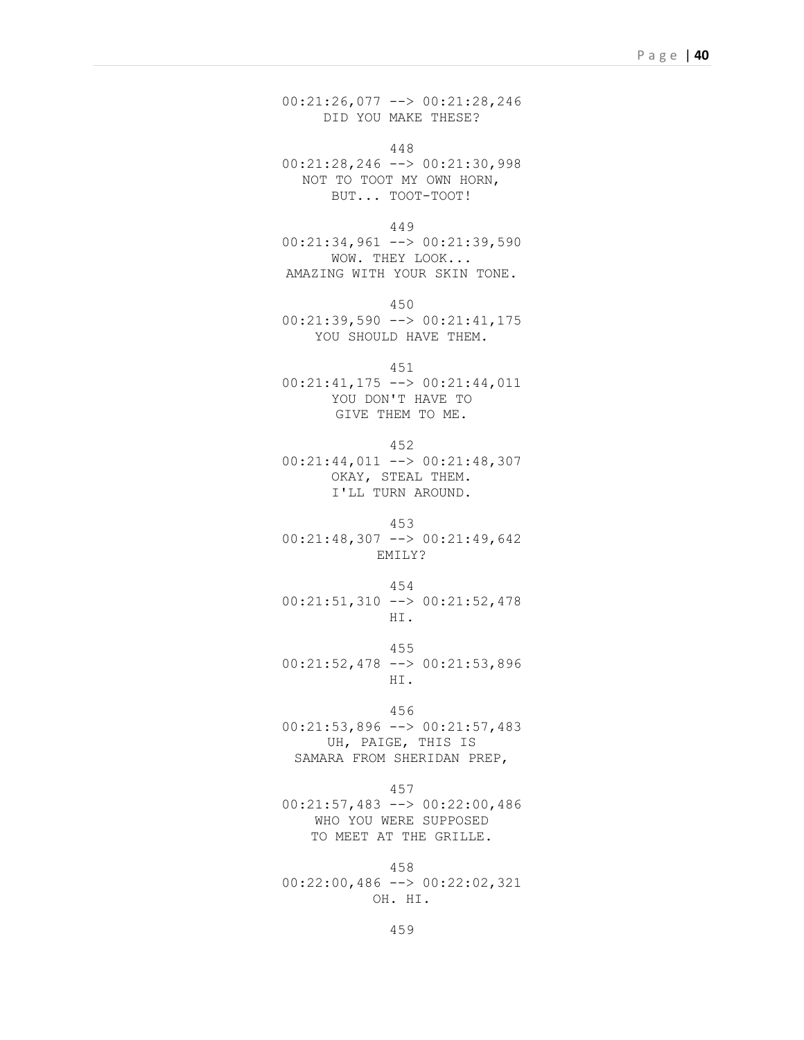00:21:26,077 --> 00:21:28,246
DID YOU MAKE THESE?

448
00:21:28,246 --> 00:21:30,998
NOT TO TOOT MY OWN HORN,
BUT... TOOT-TOOT!

449
00:21:34,961 --> 00:21:39,590
WOW. THEY LOOK...
AMAZING WITH YOUR SKIN TONE.

450
00:21:39,590 --> 00:21:41,175
YOU SHOULD HAVE THEM.

451
00:21:41,175 --> 00:21:44,011
YOU DON'T HAVE TO
GIVE THEM TO ME.

452
00:21:44,011 --> 00:21:48,307
OKAY, STEAL THEM.
I'LL TURN AROUND.

453
00:21:48,307 --> 00:21:49,642
EMILY?

454
00:21:51,310 --> 00:21:52,478
HI.

455
00:21:52,478 --> 00:21:53,896
HI.

456
00:21:53,896 --> 00:21:57,483
UH, PAIGE, THIS IS
SAMARA FROM SHERIDAN PREP,

457
00:21:57,483 --> 00:22:00,486
WHO YOU WERE SUPPOSED
TO MEET AT THE GRILLE.

458
00:22:00,486 --> 00:22:02,321
OH. HI.

459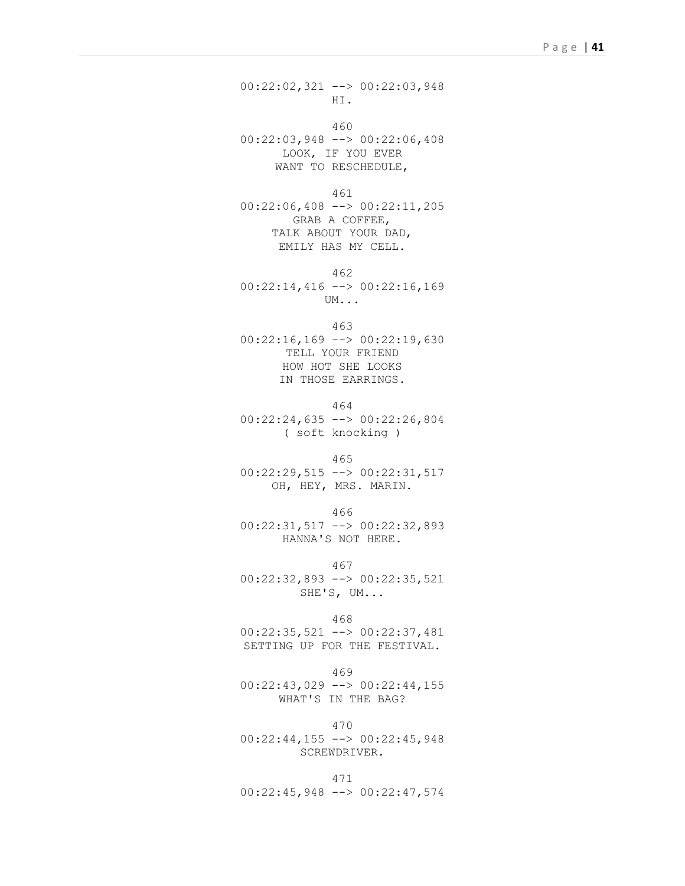00:22:02,321 --> 00:22:03,948
HI.

460
00:22:03,948 --> 00:22:06,408
LOOK, IF YOU EVER
WANT TO RESCHEDULE,

461
00:22:06,408 --> 00:22:11,205
GRAB A COFFEE,
TALK ABOUT YOUR DAD,
EMILY HAS MY CELL.

462
00:22:14,416 --> 00:22:16,169
UM...

463
00:22:16,169 --> 00:22:19,630
TELL YOUR FRIEND
HOW HOT SHE LOOKS
IN THOSE EARRINGS.

464
00:22:24,635 --> 00:22:26,804
( soft knocking )

465
00:22:29,515 --> 00:22:31,517
OH, HEY, MRS. MARIN.

466
00:22:31,517 --> 00:22:32,893
HANNA'S NOT HERE.

467
00:22:32,893 --> 00:22:35,521
SHE'S, UM...

468
00:22:35,521 --> 00:22:37,481
SETTING UP FOR THE FESTIVAL.

469
00:22:43,029 --> 00:22:44,155
WHAT'S IN THE BAG?

470
00:22:44,155 --> 00:22:45,948
SCREWDRIVER.

471
00:22:45,948 --> 00:22:47,574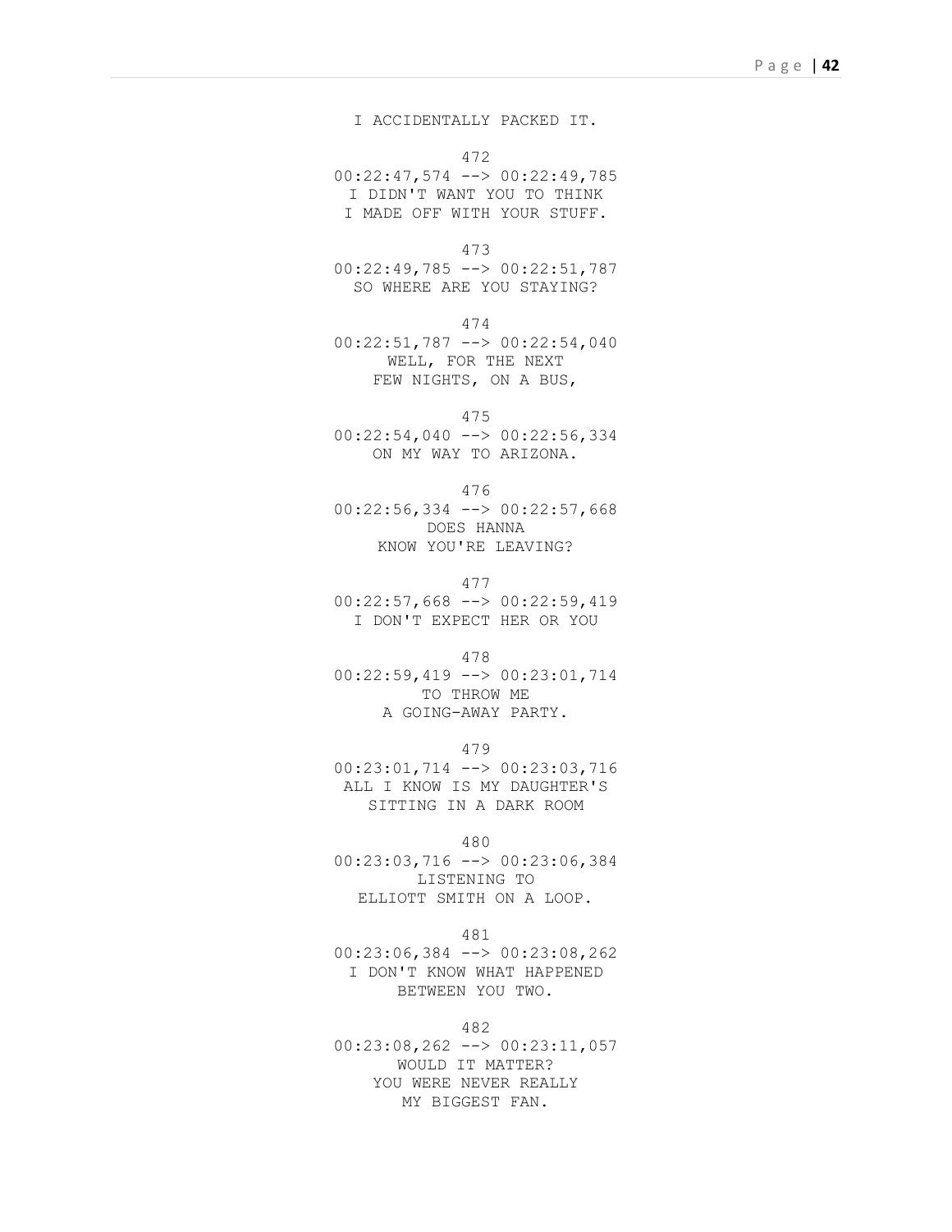I ACCIDENTALLY PACKED IT.

472
00:22:47,574 --> 00:22:49,785
I DIDN'T WANT YOU TO THINK
I MADE OFF WITH YOUR STUFF.

473
00:22:49,785 --> 00:22:51,787
SO WHERE ARE YOU STAYING?

474
00:22:51,787 --> 00:22:54,040
WELL, FOR THE NEXT
FEW NIGHTS, ON A BUS,

475
00:22:54,040 --> 00:22:56,334
ON MY WAY TO ARIZONA.

476
00:22:56,334 --> 00:22:57,668
DOES HANNA
KNOW YOU'RE LEAVING?

477
00:22:57,668 --> 00:22:59,419
I DON'T EXPECT HER OR YOU

478
00:22:59,419 --> 00:23:01,714
TO THROW ME
A GOING-AWAY PARTY.

479
00:23:01,714 --> 00:23:03,716
ALL I KNOW IS MY DAUGHTER'S
SITTING IN A DARK ROOM

480
00:23:03,716 --> 00:23:06,384
LISTENING TO
ELLIOTT SMITH ON A LOOP.

481
00:23:06,384 --> 00:23:08,262
I DON'T KNOW WHAT HAPPENED
BETWEEN YOU TWO.

482
00:23:08,262 --> 00:23:11,057
WOULD IT MATTER?
YOU WERE NEVER REALLY
MY BIGGEST FAN.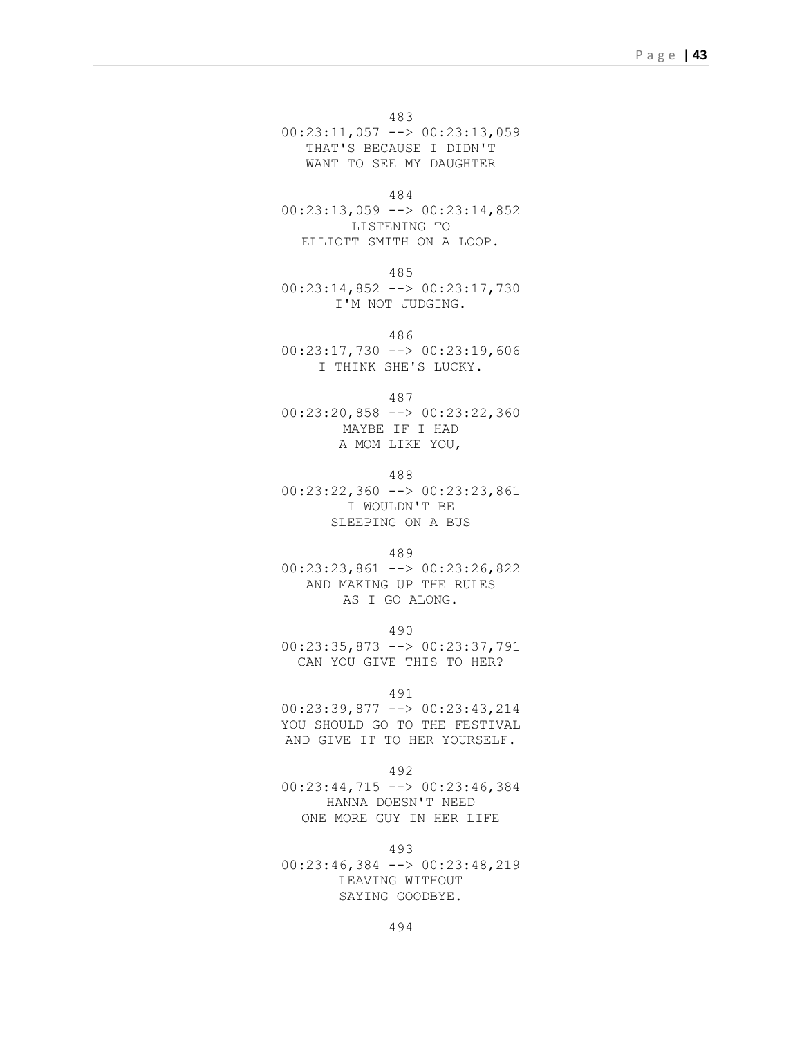483
00:23:11,057 --> 00:23:13,059
THAT'S BECAUSE I DIDN'T
WANT TO SEE MY DAUGHTER

484
00:23:13,059 --> 00:23:14,852
LISTENING TO
ELLIOTT SMITH ON A LOOP.

485
00:23:14,852 --> 00:23:17,730
I'M NOT JUDGING.

486
00:23:17,730 --> 00:23:19,606
I THINK SHE'S LUCKY.

487
00:23:20,858 --> 00:23:22,360
MAYBE IF I HAD
A MOM LIKE YOU,

488
00:23:22,360 --> 00:23:23,861
I WOULDN'T BE
SLEEPING ON A BUS

489
00:23:23,861 --> 00:23:26,822
AND MAKING UP THE RULES
AS I GO ALONG.

490
00:23:35,873 --> 00:23:37,791
CAN YOU GIVE THIS TO HER?

491
00:23:39,877 --> 00:23:43,214
YOU SHOULD GO TO THE FESTIVAL
AND GIVE IT TO HER YOURSELF.

492
00:23:44,715 --> 00:23:46,384
HANNA DOESN'T NEED
ONE MORE GUY IN HER LIFE

493
00:23:46,384 --> 00:23:48,219
LEAVING WITHOUT
SAYING GOODBYE.

494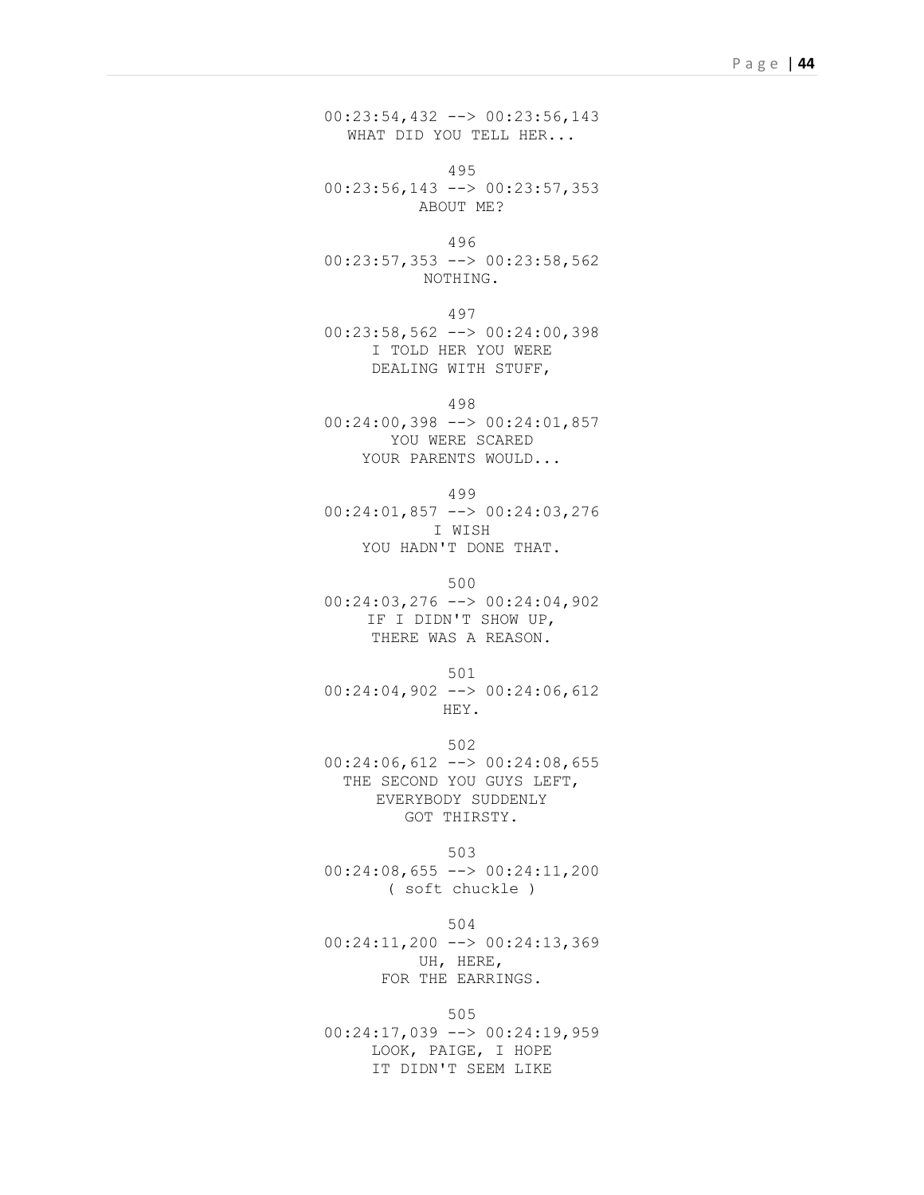00:23:54,432 --> 00:23:56,143
WHAT DID YOU TELL HER...

495
00:23:56,143 --> 00:23:57,353
ABOUT ME?

496
00:23:57,353 --> 00:23:58,562
NOTHING.

497
00:23:58,562 --> 00:24:00,398
I TOLD HER YOU WERE
DEALING WITH STUFF,

498
00:24:00,398 --> 00:24:01,857
YOU WERE SCARED
YOUR PARENTS WOULD...

499
00:24:01,857 --> 00:24:03,276
I WISH
YOU HADN'T DONE THAT.

500
00:24:03,276 --> 00:24:04,902
IF I DIDN'T SHOW UP,
THERE WAS A REASON.

501
00:24:04,902 --> 00:24:06,612
HEY.

502
00:24:06,612 --> 00:24:08,655
THE SECOND YOU GUYS LEFT,
EVERYBODY SUDDENLY
GOT THIRSTY.

503
00:24:08,655 --> 00:24:11,200
( soft chuckle )

504
00:24:11,200 --> 00:24:13,369
UH, HERE,
FOR THE EARRINGS.

505
00:24:17,039 --> 00:24:19,959
LOOK, PAIGE, I HOPE
IT DIDN'T SEEM LIKE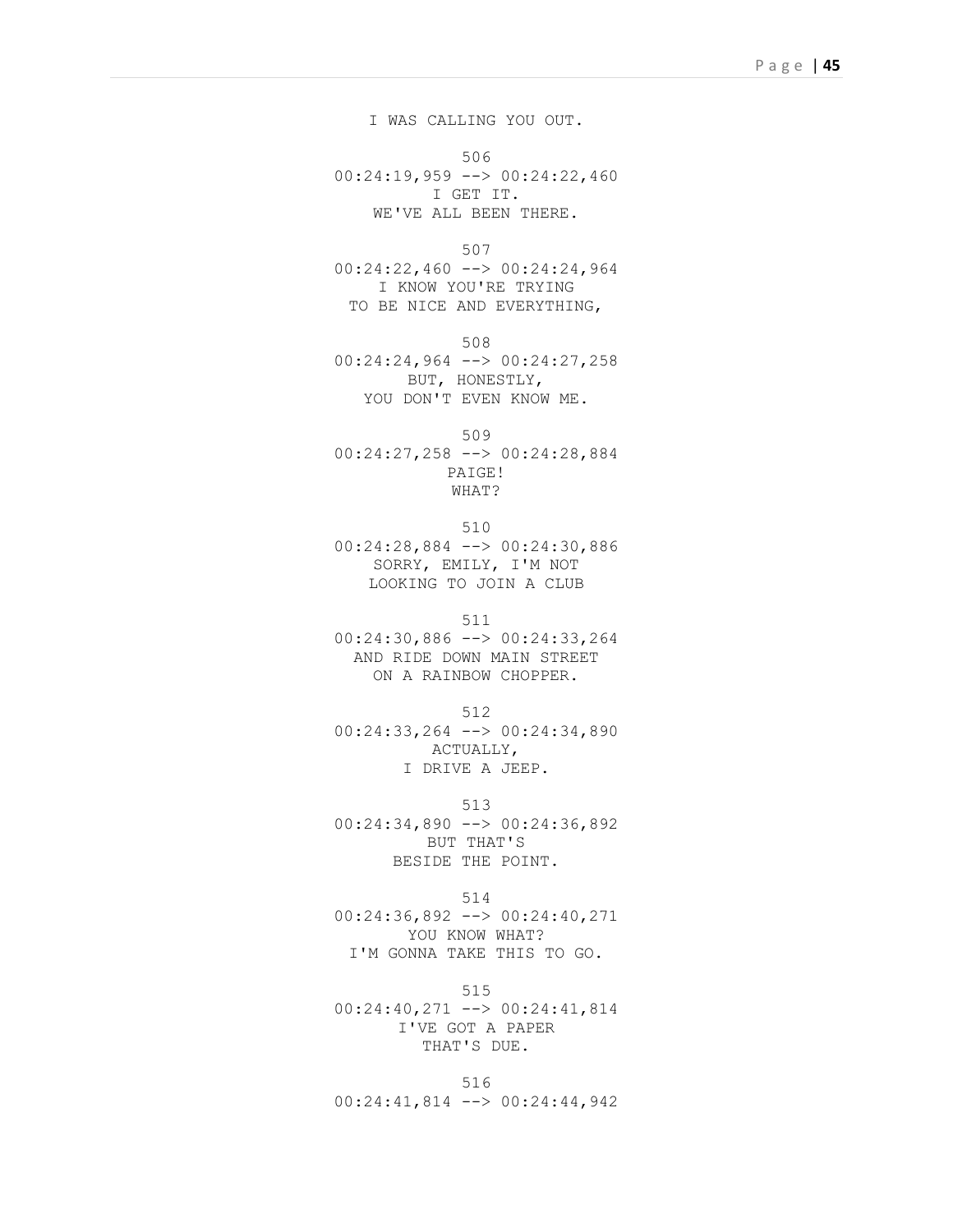I WAS CALLING YOU OUT.

506
00:24:19,959 --> 00:24:22,460
I GET IT.
WE'VE ALL BEEN THERE.

507
00:24:22,460 --> 00:24:24,964
I KNOW YOU'RE TRYING
TO BE NICE AND EVERYTHING,

508
00:24:24,964 --> 00:24:27,258
BUT, HONESTLY,
YOU DON'T EVEN KNOW ME.

509
00:24:27,258 --> 00:24:28,884
PAIGE!
WHAT?

510
00:24:28,884 --> 00:24:30,886
SORRY, EMILY, I'M NOT
LOOKING TO JOIN A CLUB

511
00:24:30,886 --> 00:24:33,264
AND RIDE DOWN MAIN STREET
ON A RAINBOW CHOPPER.

512
00:24:33,264 --> 00:24:34,890
ACTUALLY,
I DRIVE A JEEP.

513
00:24:34,890 --> 00:24:36,892
BUT THAT'S
BESIDE THE POINT.

514
00:24:36,892 --> 00:24:40,271
YOU KNOW WHAT?
I'M GONNA TAKE THIS TO GO.

515
00:24:40,271 --> 00:24:41,814
I'VE GOT A PAPER
THAT'S DUE.

516
00:24:41,814 --> 00:24:44,942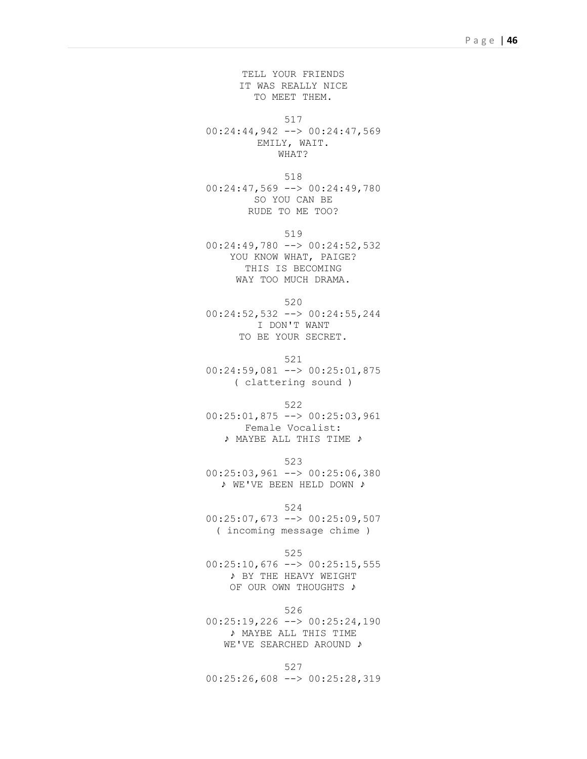TELL YOUR FRIENDS
IT WAS REALLY NICE
TO MEET THEM.

517
00:24:44,942 --> 00:24:47,569
EMILY, WAIT.
WHAT?

518
00:24:47,569 --> 00:24:49,780
SO YOU CAN BE
RUDE TO ME TOO?

519
00:24:49,780 --> 00:24:52,532
YOU KNOW WHAT, PAIGE?
THIS IS BECOMING
WAY TOO MUCH DRAMA.

520
00:24:52,532 --> 00:24:55,244
I DON'T WANT
TO BE YOUR SECRET.

521
00:24:59,081 --> 00:25:01,875
( clattering sound )

522
00:25:01,875 --> 00:25:03,961
Female Vocalist:
♪ MAYBE ALL THIS TIME ♪

523
00:25:03,961 --> 00:25:06,380
♪ WE'VE BEEN HELD DOWN ♪

524
00:25:07,673 --> 00:25:09,507
( incoming message chime )

525
00:25:10,676 --> 00:25:15,555
♪ BY THE HEAVY WEIGHT
OF OUR OWN THOUGHTS ♪

526
00:25:19,226 --> 00:25:24,190
♪ MAYBE ALL THIS TIME
WE'VE SEARCHED AROUND ♪

527
00:25:26,608 --> 00:25:28,319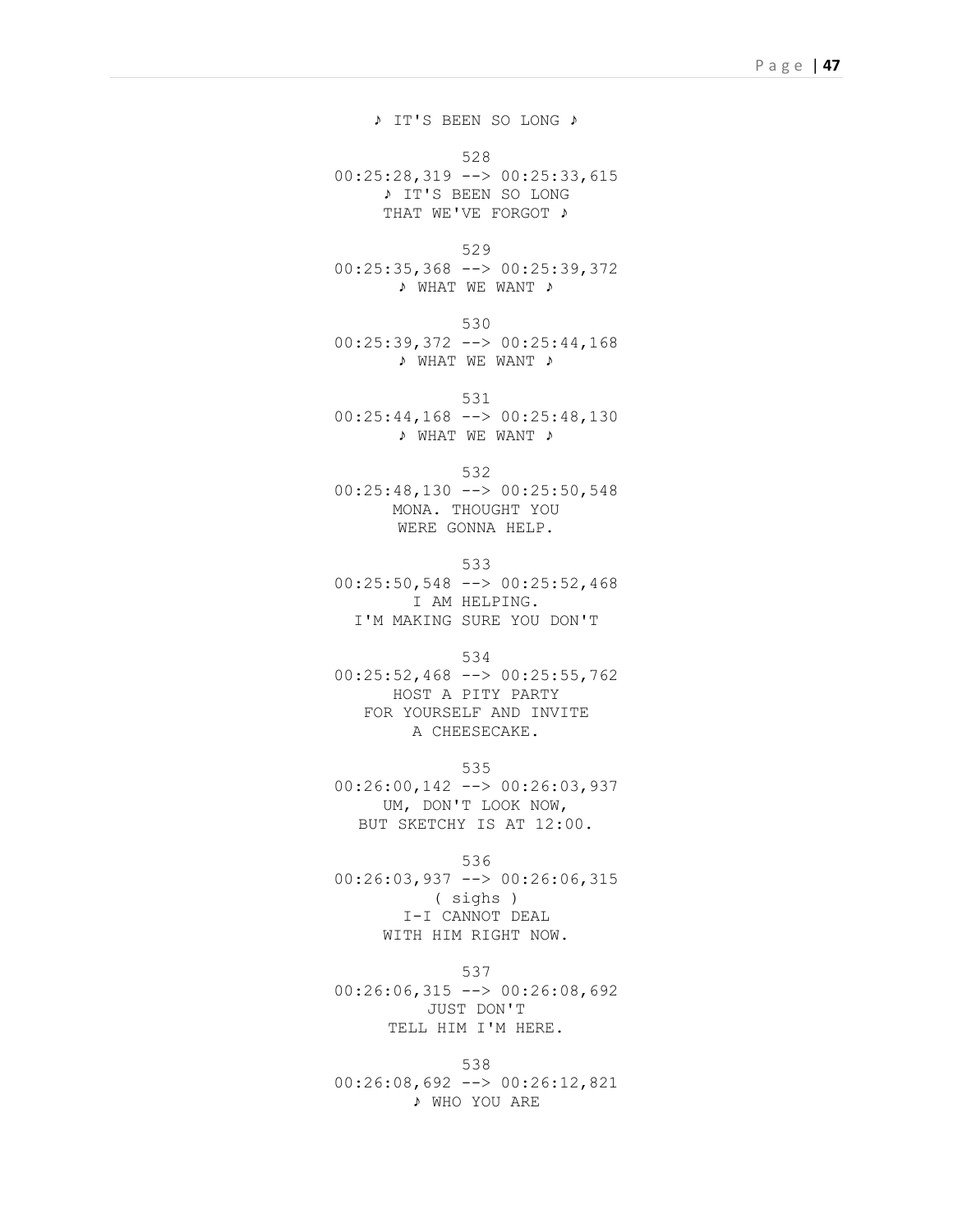♪ IT'S BEEN SO LONG ♪

528
00:25:28,319 --> 00:25:33,615
♪ IT'S BEEN SO LONG
THAT WE'VE FORGOT ♪

529
00:25:35,368 --> 00:25:39,372
♪ WHAT WE WANT ♪

530
00:25:39,372 --> 00:25:44,168
♪ WHAT WE WANT ♪

531
00:25:44,168 --> 00:25:48,130
♪ WHAT WE WANT ♪

532
00:25:48,130 --> 00:25:50,548
MONA. THOUGHT YOU
WERE GONNA HELP.

533
00:25:50,548 --> 00:25:52,468
I AM HELPING.
I'M MAKING SURE YOU DON'T

534
00:25:52,468 --> 00:25:55,762
HOST A PITY PARTY
FOR YOURSELF AND INVITE
A CHEESECAKE.

535
00:26:00,142 --> 00:26:03,937
UM, DON'T LOOK NOW,
BUT SKETCHY IS AT 12:00.

536
00:26:03,937 --> 00:26:06,315
( sighs )
I-I CANNOT DEAL
WITH HIM RIGHT NOW.

537
00:26:06,315 --> 00:26:08,692
JUST DON'T
TELL HIM I'M HERE.

538
00:26:08,692 --> 00:26:12,821
♪ WHO YOU ARE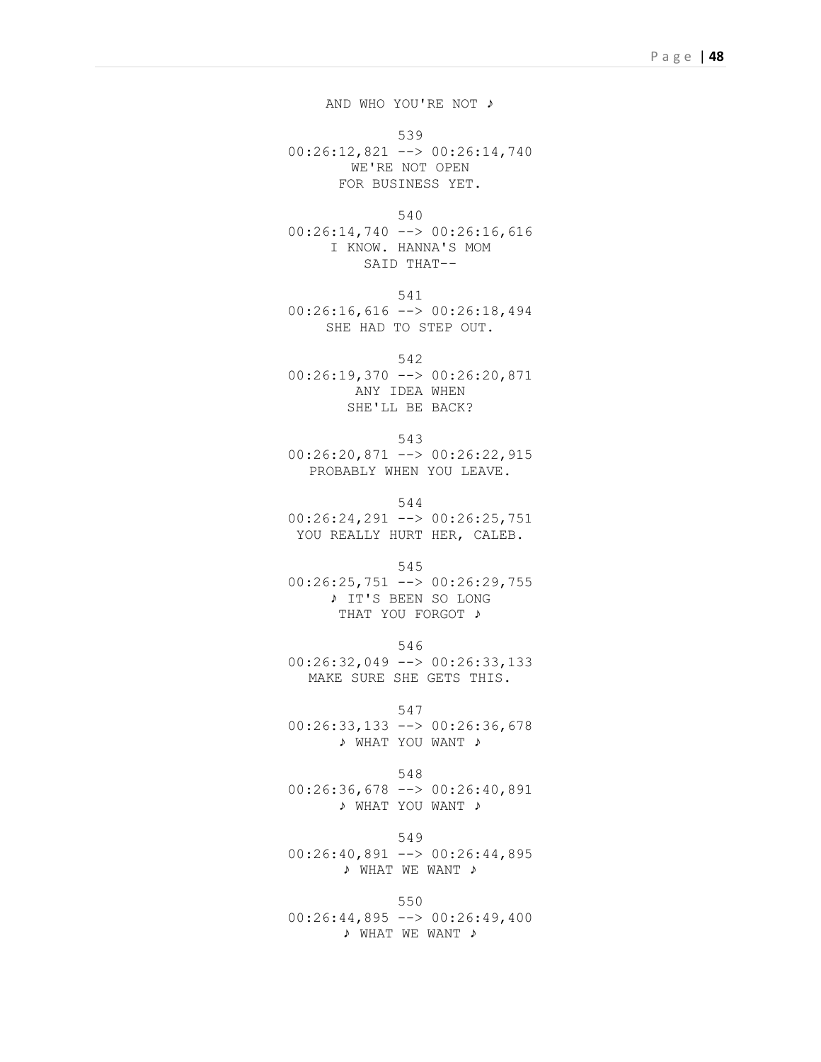AND WHO YOU'RE NOT ♪

539
00:26:12,821 --> 00:26:14,740
WE'RE NOT OPEN
FOR BUSINESS YET.

540
00:26:14,740 --> 00:26:16,616
I KNOW. HANNA'S MOM
SAID THAT--

541
00:26:16,616 --> 00:26:18,494
SHE HAD TO STEP OUT.

542
00:26:19,370 --> 00:26:20,871
ANY IDEA WHEN
SHE'LL BE BACK?

543
00:26:20,871 --> 00:26:22,915
PROBABLY WHEN YOU LEAVE.

544
00:26:24,291 --> 00:26:25,751
YOU REALLY HURT HER, CALEB.

545
00:26:25,751 --> 00:26:29,755
♪ IT'S BEEN SO LONG
THAT YOU FORGOT ♪

546
00:26:32,049 --> 00:26:33,133
MAKE SURE SHE GETS THIS.

547
00:26:33,133 --> 00:26:36,678
♪ WHAT YOU WANT ♪

548
00:26:36,678 --> 00:26:40,891
♪ WHAT YOU WANT ♪

549
00:26:40,891 --> 00:26:44,895
♪ WHAT WE WANT ♪

550
00:26:44,895 --> 00:26:49,400
♪ WHAT WE WANT ♪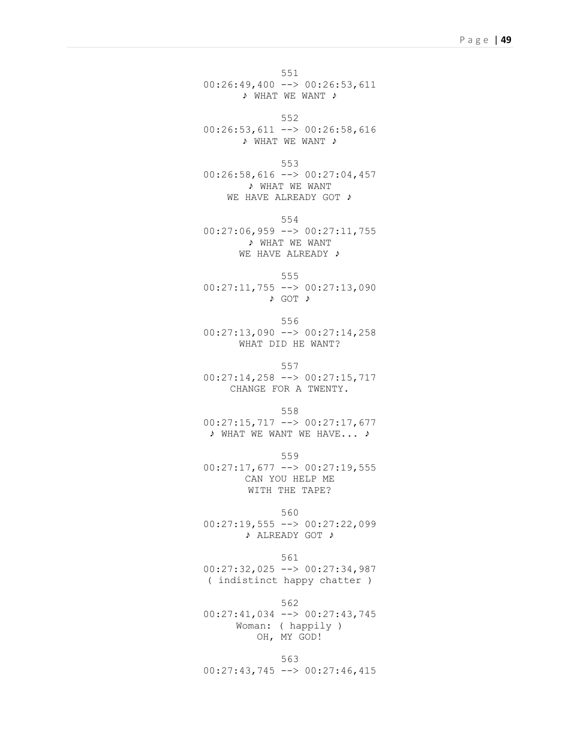551
00:26:49,400 --> 00:26:53,611
♪ WHAT WE WANT ♪

552
00:26:53,611 --> 00:26:58,616
♪ WHAT WE WANT ♪

553
00:26:58,616 --> 00:27:04,457
♪ WHAT WE WANT
WE HAVE ALREADY GOT ♪

554
00:27:06,959 --> 00:27:11,755
♪ WHAT WE WANT
WE HAVE ALREADY ♪

555
00:27:11,755 --> 00:27:13,090
♪ GOT ♪

556
00:27:13,090 --> 00:27:14,258
WHAT DID HE WANT?

557
00:27:14,258 --> 00:27:15,717
CHANGE FOR A TWENTY.

558
00:27:15,717 --> 00:27:17,677
♪ WHAT WE WANT WE HAVE... ♪

559
00:27:17,677 --> 00:27:19,555
CAN YOU HELP ME
WITH THE TAPE?

560
00:27:19,555 --> 00:27:22,099
♪ ALREADY GOT ♪

561
00:27:32,025 --> 00:27:34,987
( indistinct happy chatter )

562
00:27:41,034 --> 00:27:43,745
Woman: ( happily )
OH, MY GOD!

563
00:27:43,745 --> 00:27:46,415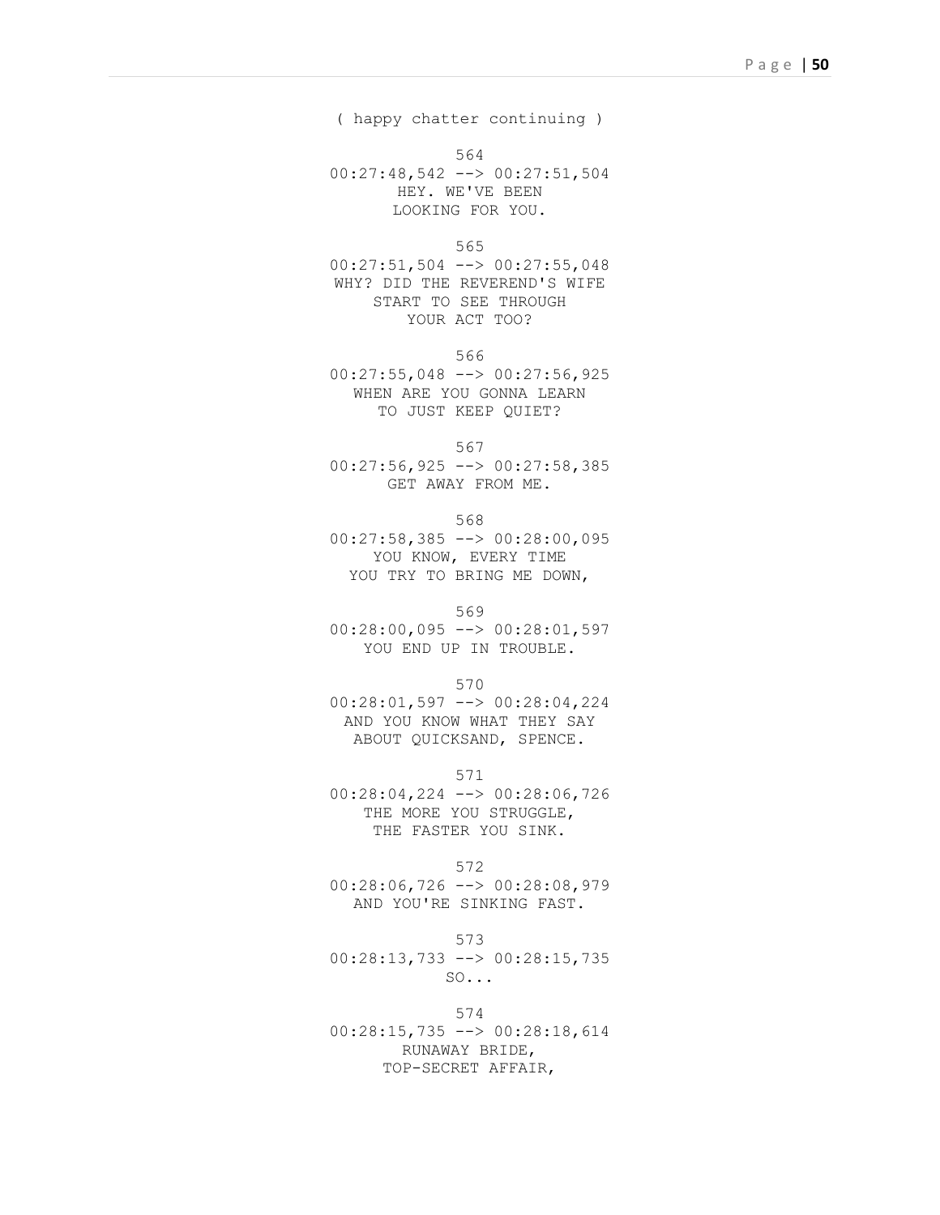( happy chatter continuing )

564
00:27:48,542 --> 00:27:51,504
HEY. WE'VE BEEN
LOOKING FOR YOU.

565
00:27:51,504 --> 00:27:55,048
WHY? DID THE REVEREND'S WIFE
START TO SEE THROUGH
YOUR ACT TOO?

566
00:27:55,048 --> 00:27:56,925
WHEN ARE YOU GONNA LEARN
TO JUST KEEP QUIET?

567
00:27:56,925 --> 00:27:58,385
GET AWAY FROM ME.

568
00:27:58,385 --> 00:28:00,095
YOU KNOW, EVERY TIME
YOU TRY TO BRING ME DOWN,

569
00:28:00,095 --> 00:28:01,597
YOU END UP IN TROUBLE.

570
00:28:01,597 --> 00:28:04,224
AND YOU KNOW WHAT THEY SAY
ABOUT QUICKSAND, SPENCE.

571
00:28:04,224 --> 00:28:06,726
THE MORE YOU STRUGGLE,
THE FASTER YOU SINK.

572
00:28:06,726 --> 00:28:08,979
AND YOU'RE SINKING FAST.

573
00:28:13,733 --> 00:28:15,735
SO...

574
00:28:15,735 --> 00:28:18,614
RUNAWAY BRIDE,
TOP-SECRET AFFAIR,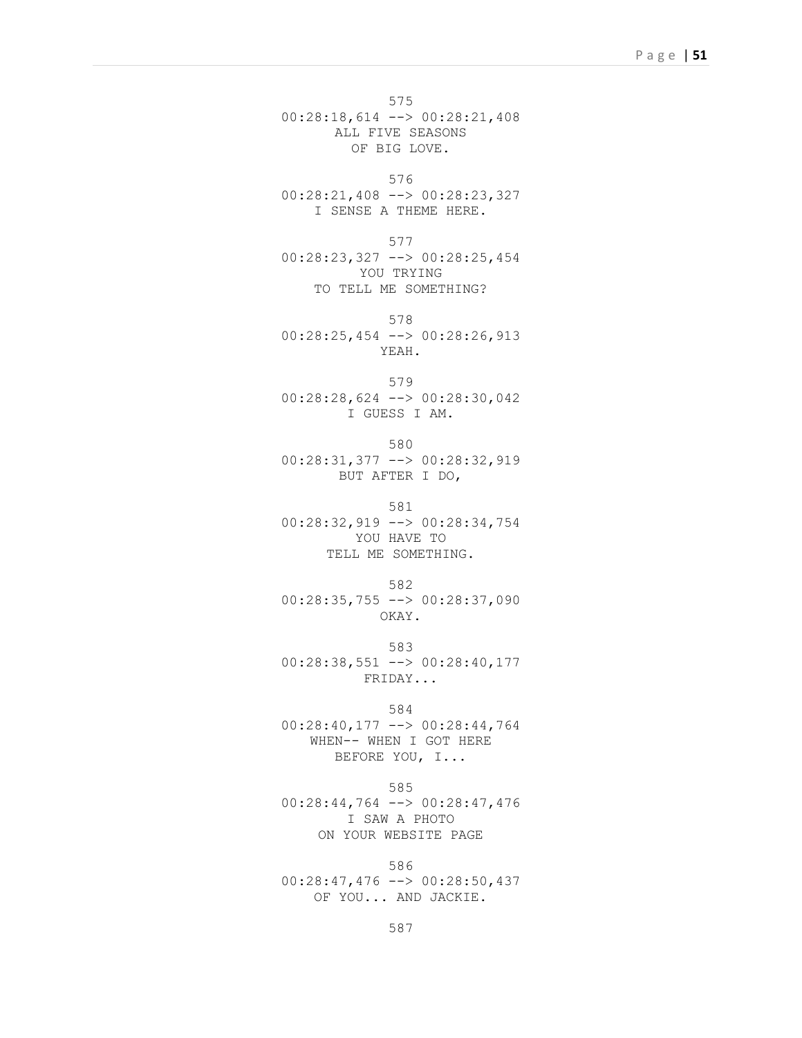575
00:28:18,614 --> 00:28:21,408
ALL FIVE SEASONS
OF BIG LOVE.

576
00:28:21,408 --> 00:28:23,327
I SENSE A THEME HERE.

577
00:28:23,327 --> 00:28:25,454
YOU TRYING
TO TELL ME SOMETHING?

578
00:28:25,454 --> 00:28:26,913
YEAH.

579
00:28:28,624 --> 00:28:30,042
I GUESS I AM.

580
00:28:31,377 --> 00:28:32,919
BUT AFTER I DO,

581
00:28:32,919 --> 00:28:34,754
YOU HAVE TO
TELL ME SOMETHING.

582
00:28:35,755 --> 00:28:37,090
OKAY.

583
00:28:38,551 --> 00:28:40,177
FRIDAY...

584
00:28:40,177 --> 00:28:44,764
WHEN-- WHEN I GOT HERE
BEFORE YOU, I...

585
00:28:44,764 --> 00:28:47,476
I SAW A PHOTO
ON YOUR WEBSITE PAGE

586
00:28:47,476 --> 00:28:50,437
OF YOU... AND JACKIE.

587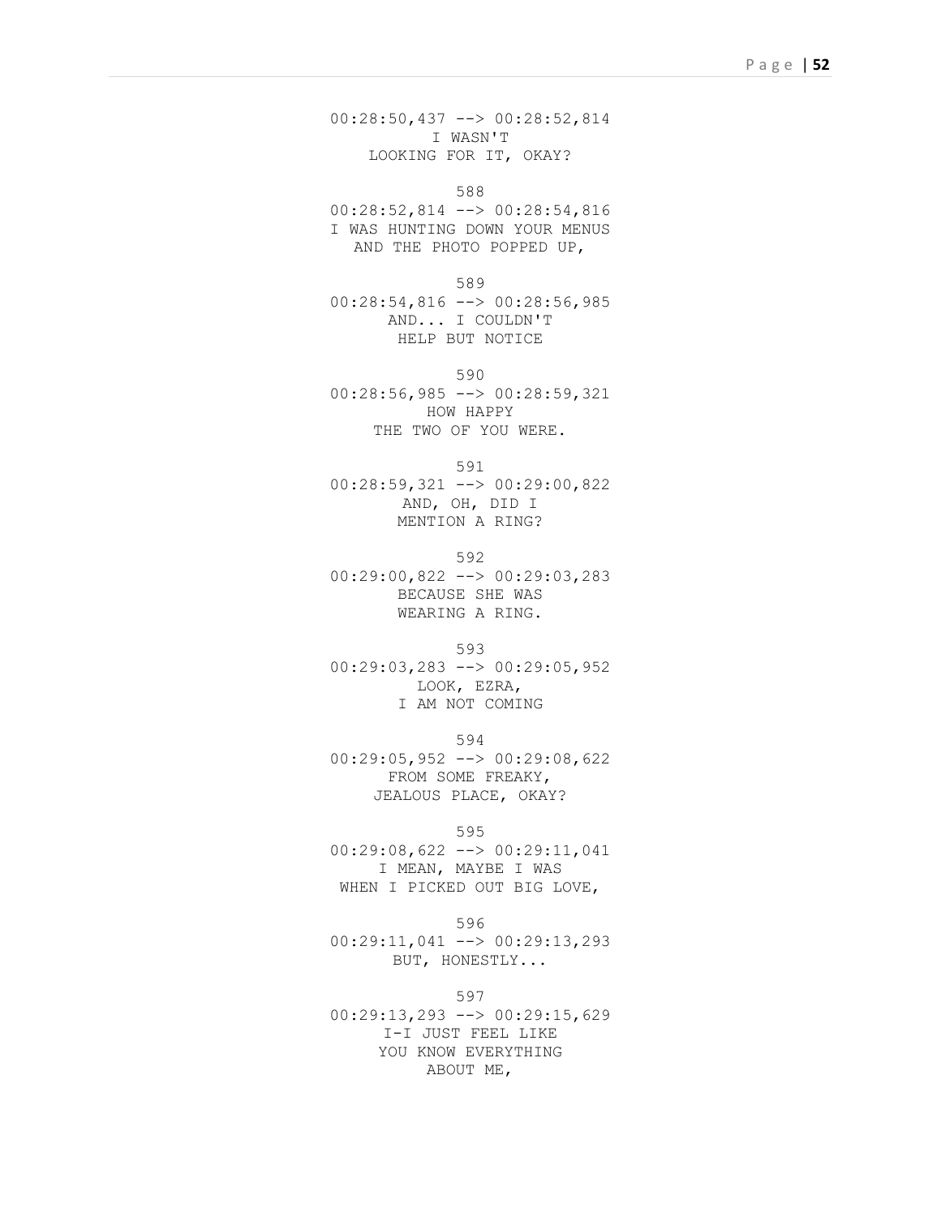00:28:50,437 --> 00:28:52,814
I WASN'T
LOOKING FOR IT, OKAY?

588
00:28:52,814 --> 00:28:54,816
I WAS HUNTING DOWN YOUR MENUS
AND THE PHOTO POPPED UP,

589
00:28:54,816 --> 00:28:56,985
AND... I COULDN'T
HELP BUT NOTICE

590
00:28:56,985 --> 00:28:59,321
HOW HAPPY
THE TWO OF YOU WERE.

591
00:28:59,321 --> 00:29:00,822
AND, OH, DID I
MENTION A RING?

592
00:29:00,822 --> 00:29:03,283
BECAUSE SHE WAS
WEARING A RING.

593
00:29:03,283 --> 00:29:05,952
LOOK, EZRA,
I AM NOT COMING

594
00:29:05,952 --> 00:29:08,622
FROM SOME FREAKY,
JEALOUS PLACE, OKAY?

595
00:29:08,622 --> 00:29:11,041
I MEAN, MAYBE I WAS
WHEN I PICKED OUT BIG LOVE,

596
00:29:11,041 --> 00:29:13,293
BUT, HONESTLY...

597
00:29:13,293 --> 00:29:15,629
I-I JUST FEEL LIKE
YOU KNOW EVERYTHING
ABOUT ME,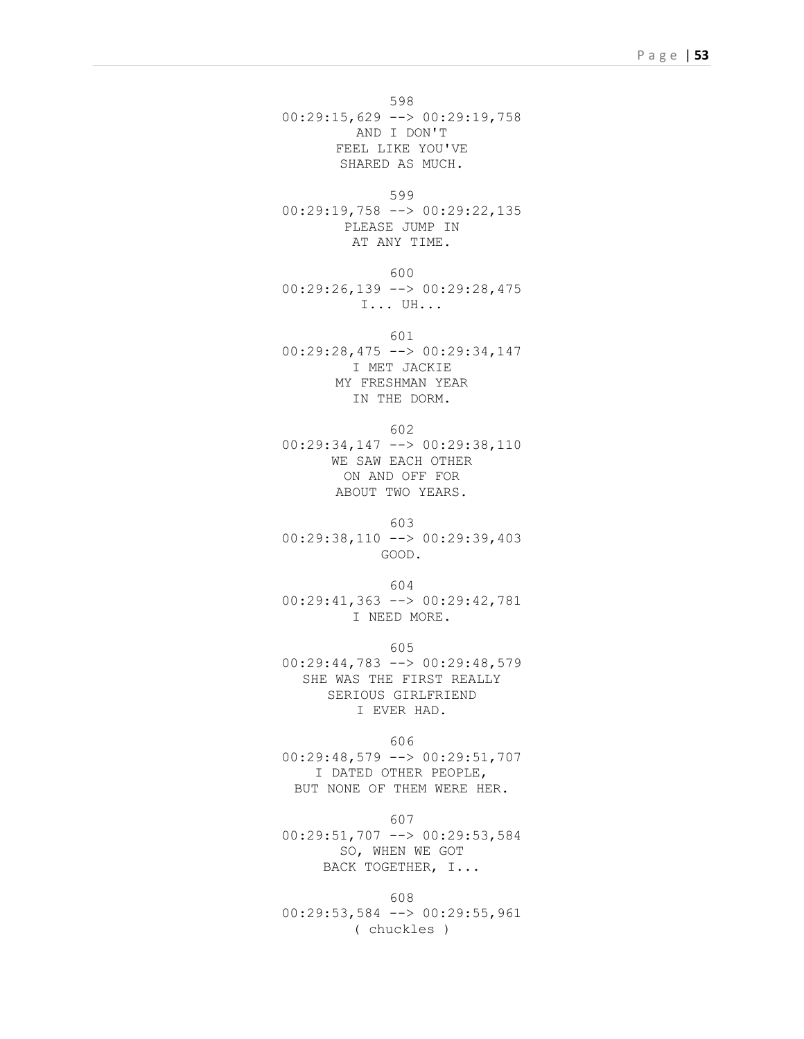598
00:29:15,629 --> 00:29:19,758
AND I DON'T
FEEL LIKE YOU'VE
SHARED AS MUCH.

599
00:29:19,758 --> 00:29:22,135
PLEASE JUMP IN
AT ANY TIME.

600
00:29:26,139 --> 00:29:28,475
I... UH...

601
00:29:28,475 --> 00:29:34,147
I MET JACKIE
MY FRESHMAN YEAR
IN THE DORM.

602
00:29:34,147 --> 00:29:38,110
WE SAW EACH OTHER
ON AND OFF FOR
ABOUT TWO YEARS.

603
00:29:38,110 --> 00:29:39,403
GOOD.

604
00:29:41,363 --> 00:29:42,781
I NEED MORE.

605
00:29:44,783 --> 00:29:48,579
SHE WAS THE FIRST REALLY
SERIOUS GIRLFRIEND
I EVER HAD.

606
00:29:48,579 --> 00:29:51,707
I DATED OTHER PEOPLE,
BUT NONE OF THEM WERE HER.

607
00:29:51,707 --> 00:29:53,584
SO, WHEN WE GOT
BACK TOGETHER, I...

608
00:29:53,584 --> 00:29:55,961
( chuckles )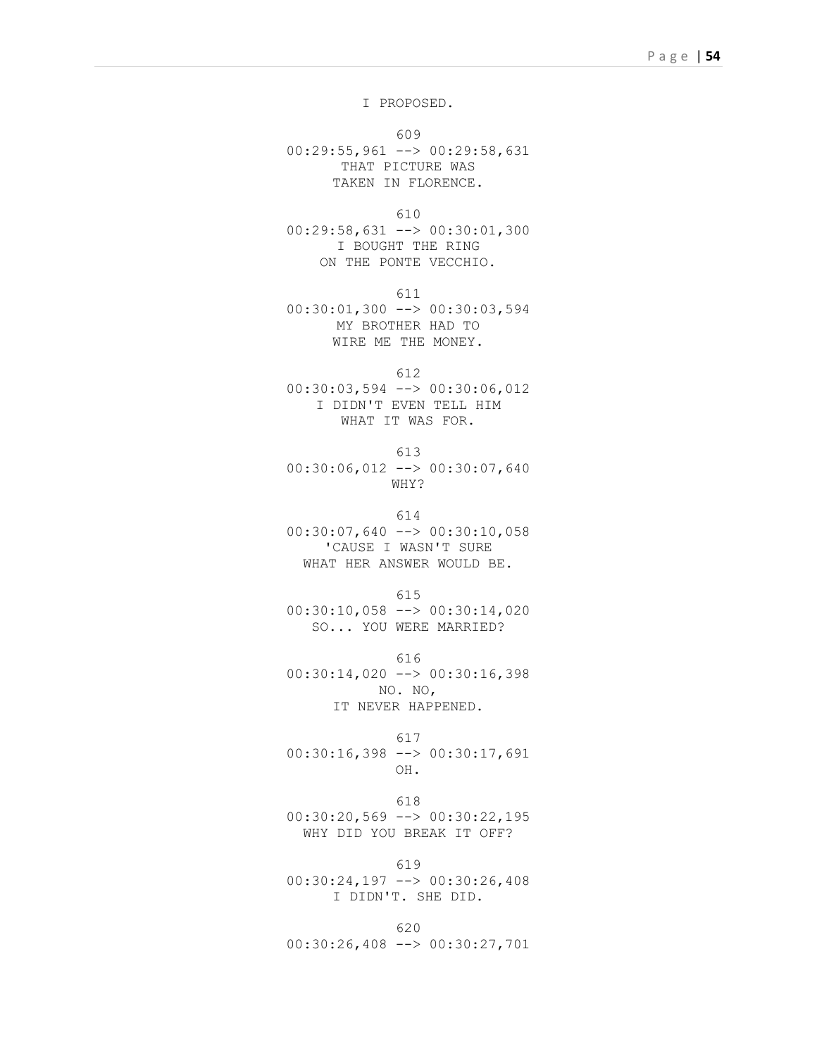I PROPOSED.

609
00:29:55,961 --> 00:29:58,631
THAT PICTURE WAS
TAKEN IN FLORENCE.

610
00:29:58,631 --> 00:30:01,300
I BOUGHT THE RING
ON THE PONTE VECCHIO.

611
00:30:01,300 --> 00:30:03,594
MY BROTHER HAD TO
WIRE ME THE MONEY.

612
00:30:03,594 --> 00:30:06,012
I DIDN'T EVEN TELL HIM
WHAT IT WAS FOR.

613
00:30:06,012 --> 00:30:07,640
WHY?

614
00:30:07,640 --> 00:30:10,058
'CAUSE I WASN'T SURE
WHAT HER ANSWER WOULD BE.

615
00:30:10,058 --> 00:30:14,020
SO... YOU WERE MARRIED?

616
00:30:14,020 --> 00:30:16,398
NO. NO,
IT NEVER HAPPENED.

617
00:30:16,398 --> 00:30:17,691
OH.

618
00:30:20,569 --> 00:30:22,195
WHY DID YOU BREAK IT OFF?

619
00:30:24,197 --> 00:30:26,408
I DIDN'T. SHE DID.

620
00:30:26,408 --> 00:30:27,701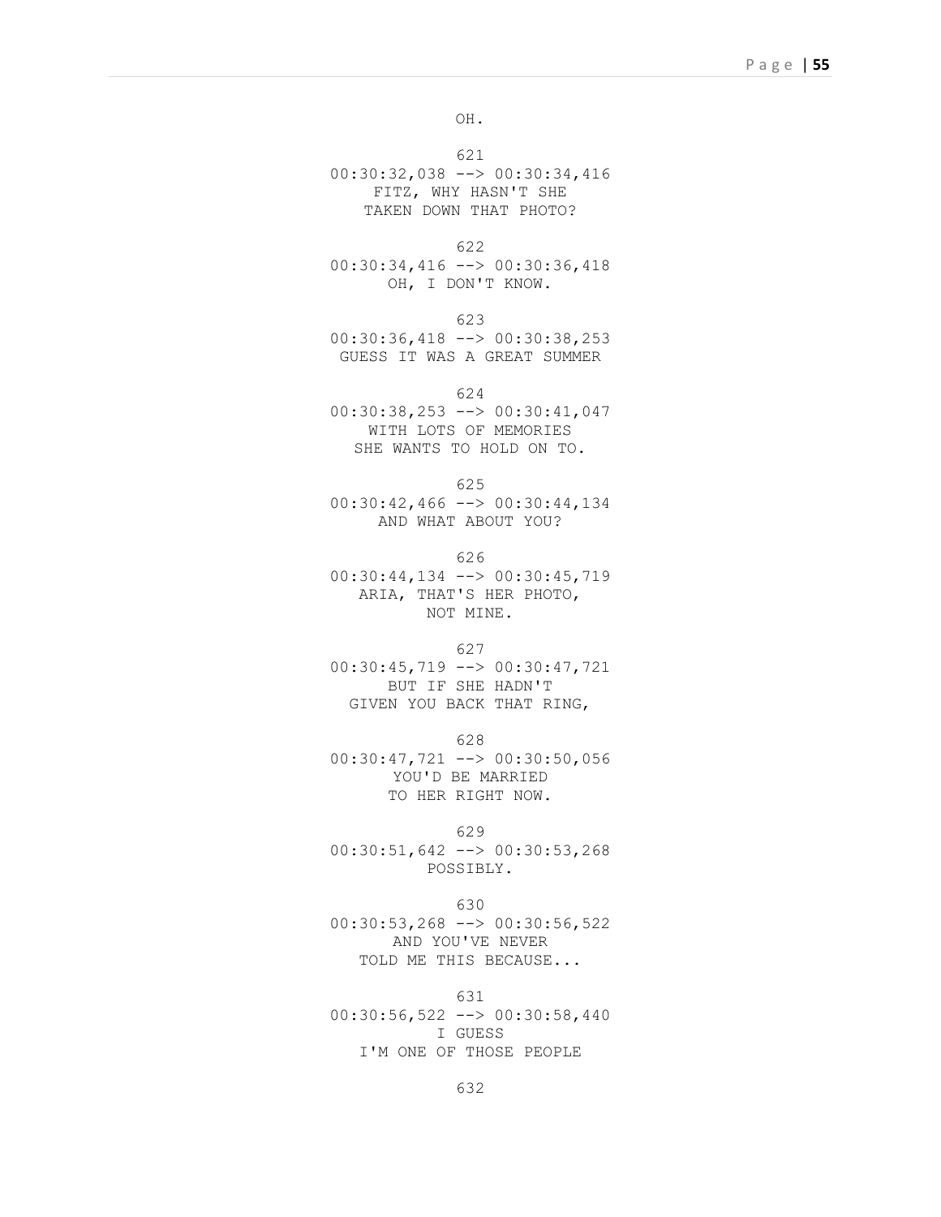OH.

621
00:30:32,038 --> 00:30:34,416
FITZ, WHY HASN'T SHE
TAKEN DOWN THAT PHOTO?

622
00:30:34,416 --> 00:30:36,418
OH, I DON'T KNOW.

623
00:30:36,418 --> 00:30:38,253
GUESS IT WAS A GREAT SUMMER

624
00:30:38,253 --> 00:30:41,047
WITH LOTS OF MEMORIES
SHE WANTS TO HOLD ON TO.

625
00:30:42,466 --> 00:30:44,134
AND WHAT ABOUT YOU?

626
00:30:44,134 --> 00:30:45,719
ARIA, THAT'S HER PHOTO,
NOT MINE.

627
00:30:45,719 --> 00:30:47,721
BUT IF SHE HADN'T
GIVEN YOU BACK THAT RING,

628
00:30:47,721 --> 00:30:50,056
YOU'D BE MARRIED
TO HER RIGHT NOW.

629
00:30:51,642 --> 00:30:53,268
POSSIBLY.

630
00:30:53,268 --> 00:30:56,522
AND YOU'VE NEVER
TOLD ME THIS BECAUSE...

631
00:30:56,522 --> 00:30:58,440
I GUESS
I'M ONE OF THOSE PEOPLE

632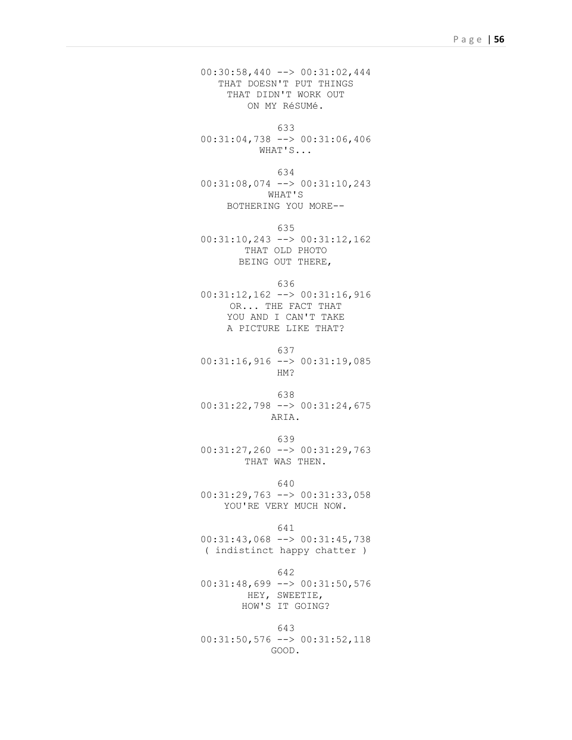00:30:58,440 --> 00:31:02,444
THAT DOESN'T PUT THINGS
THAT DIDN'T WORK OUT
ON MY RéSUMé.

633
00:31:04,738 --> 00:31:06,406
WHAT'S...

634
00:31:08,074 --> 00:31:10,243
WHAT'S
BOTHERING YOU MORE--

635
00:31:10,243 --> 00:31:12,162
THAT OLD PHOTO
BEING OUT THERE,

636
00:31:12,162 --> 00:31:16,916
OR... THE FACT THAT
YOU AND I CAN'T TAKE
A PICTURE LIKE THAT?

637
00:31:16,916 --> 00:31:19,085
HM?

638
00:31:22,798 --> 00:31:24,675
ARIA.

639
00:31:27,260 --> 00:31:29,763
THAT WAS THEN.

640
00:31:29,763 --> 00:31:33,058
YOU'RE VERY MUCH NOW.

641
00:31:43,068 --> 00:31:45,738
( indistinct happy chatter )

642
00:31:48,699 --> 00:31:50,576
HEY, SWEETIE,
HOW'S IT GOING?

643
00:31:50,576 --> 00:31:52,118
GOOD.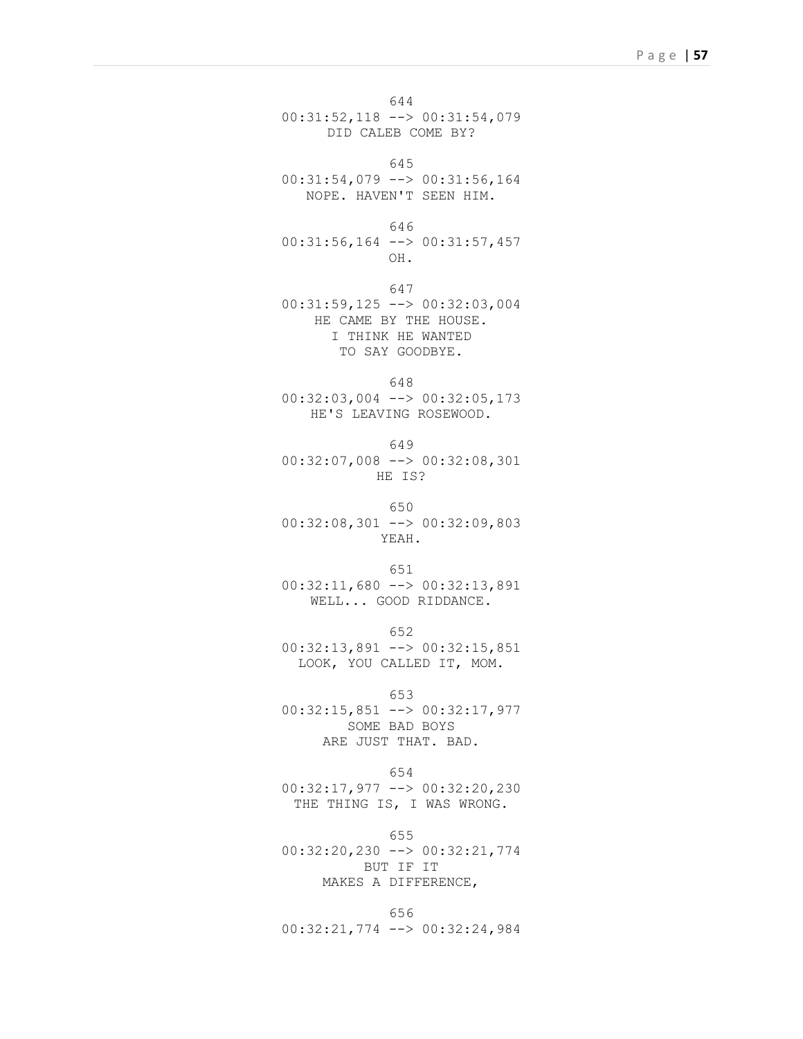644
00:31:52,118 --> 00:31:54,079
DID CALEB COME BY?

645
00:31:54,079 --> 00:31:56,164
NOPE. HAVEN'T SEEN HIM.

646
00:31:56,164 --> 00:31:57,457
OH.

647
00:31:59,125 --> 00:32:03,004
HE CAME BY THE HOUSE.
I THINK HE WANTED
TO SAY GOODBYE.

648
00:32:03,004 --> 00:32:05,173
HE'S LEAVING ROSEWOOD.

649
00:32:07,008 --> 00:32:08,301
HE IS?

650
00:32:08,301 --> 00:32:09,803
YEAH.

651
00:32:11,680 --> 00:32:13,891
WELL... GOOD RIDDANCE.

652
00:32:13,891 --> 00:32:15,851
LOOK, YOU CALLED IT, MOM.

653
00:32:15,851 --> 00:32:17,977
SOME BAD BOYS
ARE JUST THAT. BAD.

654
00:32:17,977 --> 00:32:20,230
THE THING IS, I WAS WRONG.

655
00:32:20,230 --> 00:32:21,774
BUT IF IT
MAKES A DIFFERENCE,

656
00:32:21,774 --> 00:32:24,984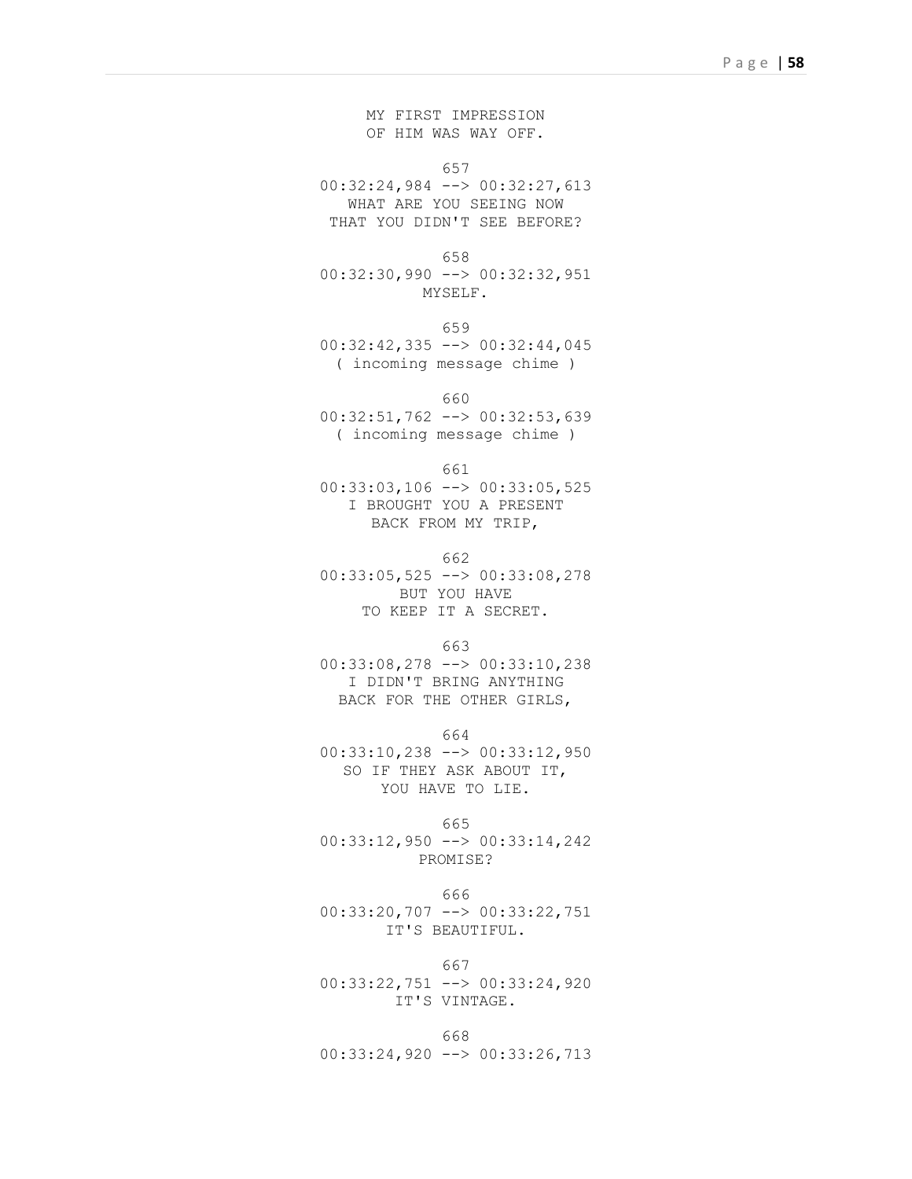MY FIRST IMPRESSION
OF HIM WAS WAY OFF.

657
00:32:24,984 --> 00:32:27,613
WHAT ARE YOU SEEING NOW
THAT YOU DIDN'T SEE BEFORE?

658
00:32:30,990 --> 00:32:32,951
MYSELF.

659
00:32:42,335 --> 00:32:44,045
( incoming message chime )

660
00:32:51,762 --> 00:32:53,639
( incoming message chime )

661
00:33:03,106 --> 00:33:05,525
I BROUGHT YOU A PRESENT
BACK FROM MY TRIP,

662
00:33:05,525 --> 00:33:08,278
BUT YOU HAVE
TO KEEP IT A SECRET.

663
00:33:08,278 --> 00:33:10,238
I DIDN'T BRING ANYTHING
BACK FOR THE OTHER GIRLS,

664
00:33:10,238 --> 00:33:12,950
SO IF THEY ASK ABOUT IT,
YOU HAVE TO LIE.

665
00:33:12,950 --> 00:33:14,242
PROMISE?

666
00:33:20,707 --> 00:33:22,751
IT'S BEAUTIFUL.

667
00:33:22,751 --> 00:33:24,920
IT'S VINTAGE.

668
00:33:24,920 --> 00:33:26,713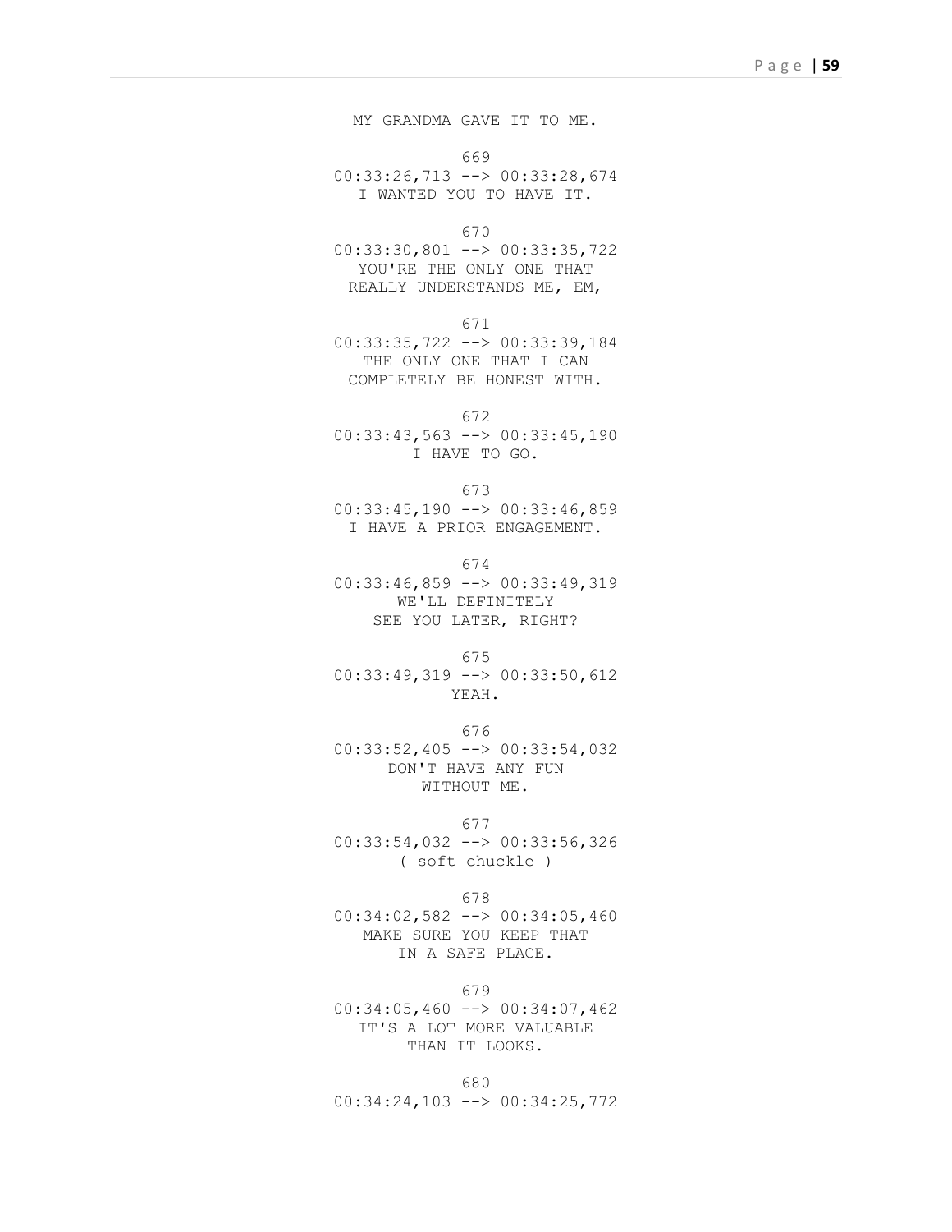MY GRANDMA GAVE IT TO ME.

669
00:33:26,713 --> 00:33:28,674
I WANTED YOU TO HAVE IT.

670
00:33:30,801 --> 00:33:35,722
YOU'RE THE ONLY ONE THAT
REALLY UNDERSTANDS ME, EM,

671
00:33:35,722 --> 00:33:39,184
THE ONLY ONE THAT I CAN
COMPLETELY BE HONEST WITH.

672
00:33:43,563 --> 00:33:45,190
I HAVE TO GO.

673
00:33:45,190 --> 00:33:46,859
I HAVE A PRIOR ENGAGEMENT.

674
00:33:46,859 --> 00:33:49,319
WE'LL DEFINITELY
SEE YOU LATER, RIGHT?

675
00:33:49,319 --> 00:33:50,612
YEAH.

676
00:33:52,405 --> 00:33:54,032
DON'T HAVE ANY FUN
WITHOUT ME.

677
00:33:54,032 --> 00:33:56,326
( soft chuckle )

678
00:34:02,582 --> 00:34:05,460
MAKE SURE YOU KEEP THAT
IN A SAFE PLACE.

679
00:34:05,460 --> 00:34:07,462
IT'S A LOT MORE VALUABLE
THAN IT LOOKS.

680
00:34:24,103 --> 00:34:25,772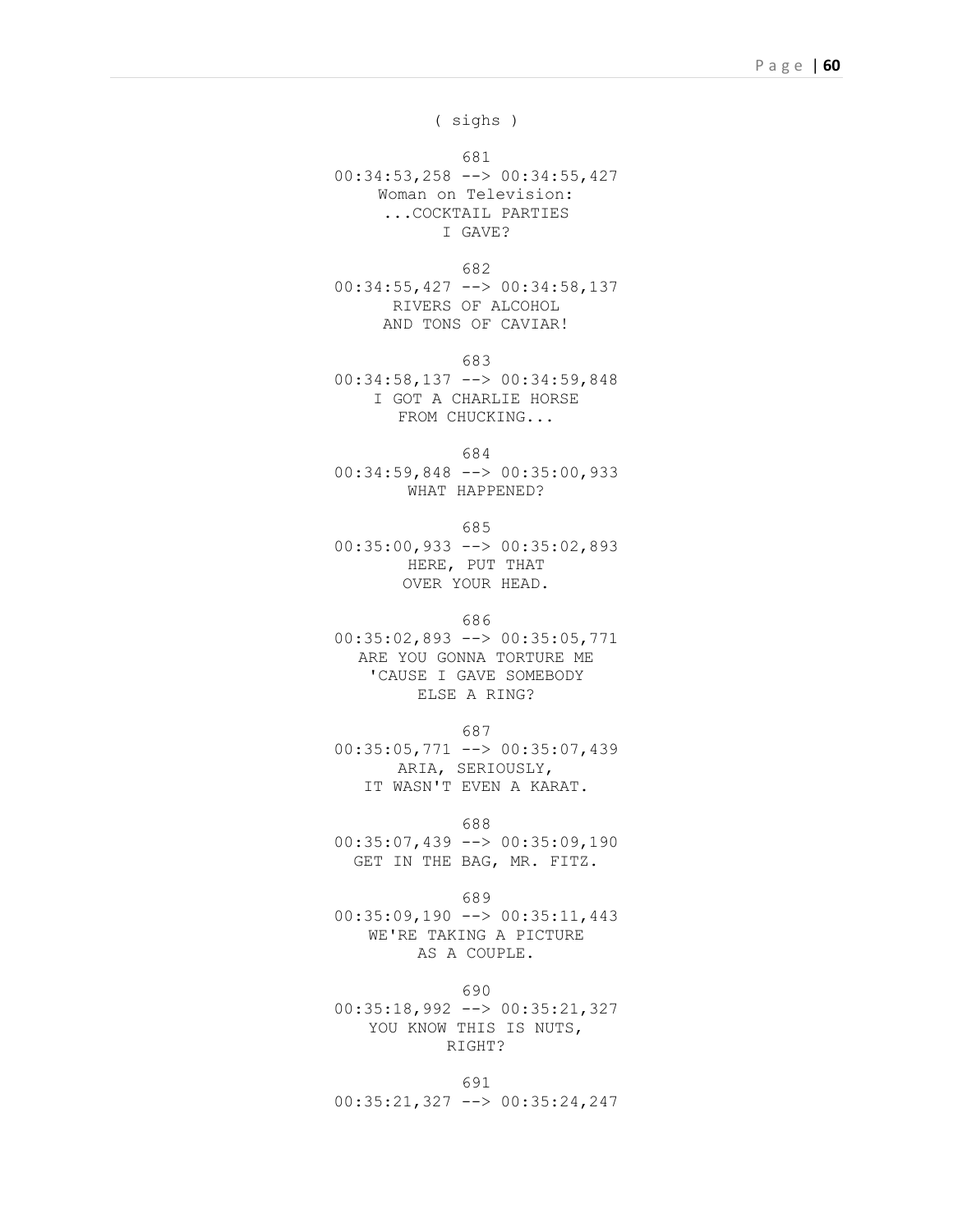( sighs )

681
00:34:53,258 --> 00:34:55,427
Woman on Television:
...COCKTAIL PARTIES
I GAVE?

682
00:34:55,427 --> 00:34:58,137
RIVERS OF ALCOHOL
AND TONS OF CAVIAR!

683
00:34:58,137 --> 00:34:59,848
I GOT A CHARLIE HORSE
FROM CHUCKING...

684
00:34:59,848 --> 00:35:00,933
WHAT HAPPENED?

685
00:35:00,933 --> 00:35:02,893
HERE, PUT THAT
OVER YOUR HEAD.

686
00:35:02,893 --> 00:35:05,771
ARE YOU GONNA TORTURE ME
'CAUSE I GAVE SOMEBODY
ELSE A RING?

687
00:35:05,771 --> 00:35:07,439
ARIA, SERIOUSLY,
IT WASN'T EVEN A KARAT.

688
00:35:07,439 --> 00:35:09,190
GET IN THE BAG, MR. FITZ.

689
00:35:09,190 --> 00:35:11,443
WE'RE TAKING A PICTURE
AS A COUPLE.

690
00:35:18,992 --> 00:35:21,327
YOU KNOW THIS IS NUTS,
RIGHT?

691
00:35:21,327 --> 00:35:24,247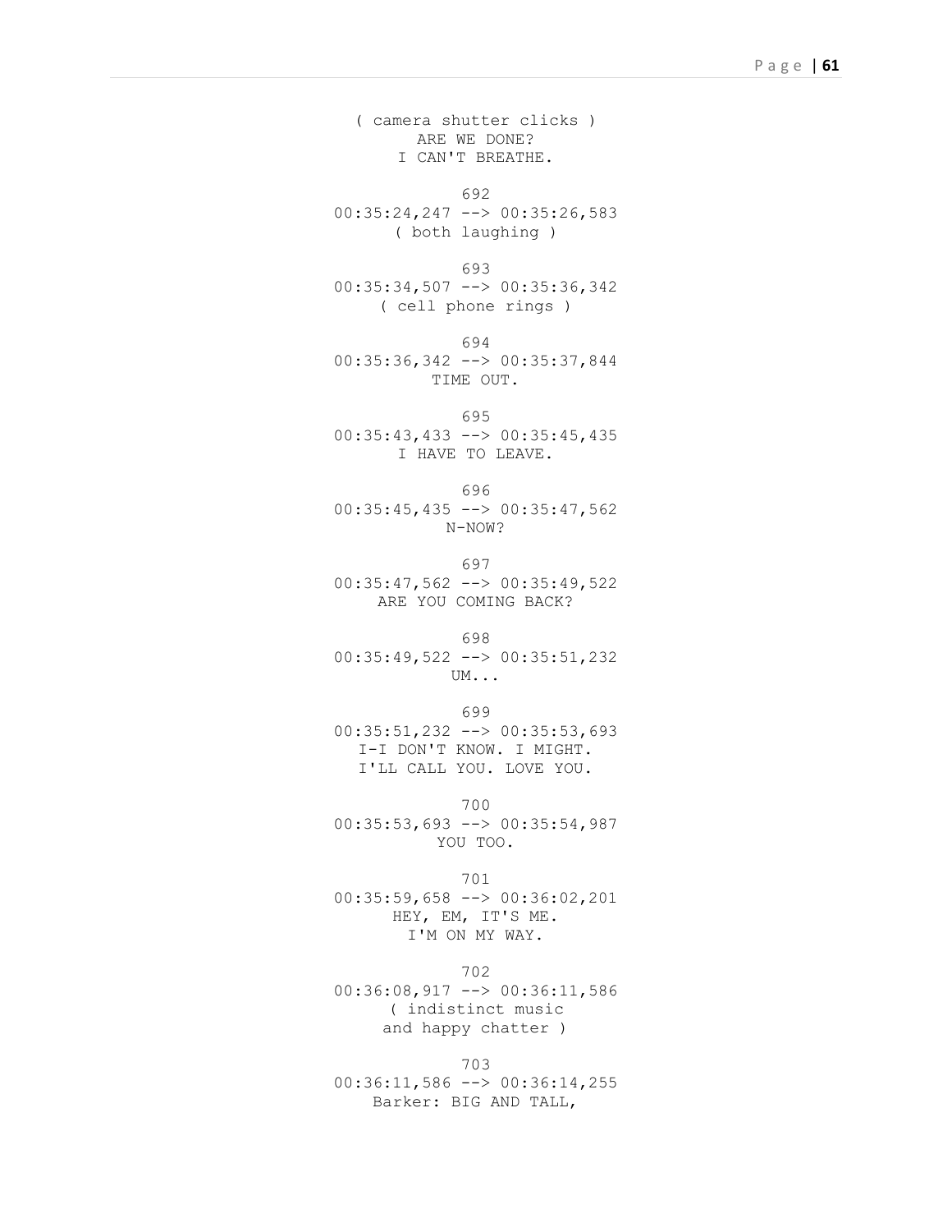( camera shutter clicks )
ARE WE DONE?
I CAN'T BREATHE.

692
00:35:24,247 --> 00:35:26,583
( both laughing )

693
00:35:34,507 --> 00:35:36,342
( cell phone rings )

694
00:35:36,342 --> 00:35:37,844
TIME OUT.

695
00:35:43,433 --> 00:35:45,435
I HAVE TO LEAVE.

696
00:35:45,435 --> 00:35:47,562
N-NOW?

697
00:35:47,562 --> 00:35:49,522
ARE YOU COMING BACK?

698
00:35:49,522 --> 00:35:51,232
UM...

699
00:35:51,232 --> 00:35:53,693
I-I DON'T KNOW. I MIGHT.
I'LL CALL YOU. LOVE YOU.

700
00:35:53,693 --> 00:35:54,987
YOU TOO.

701
00:35:59,658 --> 00:36:02,201
HEY, EM, IT'S ME.
I'M ON MY WAY.

702
00:36:08,917 --> 00:36:11,586
( indistinct music
and happy chatter )

703
00:36:11,586 --> 00:36:14,255
Barker: BIG AND TALL,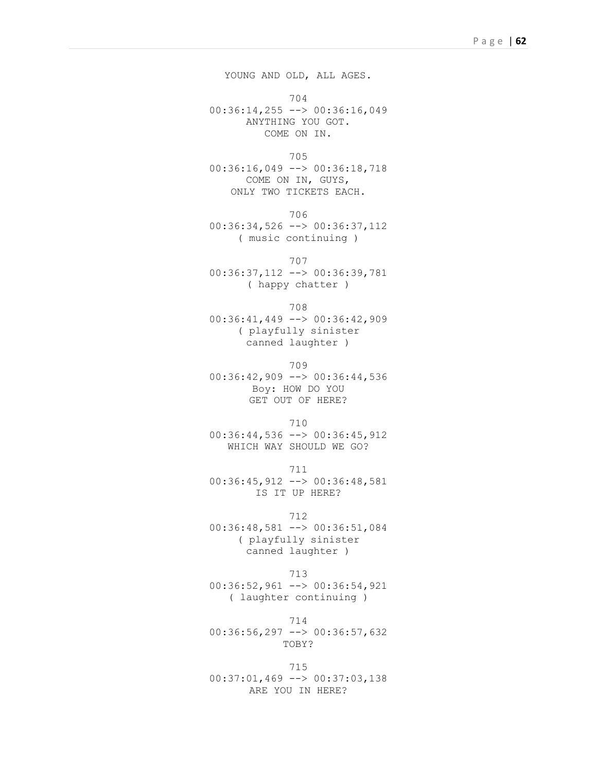YOUNG AND OLD, ALL AGES.

704
00:36:14,255 --> 00:36:16,049
ANYTHING YOU GOT.
COME ON IN.

705
00:36:16,049 --> 00:36:18,718
COME ON IN, GUYS,
ONLY TWO TICKETS EACH.

706
00:36:34,526 --> 00:36:37,112
( music continuing )

707
00:36:37,112 --> 00:36:39,781
( happy chatter )

708
00:36:41,449 --> 00:36:42,909
( playfully sinister
canned laughter )

709
00:36:42,909 --> 00:36:44,536
Boy: HOW DO YOU
GET OUT OF HERE?

710
00:36:44,536 --> 00:36:45,912
WHICH WAY SHOULD WE GO?

711
00:36:45,912 --> 00:36:48,581
IS IT UP HERE?

712
00:36:48,581 --> 00:36:51,084
( playfully sinister
canned laughter )

713
00:36:52,961 --> 00:36:54,921
( laughter continuing )

714
00:36:56,297 --> 00:36:57,632
TOBY?

715
00:37:01,469 --> 00:37:03,138
ARE YOU IN HERE?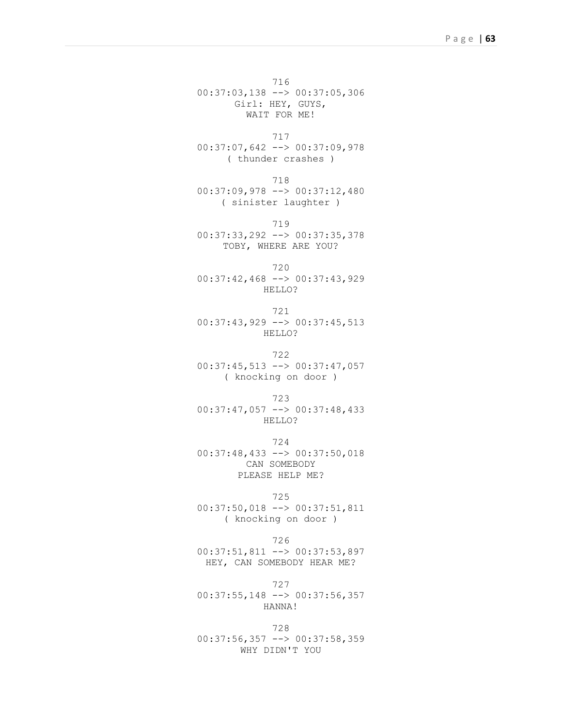716
00:37:03,138 --> 00:37:05,306
Girl: HEY, GUYS,
WAIT FOR ME!

717
00:37:07,642 --> 00:37:09,978
( thunder crashes )

718
00:37:09,978 --> 00:37:12,480
( sinister laughter )

719
00:37:33,292 --> 00:37:35,378
TOBY, WHERE ARE YOU?

720
00:37:42,468 --> 00:37:43,929
HELLO?

721
00:37:43,929 --> 00:37:45,513
HELLO?

722
00:37:45,513 --> 00:37:47,057
( knocking on door )

723
00:37:47,057 --> 00:37:48,433
HELLO?

724
00:37:48,433 --> 00:37:50,018
CAN SOMEBODY
PLEASE HELP ME?

725
00:37:50,018 --> 00:37:51,811
( knocking on door )

726
00:37:51,811 --> 00:37:53,897
HEY, CAN SOMEBODY HEAR ME?

727
00:37:55,148 --> 00:37:56,357
HANNA!

728
00:37:56,357 --> 00:37:58,359
WHY DIDN'T YOU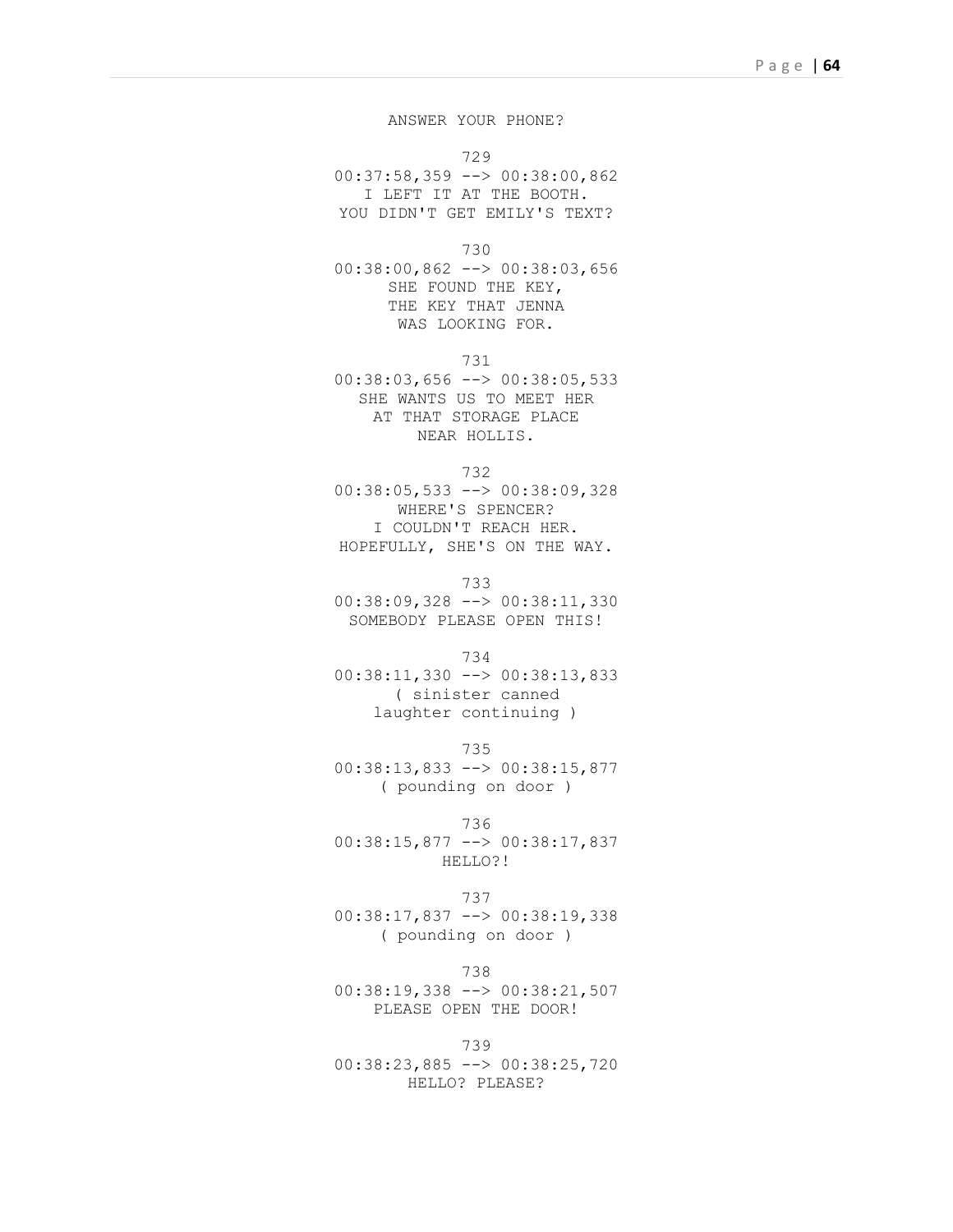ANSWER YOUR PHONE?

729
00:37:58,359 --> 00:38:00,862
I LEFT IT AT THE BOOTH.
YOU DIDN'T GET EMILY'S TEXT?

730
00:38:00,862 --> 00:38:03,656
SHE FOUND THE KEY,
THE KEY THAT JENNA
WAS LOOKING FOR.

731
00:38:03,656 --> 00:38:05,533
SHE WANTS US TO MEET HER
AT THAT STORAGE PLACE
NEAR HOLLIS.

732
00:38:05,533 --> 00:38:09,328
WHERE'S SPENCER?
I COULDN'T REACH HER.
HOPEFULLY, SHE'S ON THE WAY.

733
00:38:09,328 --> 00:38:11,330
SOMEBODY PLEASE OPEN THIS!

734
00:38:11,330 --> 00:38:13,833
( sinister canned
laughter continuing )

735
00:38:13,833 --> 00:38:15,877
( pounding on door )

736
00:38:15,877 --> 00:38:17,837
HELLO?!

737
00:38:17,837 --> 00:38:19,338
( pounding on door )

738
00:38:19,338 --> 00:38:21,507
PLEASE OPEN THE DOOR!

739
00:38:23,885 --> 00:38:25,720
HELLO? PLEASE?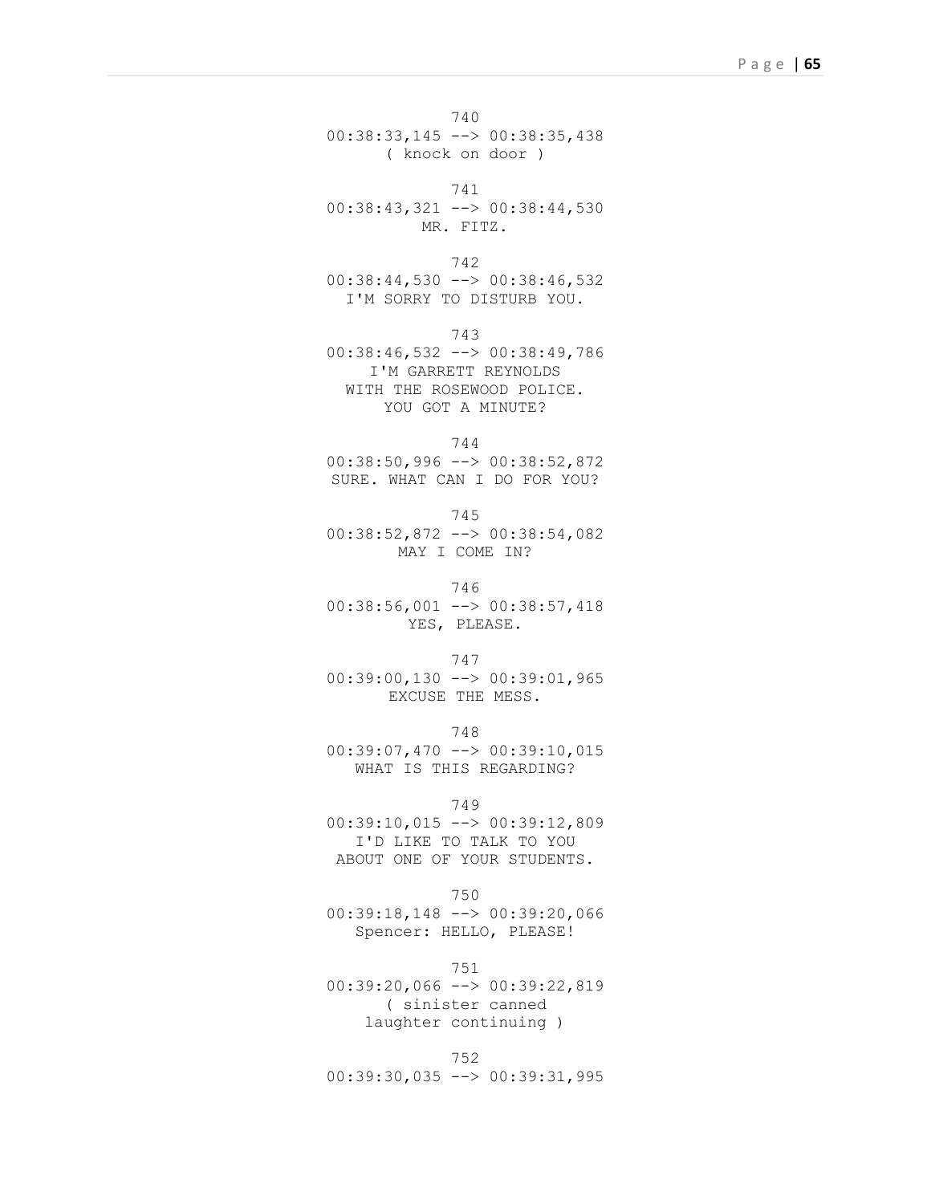740
00:38:33,145 --> 00:38:35,438
( knock on door )

741
00:38:43,321 --> 00:38:44,530
MR. FITZ.

742
00:38:44,530 --> 00:38:46,532
I'M SORRY TO DISTURB YOU.

743
00:38:46,532 --> 00:38:49,786
I'M GARRETT REYNOLDS
WITH THE ROSEWOOD POLICE.
YOU GOT A MINUTE?

744
00:38:50,996 --> 00:38:52,872
SURE. WHAT CAN I DO FOR YOU?

745
00:38:52,872 --> 00:38:54,082
MAY I COME IN?

746
00:38:56,001 --> 00:38:57,418
YES, PLEASE.

747
00:39:00,130 --> 00:39:01,965
EXCUSE THE MESS.

748
00:39:07,470 --> 00:39:10,015
WHAT IS THIS REGARDING?

749
00:39:10,015 --> 00:39:12,809
I'D LIKE TO TALK TO YOU
ABOUT ONE OF YOUR STUDENTS.

750
00:39:18,148 --> 00:39:20,066
Spencer: HELLO, PLEASE!

751
00:39:20,066 --> 00:39:22,819
( sinister canned
laughter continuing )

752
00:39:30,035 --> 00:39:31,995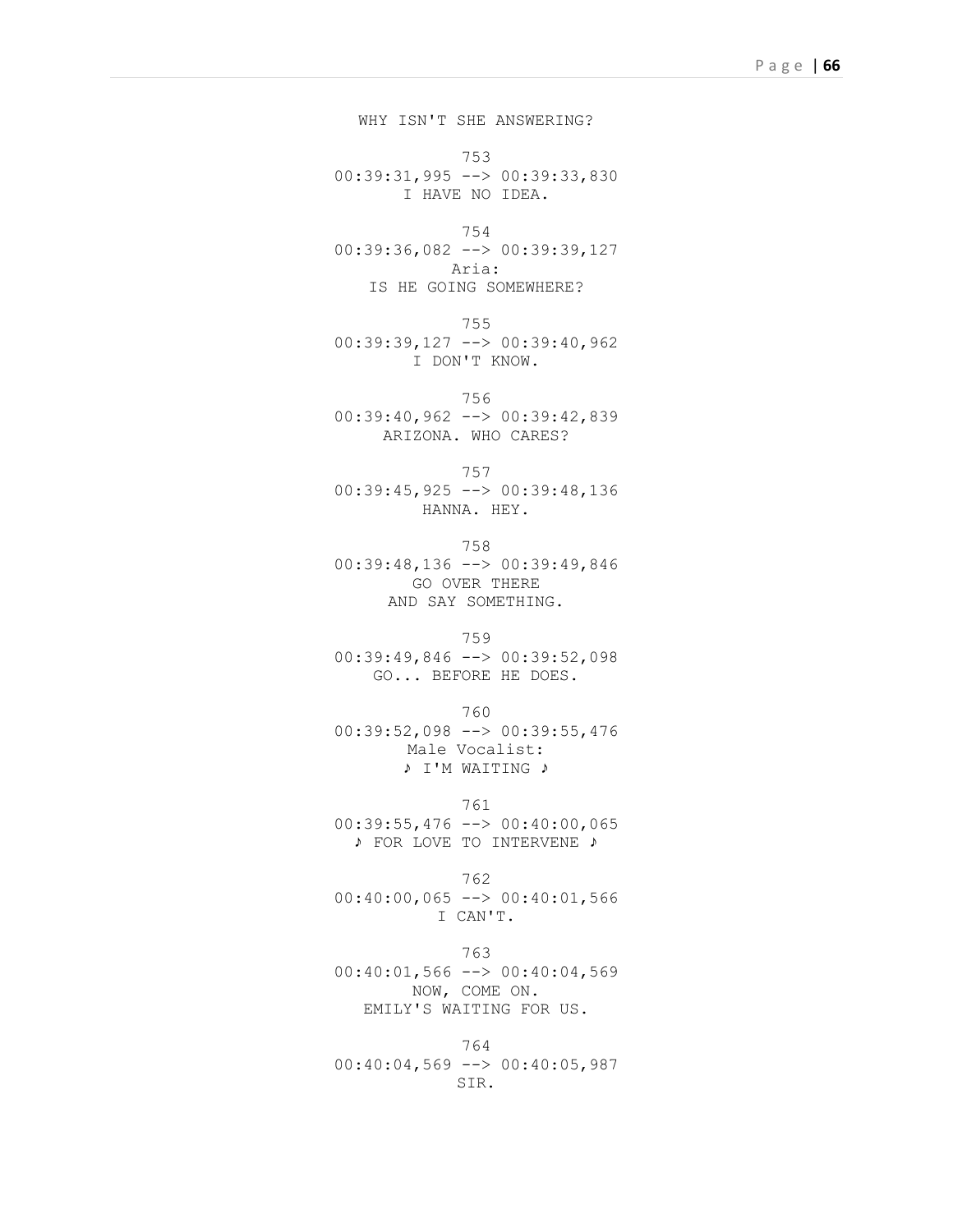WHY ISN'T SHE ANSWERING?

753
00:39:31,995 --> 00:39:33,830
I HAVE NO IDEA.

754
00:39:36,082 --> 00:39:39,127
Aria:
IS HE GOING SOMEWHERE?

755
00:39:39,127 --> 00:39:40,962
I DON'T KNOW.

756
00:39:40,962 --> 00:39:42,839
ARIZONA. WHO CARES?

757
00:39:45,925 --> 00:39:48,136
HANNA. HEY.

758
00:39:48,136 --> 00:39:49,846
GO OVER THERE
AND SAY SOMETHING.

759
00:39:49,846 --> 00:39:52,098
GO... BEFORE HE DOES.

760
00:39:52,098 --> 00:39:55,476
Male Vocalist:
♪ I'M WAITING ♪

761
00:39:55,476 --> 00:40:00,065
♪ FOR LOVE TO INTERVENE ♪

762
00:40:00,065 --> 00:40:01,566
I CAN'T.

763
00:40:01,566 --> 00:40:04,569
NOW, COME ON.
EMILY'S WAITING FOR US.

764
00:40:04,569 --> 00:40:05,987
SIR.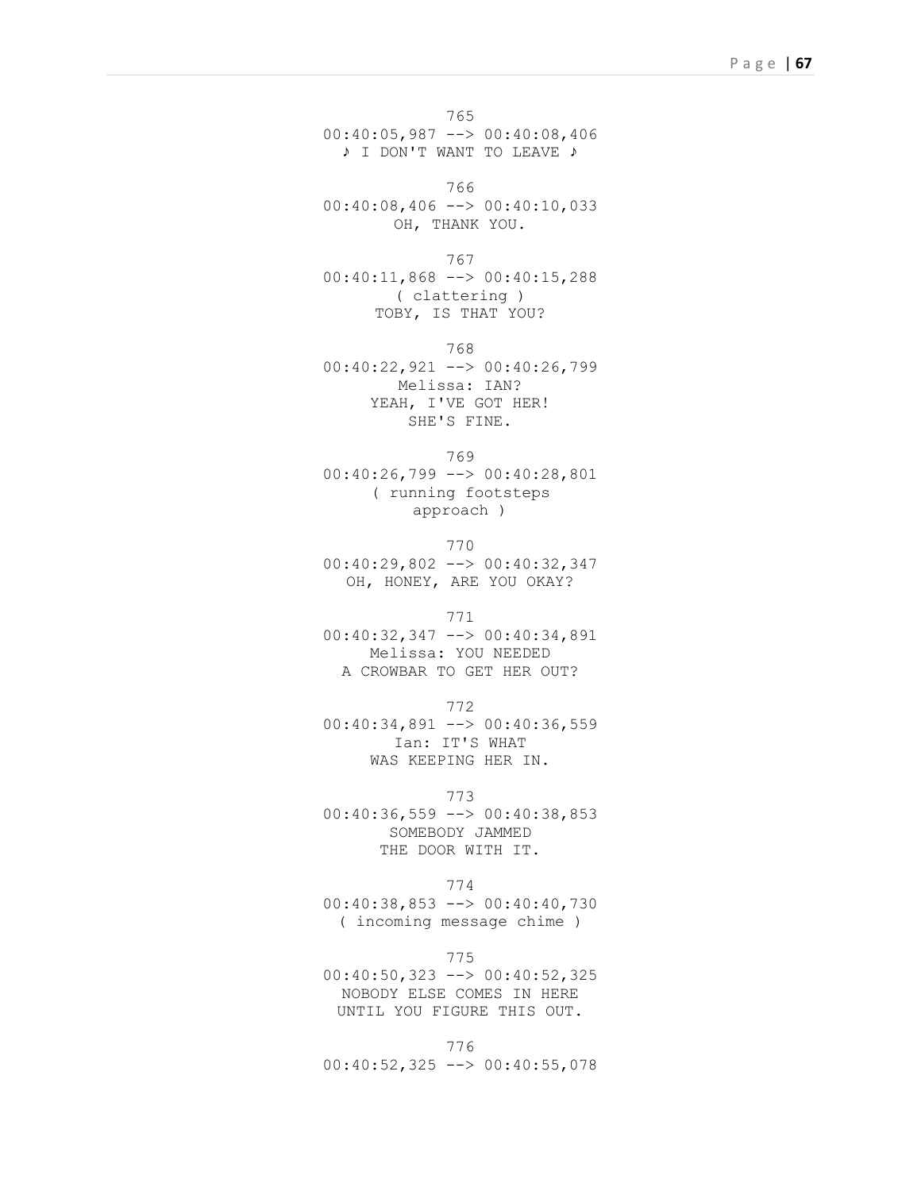765
00:40:05,987 --> 00:40:08,406
♪ I DON'T WANT TO LEAVE ♪

766
00:40:08,406 --> 00:40:10,033
OH, THANK YOU.

767
00:40:11,868 --> 00:40:15,288
( clattering )
TOBY, IS THAT YOU?

768
00:40:22,921 --> 00:40:26,799
Melissa: IAN?
YEAH, I'VE GOT HER!
SHE'S FINE.

769
00:40:26,799 --> 00:40:28,801
( running footsteps
approach )

770
00:40:29,802 --> 00:40:32,347
OH, HONEY, ARE YOU OKAY?

771
00:40:32,347 --> 00:40:34,891
Melissa: YOU NEEDED
A CROWBAR TO GET HER OUT?

772
00:40:34,891 --> 00:40:36,559
Ian: IT'S WHAT
WAS KEEPING HER IN.

773
00:40:36,559 --> 00:40:38,853
SOMEBODY JAMMED
THE DOOR WITH IT.

774
00:40:38,853 --> 00:40:40,730
( incoming message chime )

775
00:40:50,323 --> 00:40:52,325
NOBODY ELSE COMES IN HERE
UNTIL YOU FIGURE THIS OUT.

776
00:40:52,325 --> 00:40:55,078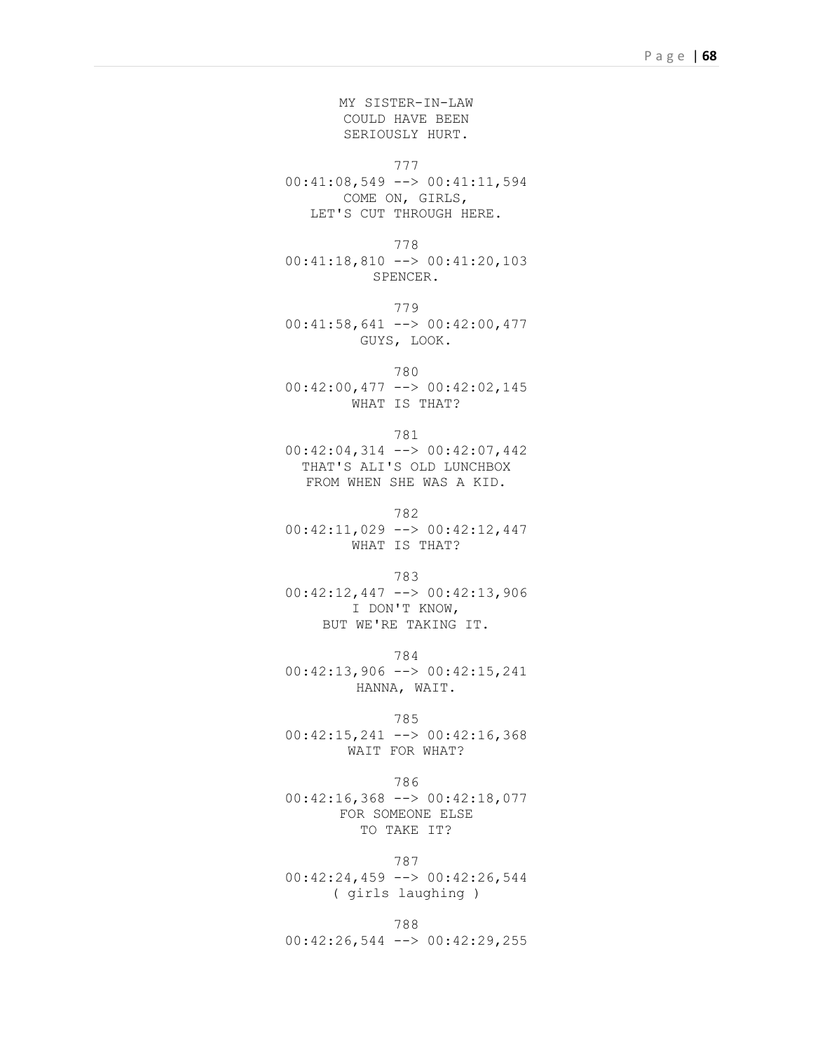MY SISTER-IN-LAW
COULD HAVE BEEN
SERIOUSLY HURT.

777
00:41:08,549 --> 00:41:11,594
COME ON, GIRLS,
LET'S CUT THROUGH HERE.

778
00:41:18,810 --> 00:41:20,103
SPENCER.

779
00:41:58,641 --> 00:42:00,477
GUYS, LOOK.

780
00:42:00,477 --> 00:42:02,145
WHAT IS THAT?

781
00:42:04,314 --> 00:42:07,442
THAT'S ALI'S OLD LUNCHBOX
FROM WHEN SHE WAS A KID.

782
00:42:11,029 --> 00:42:12,447
WHAT IS THAT?

783
00:42:12,447 --> 00:42:13,906
I DON'T KNOW,
BUT WE'RE TAKING IT.

784
00:42:13,906 --> 00:42:15,241
HANNA, WAIT.

785
00:42:15,241 --> 00:42:16,368
WAIT FOR WHAT?

786
00:42:16,368 --> 00:42:18,077
FOR SOMEONE ELSE
TO TAKE IT?

787
00:42:24,459 --> 00:42:26,544
( girls laughing )

788
00:42:26,544 --> 00:42:29,255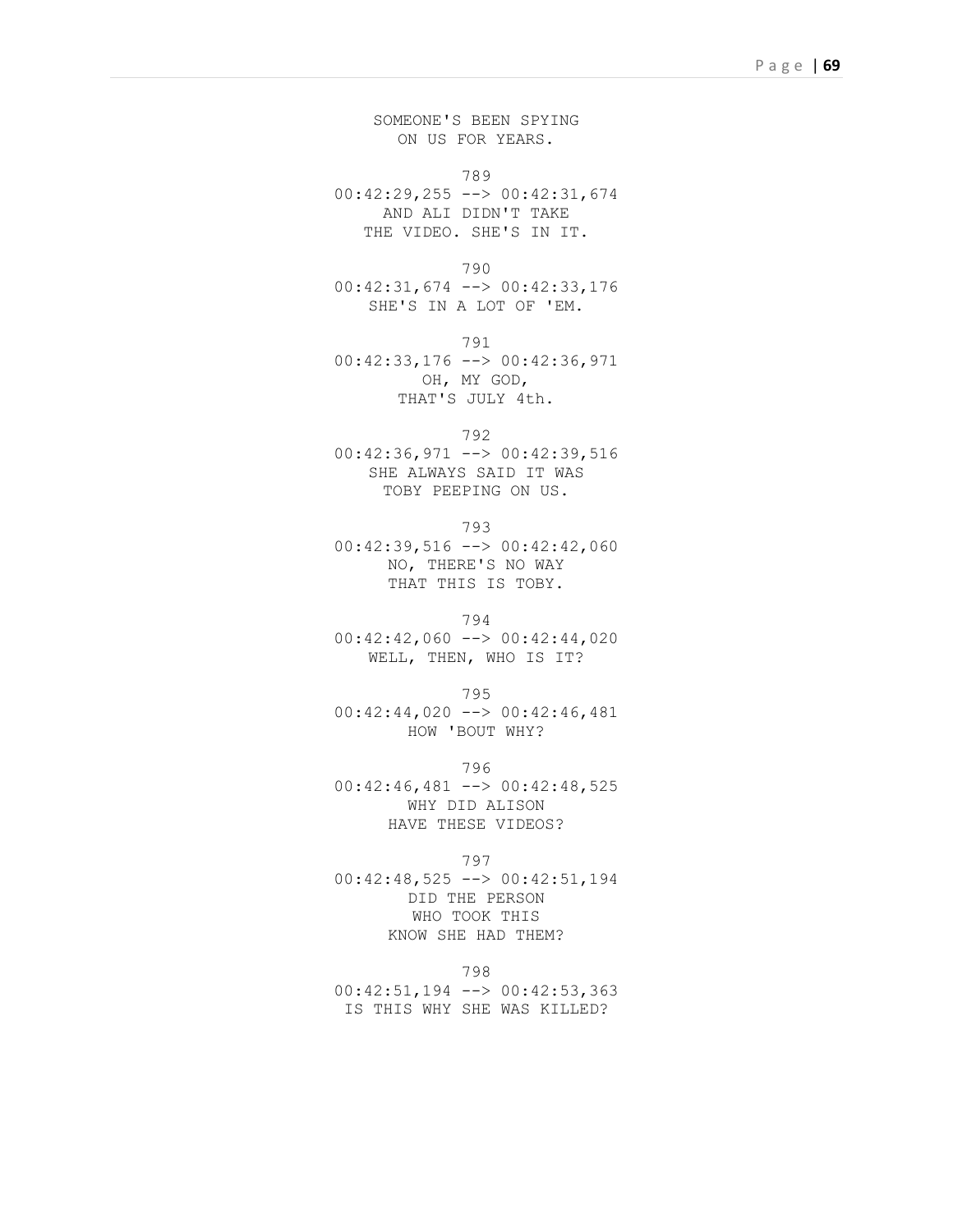SOMEONE'S BEEN SPYING
ON US FOR YEARS.

789
00:42:29,255 --> 00:42:31,674
AND ALI DIDN'T TAKE
THE VIDEO. SHE'S IN IT.

790
00:42:31,674 --> 00:42:33,176
SHE'S IN A LOT OF 'EM.

791
00:42:33,176 --> 00:42:36,971
OH, MY GOD,
THAT'S JULY 4th.

792
00:42:36,971 --> 00:42:39,516
SHE ALWAYS SAID IT WAS
TOBY PEEPING ON US.

793
00:42:39,516 --> 00:42:42,060
NO, THERE'S NO WAY
THAT THIS IS TOBY.

794
00:42:42,060 --> 00:42:44,020
WELL, THEN, WHO IS IT?

795
00:42:44,020 --> 00:42:46,481
HOW 'BOUT WHY?

796
00:42:46,481 --> 00:42:48,525
WHY DID ALISON
HAVE THESE VIDEOS?

797
00:42:48,525 --> 00:42:51,194
DID THE PERSON
WHO TOOK THIS
KNOW SHE HAD THEM?

798
00:42:51,194 --> 00:42:53,363
IS THIS WHY SHE WAS KILLED?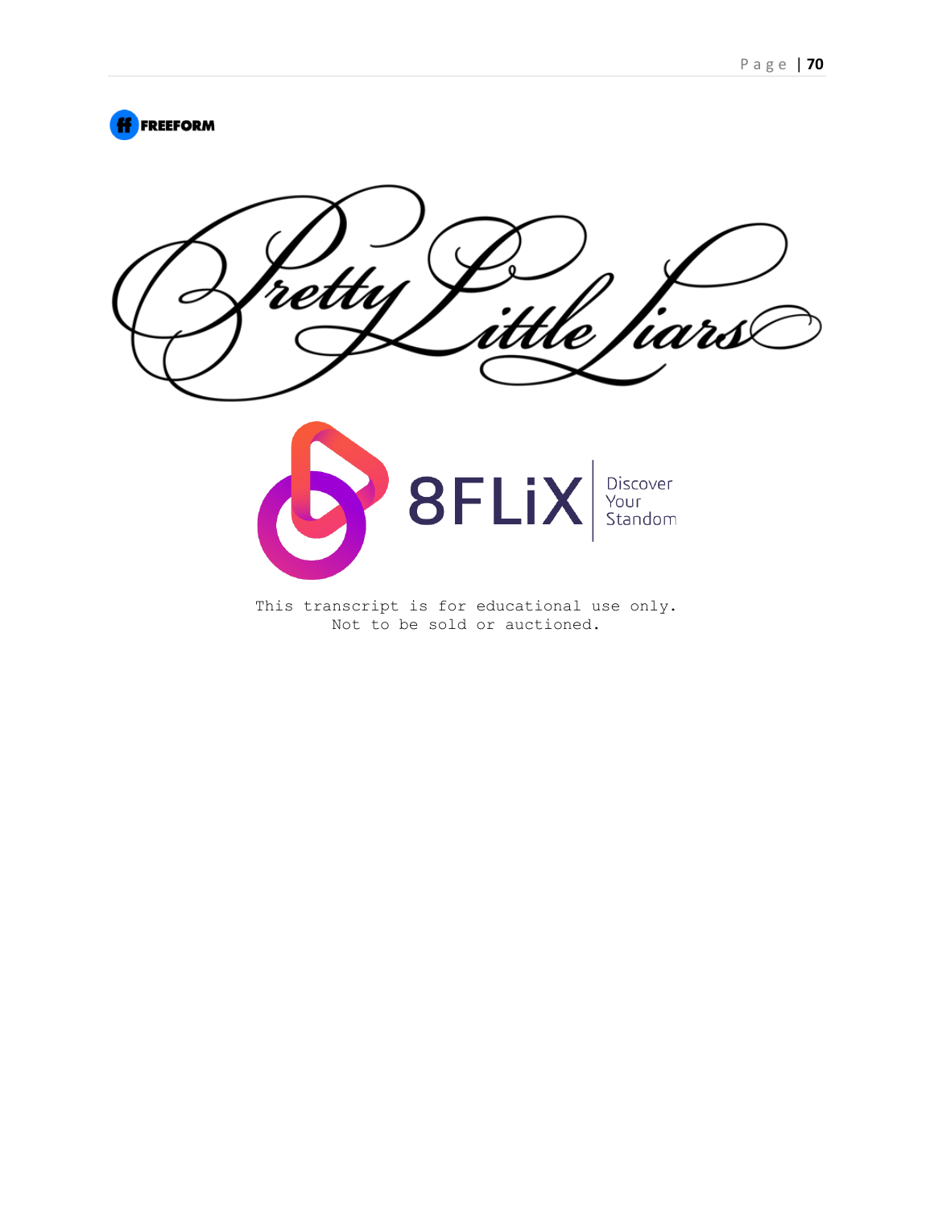FREEFORM

Pretty Little Liars

8FLiX | Discover Your Standom

This transcript is for educational use only.
Not to be sold or auctioned.